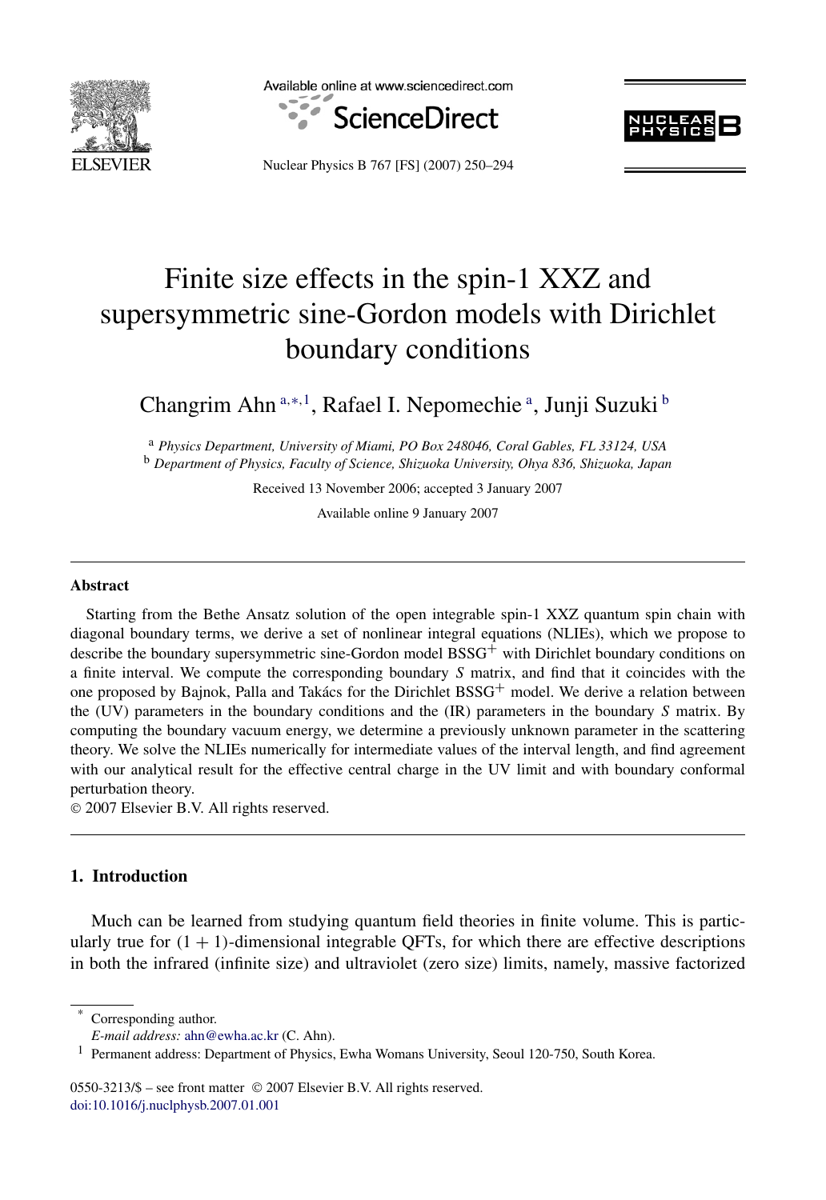# Finite size effects in the spin-1 XXZ and supersymmetric sine-Gordon models with Dirichlet boundary conditions

Changrim Ahn [a,*,1], Rafael I. Nepomechie [a], Junji Suzuki [b]

[a] *Physics Department, University of Miami, PO Box 248046, Coral Gables, FL 33124, USA*
[b] *Department of Physics, Faculty of Science, Shizuoka University, Ohya 836, Shizuoka, Japan*

Received 13 November 2006; accepted 3 January 2007

Available online 9 January 2007

## Abstract

Starting from the Bethe Ansatz solution of the open integrable spin-1 XXZ quantum spin chain with diagonal boundary terms, we derive a set of nonlinear integral equations (NLIEs), which we propose to describe the boundary supersymmetric sine-Gordon model $BSSG^+$ with Dirichlet boundary conditions on a finite interval. We compute the corresponding boundary *S* matrix, and find that it coincides with the one proposed by Bajnok, Palla and Takács for the Dirichlet $BSSG^+$ model. We derive a relation between the (UV) parameters in the boundary conditions and the (IR) parameters in the boundary *S* matrix. By computing the boundary vacuum energy, we determine a previously unknown parameter in the scattering theory. We solve the NLIEs numerically for intermediate values of the interval length, and find agreement with our analytical result for the effective central charge in the UV limit and with boundary conformal perturbation theory.

© 2007 Elsevier B.V. All rights reserved.

## 1. Introduction

Much can be learned from studying quantum field theories in finite volume. This is particularly true for $(1+1)$-dimensional integrable QFTs, for which there are effective descriptions in both the infrared (infinite size) and ultraviolet (zero size) limits, namely, massive factorized

---

* Corresponding author.
*E-mail address:* ahn@ewha.ac.kr (C. Ahn).

[1] Permanent address: Department of Physics, Ewha Womans University, Seoul 120-750, South Korea.

0550-3213/$ – see front matter © 2007 Elsevier B.V. All rights reserved.
doi:10.1016/j.nuclphysb.2007.01.001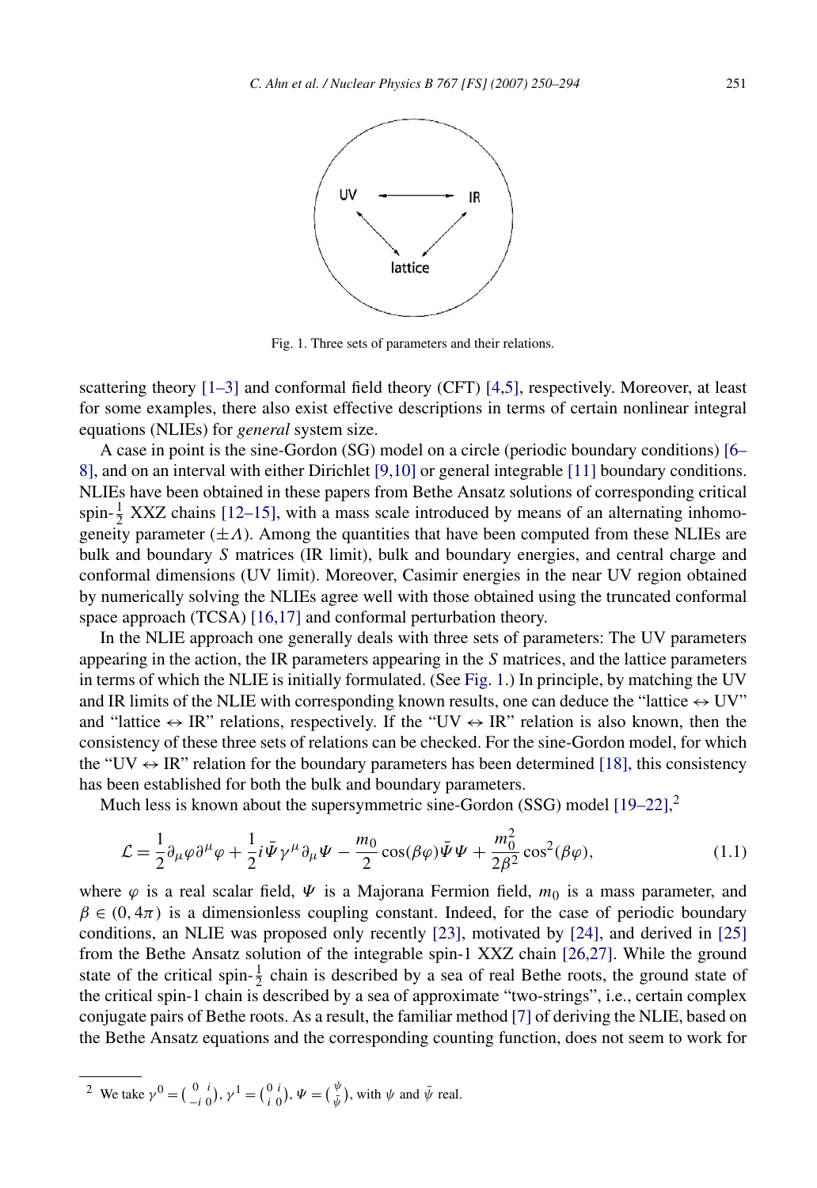Fig. 1. Three sets of parameters and their relations.

scattering theory [1–3] and conformal field theory (CFT) [4,5], respectively. Moreover, at least for some examples, there also exist effective descriptions in terms of certain nonlinear integral equations (NLIEs) for *general* system size.

A case in point is the sine-Gordon (SG) model on a circle (periodic boundary conditions) [6–8], and on an interval with either Dirichlet [9,10] or general integrable [11] boundary conditions. NLIEs have been obtained in these papers from Bethe Ansatz solutions of corresponding critical spin-$\frac{1}{2}$ XXZ chains [12–15], with a mass scale introduced by means of an alternating inhomogeneity parameter ($\pm\Lambda$). Among the quantities that have been computed from these NLIEs are bulk and boundary $S$ matrices (IR limit), bulk and boundary energies, and central charge and conformal dimensions (UV limit). Moreover, Casimir energies in the near UV region obtained by numerically solving the NLIEs agree well with those obtained using the truncated conformal space approach (TCSA) [16,17] and conformal perturbation theory.

In the NLIE approach one generally deals with three sets of parameters: The UV parameters appearing in the action, the IR parameters appearing in the $S$ matrices, and the lattice parameters in terms of which the NLIE is initially formulated. (See Fig. 1.) In principle, by matching the UV and IR limits of the NLIE with corresponding known results, one can deduce the "lattice $\leftrightarrow$ UV" and "lattice $\leftrightarrow$ IR" relations, respectively. If the "UV $\leftrightarrow$ IR" relation is also known, then the consistency of these three sets of relations can be checked. For the sine-Gordon model, for which the "UV $\leftrightarrow$ IR" relation for the boundary parameters has been determined [18], this consistency has been established for both the bulk and boundary parameters.

Much less is known about the supersymmetric sine-Gordon (SSG) model [19–22],[2]

$$\mathcal{L} = \frac{1}{2}\partial_\mu \varphi \partial^\mu \varphi + \frac{1}{2} i \bar{\Psi} \gamma^\mu \partial_\mu \Psi - \frac{m_0}{2}\cos(\beta\varphi)\bar{\Psi}\Psi + \frac{m_0^2}{2\beta^2}\cos^2(\beta\varphi), \tag{1.1}$$

where $\varphi$ is a real scalar field, $\Psi$ is a Majorana Fermion field, $m_0$ is a mass parameter, and $\beta \in (0, 4\pi)$ is a dimensionless coupling constant. Indeed, for the case of periodic boundary conditions, an NLIE was proposed only recently [23], motivated by [24], and derived in [25] from the Bethe Ansatz solution of the integrable spin-1 XXZ chain [26,27]. While the ground state of the critical spin-$\frac{1}{2}$ chain is described by a sea of real Bethe roots, the ground state of the critical spin-1 chain is described by a sea of approximate "two-strings", i.e., certain complex conjugate pairs of Bethe roots. As a result, the familiar method [7] of deriving the NLIE, based on the Bethe Ansatz equations and the corresponding counting function, does not seem to work for

[2] We take $\gamma^0 = \begin{pmatrix} 0 & i \\ -i & 0 \end{pmatrix}$, $\gamma^1 = \begin{pmatrix} 0 & i \\ i & 0 \end{pmatrix}$, $\Psi = \begin{pmatrix} \psi \\ \bar{\psi} \end{pmatrix}$, with $\psi$ and $\bar{\psi}$ real.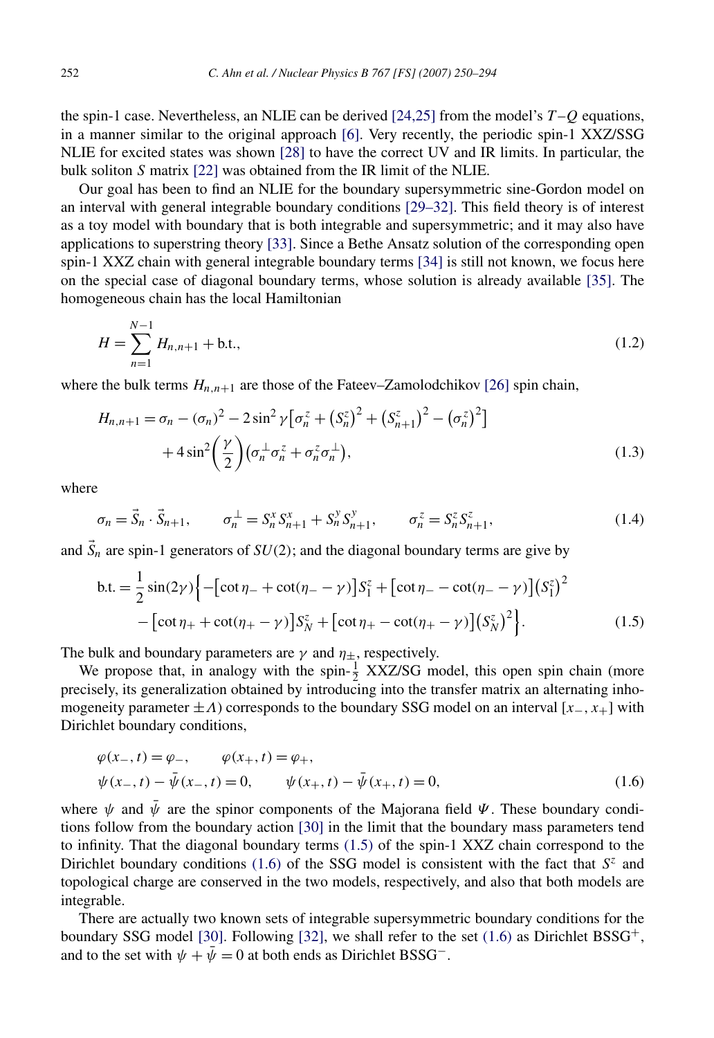the spin-1 case. Nevertheless, an NLIE can be derived [24,25] from the model's $T$–$Q$ equations, in a manner similar to the original approach [6]. Very recently, the periodic spin-1 XXZ/SSG NLIE for excited states was shown [28] to have the correct UV and IR limits. In particular, the bulk soliton $S$ matrix [22] was obtained from the IR limit of the NLIE.

Our goal has been to find an NLIE for the boundary supersymmetric sine-Gordon model on an interval with general integrable boundary conditions [29–32]. This field theory is of interest as a toy model with boundary that is both integrable and supersymmetric; and it may also have applications to superstring theory [33]. Since a Bethe Ansatz solution of the corresponding open spin-1 XXZ chain with general integrable boundary terms [34] is still not known, we focus here on the special case of diagonal boundary terms, whose solution is already available [35]. The homogeneous chain has the local Hamiltonian

$$H = \sum_{n=1}^{N-1} H_{n,n+1} + \text{b.t.}, \tag{1.2}$$

where the bulk terms $H_{n,n+1}$ are those of the Fateev–Zamolodchikov [26] spin chain,

$$\begin{aligned} H_{n,n+1} = {} & \sigma_n - (\sigma_n)^2 - 2\sin^2\gamma\left[\sigma_n^z + \left(S_n^z\right)^2 + \left(S_{n+1}^z\right)^2 - \left(\sigma_n^z\right)^2\right] \\ & + 4\sin^2\left(\frac{\gamma}{2}\right)\left(\sigma_n^\perp \sigma_n^z + \sigma_n^z \sigma_n^\perp\right), \end{aligned} \tag{1.3}$$

where

$$\sigma_n = \vec{S}_n \cdot \vec{S}_{n+1}, \qquad \sigma_n^\perp = S_n^x S_{n+1}^x + S_n^y S_{n+1}^y, \qquad \sigma_n^z = S_n^z S_{n+1}^z, \tag{1.4}$$

and $\vec{S}_n$ are spin-1 generators of $SU(2)$; and the diagonal boundary terms are give by

$$\begin{aligned} \text{b.t.} = \frac{1}{2}\sin(2\gamma)\Big\{ & -\left[\cot\eta_- + \cot(\eta_- - \gamma)\right] S_1^z + \left[\cot\eta_- - \cot(\eta_- - \gamma)\right]\left(S_1^z\right)^2 \\ & - \left[\cot\eta_+ + \cot(\eta_+ - \gamma)\right] S_N^z + \left[\cot\eta_+ - \cot(\eta_+ - \gamma)\right]\left(S_N^z\right)^2 \Big\}. \end{aligned} \tag{1.5}$$

The bulk and boundary parameters are $\gamma$ and $\eta_\pm$, respectively.

We propose that, in analogy with the spin-$\frac{1}{2}$ XXZ/SG model, this open spin chain (more precisely, its generalization obtained by introducing into the transfer matrix an alternating inhomogeneity parameter $\pm\Lambda$) corresponds to the boundary SSG model on an interval $[x_-, x_+]$ with Dirichlet boundary conditions,

$$\begin{aligned} & \varphi(x_-, t) = \varphi_-, \qquad \varphi(x_+, t) = \varphi_+, \\ & \psi(x_-, t) - \bar{\psi}(x_-, t) = 0, \qquad \psi(x_+, t) - \bar{\psi}(x_+, t) = 0, \end{aligned} \tag{1.6}$$

where $\psi$ and $\bar{\psi}$ are the spinor components of the Majorana field $\Psi$. These boundary conditions follow from the boundary action [30] in the limit that the boundary mass parameters tend to infinity. That the diagonal boundary terms (1.5) of the spin-1 XXZ chain correspond to the Dirichlet boundary conditions (1.6) of the SSG model is consistent with the fact that $S^z$ and topological charge are conserved in the two models, respectively, and also that both models are integrable.

There are actually two known sets of integrable supersymmetric boundary conditions for the boundary SSG model [30]. Following [32], we shall refer to the set (1.6) as Dirichlet BSSG$^+$, and to the set with $\psi + \bar{\psi} = 0$ at both ends as Dirichlet BSSG$^-$.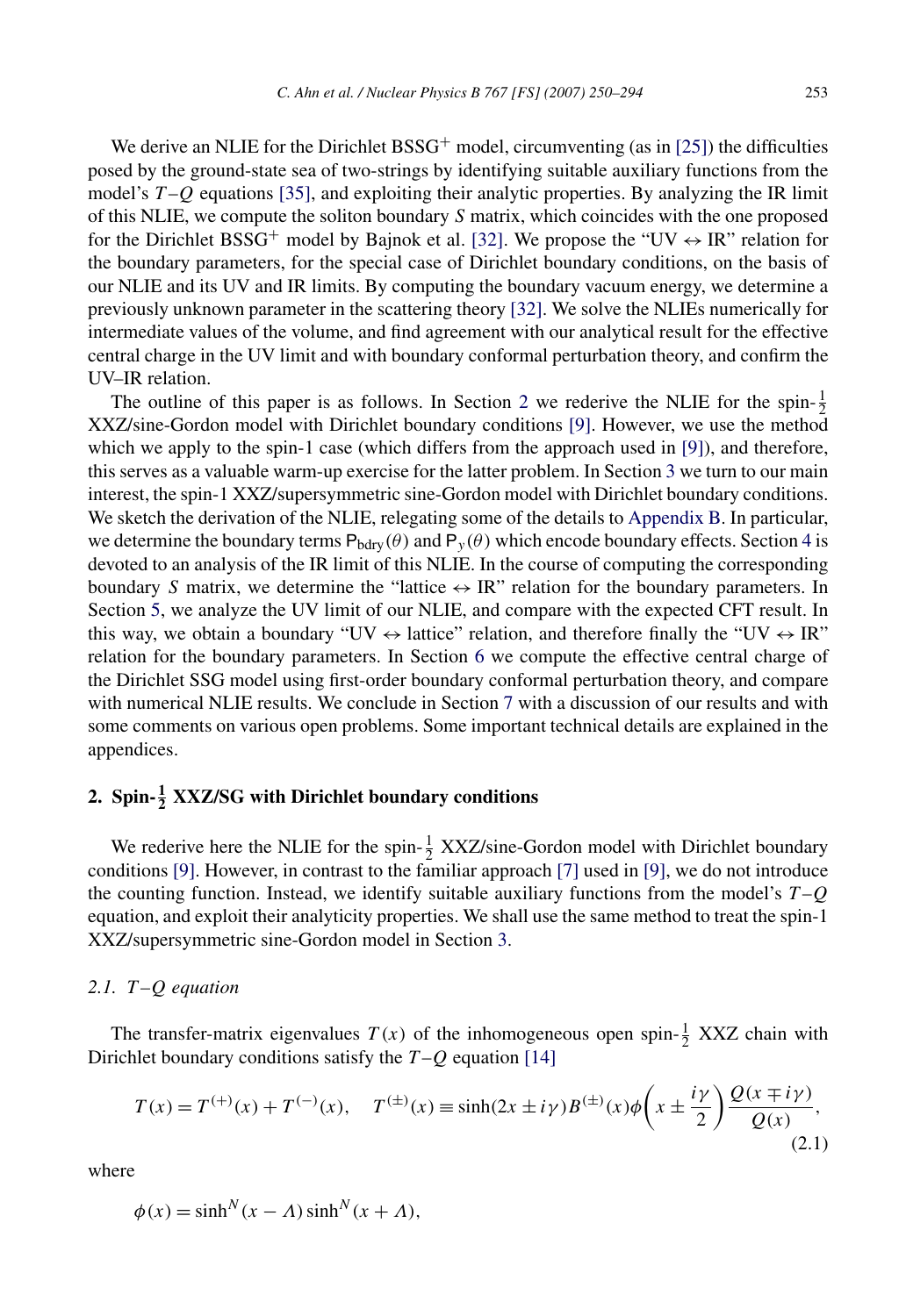We derive an NLIE for the Dirichlet BSSG$^+$ model, circumventing (as in [25]) the difficulties posed by the ground-state sea of two-strings by identifying suitable auxiliary functions from the model's $T$–$Q$ equations [35], and exploiting their analytic properties. By analyzing the IR limit of this NLIE, we compute the soliton boundary $S$ matrix, which coincides with the one proposed for the Dirichlet BSSG$^+$ model by Bajnok et al. [32]. We propose the "UV $\leftrightarrow$ IR" relation for the boundary parameters, for the special case of Dirichlet boundary conditions, on the basis of our NLIE and its UV and IR limits. By computing the boundary vacuum energy, we determine a previously unknown parameter in the scattering theory [32]. We solve the NLIEs numerically for intermediate values of the volume, and find agreement with our analytical result for the effective central charge in the UV limit and with boundary conformal perturbation theory, and confirm the UV–IR relation.

The outline of this paper is as follows. In Section 2 we rederive the NLIE for the spin-$\frac{1}{2}$ XXZ/sine-Gordon model with Dirichlet boundary conditions [9]. However, we use the method which we apply to the spin-1 case (which differs from the approach used in [9]), and therefore, this serves as a valuable warm-up exercise for the latter problem. In Section 3 we turn to our main interest, the spin-1 XXZ/supersymmetric sine-Gordon model with Dirichlet boundary conditions. We sketch the derivation of the NLIE, relegating some of the details to Appendix B. In particular, we determine the boundary terms $\mathsf{P}_{\mathrm{bdry}}(\theta)$ and $\mathsf{P}_y(\theta)$ which encode boundary effects. Section 4 is devoted to an analysis of the IR limit of this NLIE. In the course of computing the corresponding boundary $S$ matrix, we determine the "lattice $\leftrightarrow$ IR" relation for the boundary parameters. In Section 5, we analyze the UV limit of our NLIE, and compare with the expected CFT result. In this way, we obtain a boundary "UV $\leftrightarrow$ lattice" relation, and therefore finally the "UV $\leftrightarrow$ IR" relation for the boundary parameters. In Section 6 we compute the effective central charge of the Dirichlet SSG model using first-order boundary conformal perturbation theory, and compare with numerical NLIE results. We conclude in Section 7 with a discussion of our results and with some comments on various open problems. Some important technical details are explained in the appendices.

## 2. Spin-$\frac{1}{2}$ XXZ/SG with Dirichlet boundary conditions

We rederive here the NLIE for the spin-$\frac{1}{2}$ XXZ/sine-Gordon model with Dirichlet boundary conditions [9]. However, in contrast to the familiar approach [7] used in [9], we do not introduce the counting function. Instead, we identify suitable auxiliary functions from the model's $T$–$Q$ equation, and exploit their analyticity properties. We shall use the same method to treat the spin-1 XXZ/supersymmetric sine-Gordon model in Section 3.

### 2.1. $T$–$Q$ equation

The transfer-matrix eigenvalues $T(x)$ of the inhomogeneous open spin-$\frac{1}{2}$ XXZ chain with Dirichlet boundary conditions satisfy the $T$–$Q$ equation [14]

$$T(x) = T^{(+)}(x) + T^{(-)}(x), \quad T^{(\pm)}(x) \equiv \sinh(2x \pm i\gamma) B^{(\pm)}(x) \phi\left(x \pm \frac{i\gamma}{2}\right) \frac{Q(x \mp i\gamma)}{Q(x)}, \tag{2.1}$$

where

$$\phi(x) = \sinh^N(x - \Lambda) \sinh^N(x + \Lambda),$$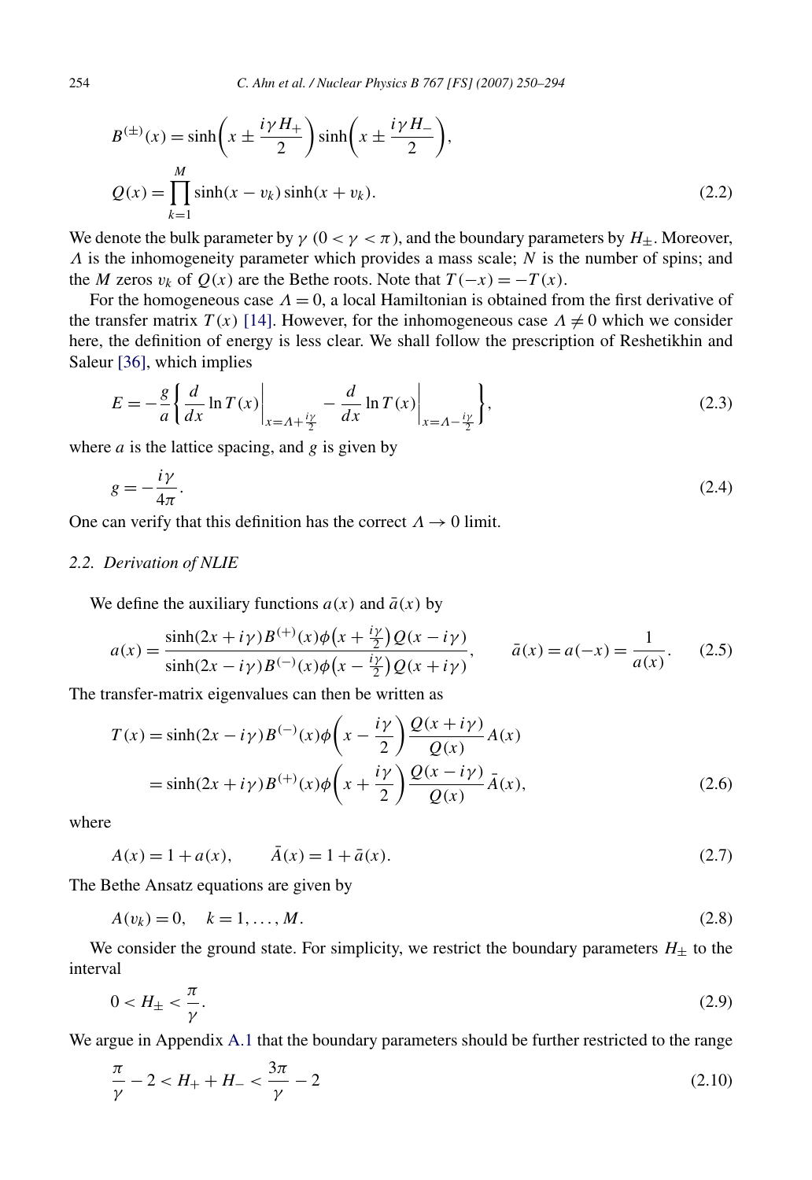$$
\begin{aligned}
B^{(\pm)}(x) &= \sinh\left(x \pm \frac{i\gamma H_+}{2}\right) \sinh\left(x \pm \frac{i\gamma H_-}{2}\right), \\
Q(x) &= \prod_{k=1}^{M} \sinh(x - v_k) \sinh(x + v_k).
\end{aligned}
\tag{2.2}
$$

We denote the bulk parameter by $\gamma$ ($0 < \gamma < \pi$), and the boundary parameters by $H_\pm$. Moreover, $\Lambda$ is the inhomogeneity parameter which provides a mass scale; $N$ is the number of spins; and the $M$ zeros $v_k$ of $Q(x)$ are the Bethe roots. Note that $T(-x) = -T(x)$.

For the homogeneous case $\Lambda = 0$, a local Hamiltonian is obtained from the first derivative of the transfer matrix $T(x)$ [14]. However, for the inhomogeneous case $\Lambda \neq 0$ which we consider here, the definition of energy is less clear. We shall follow the prescription of Reshetikhin and Saleur [36], which implies

$$
E = -\frac{g}{a} \left\{ \frac{d}{dx} \ln T(x) \bigg|_{x=\Lambda+\frac{i\gamma}{2}} - \frac{d}{dx} \ln T(x) \bigg|_{x=\Lambda-\frac{i\gamma}{2}} \right\},
\tag{2.3}
$$

where $a$ is the lattice spacing, and $g$ is given by

$$
g = -\frac{i\gamma}{4\pi}.
\tag{2.4}
$$

One can verify that this definition has the correct $\Lambda \to 0$ limit.

### 2.2. Derivation of NLIE

We define the auxiliary functions $a(x)$ and $\bar{a}(x)$ by

$$
a(x) = \frac{\sinh(2x + i\gamma) B^{(+)}(x) \phi\left(x + \frac{i\gamma}{2}\right) Q(x - i\gamma)}{\sinh(2x - i\gamma) B^{(-)}(x) \phi\left(x - \frac{i\gamma}{2}\right) Q(x + i\gamma)}, \qquad \bar{a}(x) = a(-x) = \frac{1}{a(x)}.
\tag{2.5}
$$

The transfer-matrix eigenvalues can then be written as

$$
\begin{aligned}
T(x) &= \sinh(2x - i\gamma) B^{(-)}(x) \phi\left(x - \frac{i\gamma}{2}\right) \frac{Q(x + i\gamma)}{Q(x)} A(x) \\
&= \sinh(2x + i\gamma) B^{(+)}(x) \phi\left(x + \frac{i\gamma}{2}\right) \frac{Q(x - i\gamma)}{Q(x)} \bar{A}(x),
\end{aligned}
\tag{2.6}
$$

where

$$
A(x) = 1 + a(x), \qquad \bar{A}(x) = 1 + \bar{a}(x).
\tag{2.7}
$$

The Bethe Ansatz equations are given by

$$
A(v_k) = 0, \quad k = 1, \ldots, M.
\tag{2.8}
$$

We consider the ground state. For simplicity, we restrict the boundary parameters $H_\pm$ to the interval

$$
0 < H_\pm < \frac{\pi}{\gamma}.
\tag{2.9}
$$

We argue in Appendix A.1 that the boundary parameters should be further restricted to the range

$$
\frac{\pi}{\gamma} - 2 < H_+ + H_- < \frac{3\pi}{\gamma} - 2
\tag{2.10}
$$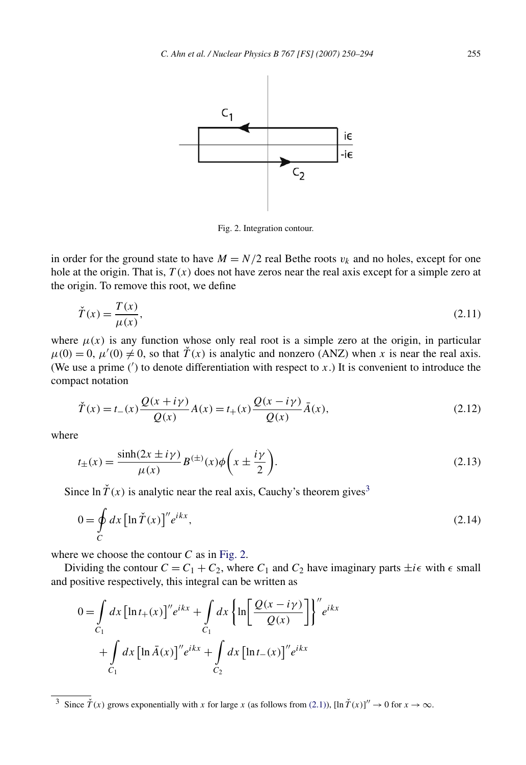Fig. 2. Integration contour.

in order for the ground state to have $M = N/2$ real Bethe roots $v_k$ and no holes, except for one hole at the origin. That is, $T(x)$ does not have zeros near the real axis except for a simple zero at the origin. To remove this root, we define

$$\check{T}(x) = \frac{T(x)}{\mu(x)}, \tag{2.11}$$

where $\mu(x)$ is any function whose only real root is a simple zero at the origin, in particular $\mu(0) = 0$, $\mu'(0) \neq 0$, so that $\check{T}(x)$ is analytic and nonzero (ANZ) when $x$ is near the real axis. (We use a prime ($'$) to denote differentiation with respect to $x$.) It is convenient to introduce the compact notation

$$\check{T}(x) = t_-(x)\frac{Q(x+i\gamma)}{Q(x)}A(x) = t_+(x)\frac{Q(x-i\gamma)}{Q(x)}\bar{A}(x), \tag{2.12}$$

where

$$t_\pm(x) = \frac{\sinh(2x \pm i\gamma)}{\mu(x)} B^{(\pm)}(x)\phi\left(x \pm \frac{i\gamma}{2}\right). \tag{2.13}$$

Since $\ln \check{T}(x)$ is analytic near the real axis, Cauchy's theorem gives[3]

$$0 = \oint_C dx \left[\ln \check{T}(x)\right]'' e^{ikx}, \tag{2.14}$$

where we choose the contour $C$ as in Fig. 2.

Dividing the contour $C = C_1 + C_2$, where $C_1$ and $C_2$ have imaginary parts $\pm i\epsilon$ with $\epsilon$ small and positive respectively, this integral can be written as

$$\begin{aligned} 0 = &\int_{C_1} dx \left[\ln t_+(x)\right]'' e^{ikx} + \int_{C_1} dx \left\{\ln\left[\frac{Q(x-i\gamma)}{Q(x)}\right]\right\}'' e^{ikx} \\ &+ \int_{C_1} dx \left[\ln \bar{A}(x)\right]'' e^{ikx} + \int_{C_2} dx \left[\ln t_-(x)\right]'' e^{ikx} \end{aligned}$$

[3] Since $\check{T}(x)$ grows exponentially with $x$ for large $x$ (as follows from (2.1)), $[\ln \check{T}(x)]'' \to 0$ for $x \to \infty$.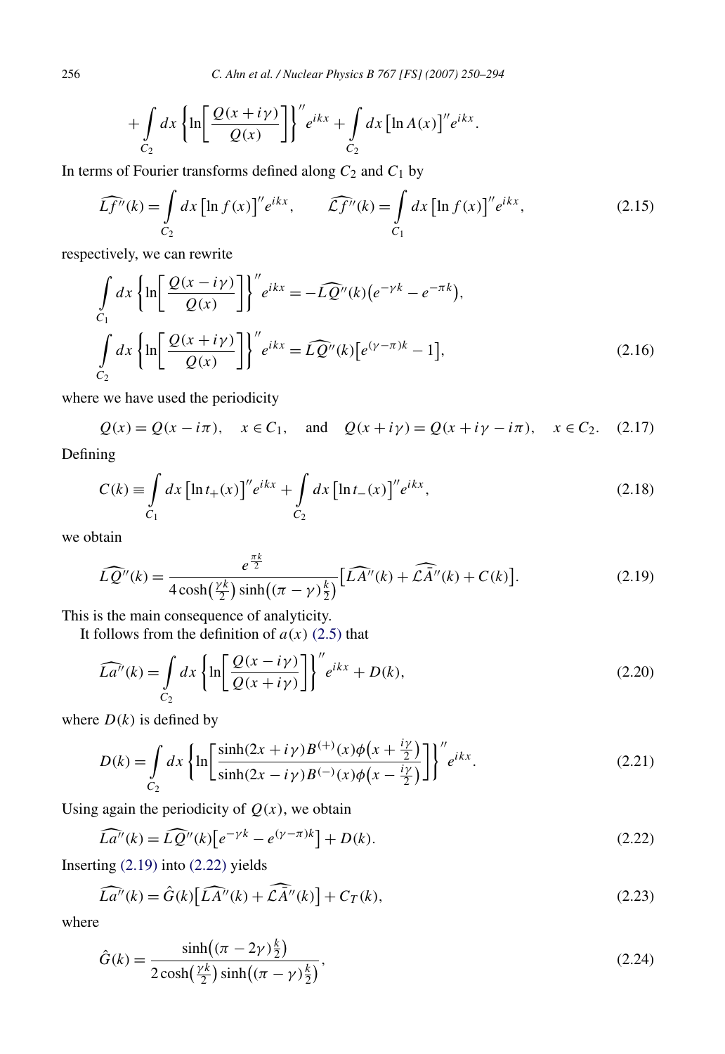$$+\int_{C_2} dx \left\{ \ln\left[ \frac{Q(x+i\gamma)}{Q(x)} \right] \right\}'' e^{ikx} + \int_{C_2} dx \left[ \ln A(x) \right]'' e^{ikx}.$$

In terms of Fourier transforms defined along $C_2$ and $C_1$ by

$$\widehat{Lf''}(k) = \int_{C_2} dx \left[ \ln f(x) \right]'' e^{ikx}, \qquad \widehat{\mathcal{L}f''}(k) = \int_{C_1} dx \left[ \ln f(x) \right]'' e^{ikx}, \tag{2.15}$$

respectively, we can rewrite

$$\begin{aligned}
&\int_{C_1} dx \left\{ \ln\left[ \frac{Q(x-i\gamma)}{Q(x)} \right] \right\}'' e^{ikx} = -\widehat{LQ''}(k)\left(e^{-\gamma k} - e^{-\pi k}\right), \\
&\int_{C_2} dx \left\{ \ln\left[ \frac{Q(x+i\gamma)}{Q(x)} \right] \right\}'' e^{ikx} = \widehat{LQ''}(k)\left[e^{(\gamma-\pi)k} - 1\right],
\end{aligned} \tag{2.16}$$

where we have used the periodicity

$$Q(x) = Q(x - i\pi), \quad x \in C_1, \quad \text{and} \quad Q(x+i\gamma) = Q(x+i\gamma-i\pi), \quad x \in C_2. \tag{2.17}$$

Defining

$$C(k) \equiv \int_{C_1} dx \left[ \ln t_+(x) \right]'' e^{ikx} + \int_{C_2} dx \left[ \ln t_-(x) \right]'' e^{ikx}, \tag{2.18}$$

we obtain

$$\widehat{LQ''}(k) = \frac{e^{\frac{\pi k}{2}}}{4\cosh\left(\frac{\gamma k}{2}\right)\sinh\left((\pi-\gamma)\frac{k}{2}\right)} \left[ \widehat{LA''}(k) + \widehat{\mathcal{L}\bar{A}''}(k) + C(k) \right]. \tag{2.19}$$

This is the main consequence of analyticity.

It follows from the definition of $a(x)$ (2.5) that

$$\widehat{La''}(k) = \int_{C_2} dx \left\{ \ln\left[ \frac{Q(x-i\gamma)}{Q(x+i\gamma)} \right] \right\}'' e^{ikx} + D(k), \tag{2.20}$$

where $D(k)$ is defined by

$$D(k) = \int_{C_2} dx \left\{ \ln\left[ \frac{\sinh(2x+i\gamma) B^{(+)}(x) \phi\left(x + \frac{i\gamma}{2}\right)}{\sinh(2x-i\gamma) B^{(-)}(x) \phi\left(x - \frac{i\gamma}{2}\right)} \right] \right\}'' e^{ikx}. \tag{2.21}$$

Using again the periodicity of $Q(x)$, we obtain

$$\widehat{La''}(k) = \widehat{LQ''}(k)\left[e^{-\gamma k} - e^{(\gamma-\pi)k}\right] + D(k). \tag{2.22}$$

Inserting (2.19) into (2.22) yields

$$\widehat{La''}(k) = \hat{G}(k)\left[\widehat{LA''}(k) + \widehat{\mathcal{L}\bar{A}''}(k)\right] + C_T(k), \tag{2.23}$$

where

$$\hat{G}(k) = \frac{\sinh\left((\pi-2\gamma)\frac{k}{2}\right)}{2\cosh\left(\frac{\gamma k}{2}\right)\sinh\left((\pi-\gamma)\frac{k}{2}\right)}, \tag{2.24}$$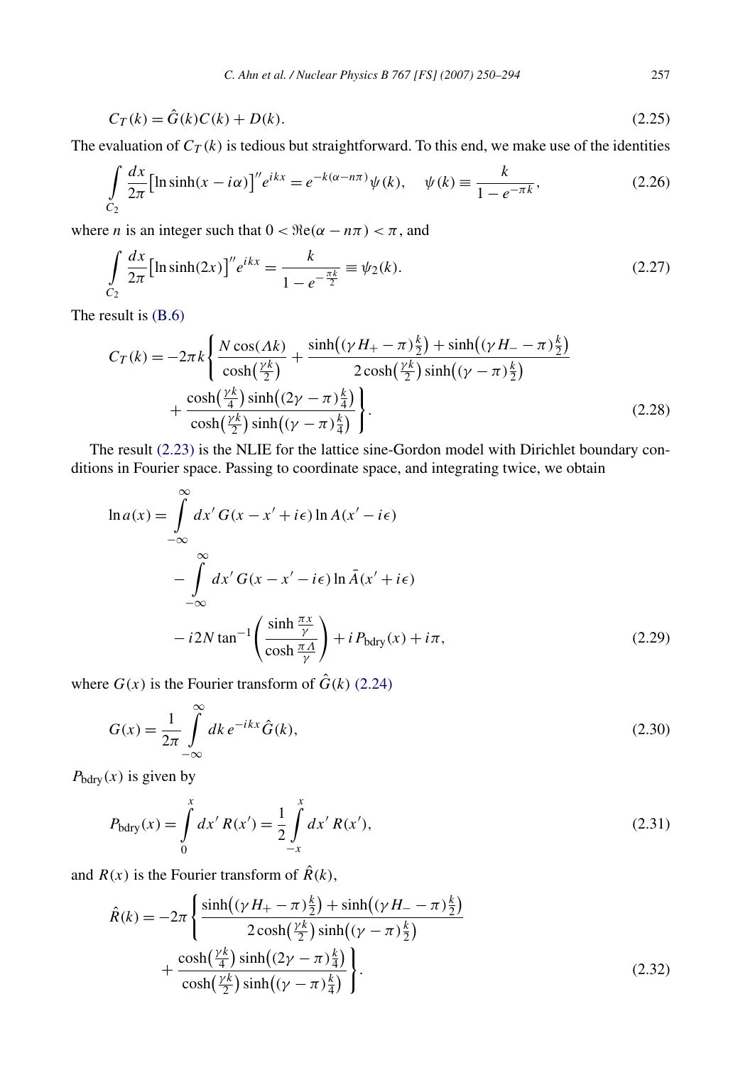$$C_T(k) = \hat{G}(k)C(k) + D(k). \tag{2.25}$$

The evaluation of $C_T(k)$ is tedious but straightforward. To this end, we make use of the identities

$$\int_{C_2} \frac{dx}{2\pi} \big[\ln \sinh(x - i\alpha)\big]'' e^{ikx} = e^{-k(\alpha - n\pi)} \psi(k), \quad \psi(k) \equiv \frac{k}{1 - e^{-\pi k}}, \tag{2.26}$$

where $n$ is an integer such that $0 < \Re\mathrm{e}(\alpha - n\pi) < \pi$, and

$$\int_{C_2} \frac{dx}{2\pi} \big[\ln \sinh(2x)\big]'' e^{ikx} = \frac{k}{1 - e^{-\frac{\pi k}{2}}} \equiv \psi_2(k). \tag{2.27}$$

The result is (B.6)

$$C_T(k) = -2\pi k \left\{ \frac{N \cos(\Lambda k)}{\cosh(\frac{\gamma k}{2})} + \frac{\sinh\big((\gamma H_+ - \pi)\frac{k}{2}\big) + \sinh\big((\gamma H_- - \pi)\frac{k}{2}\big)}{2\cosh(\frac{\gamma k}{2})\sinh\big((\gamma - \pi)\frac{k}{2}\big)} + \frac{\cosh(\frac{\gamma k}{4})\sinh\big((2\gamma - \pi)\frac{k}{4}\big)}{\cosh(\frac{\gamma k}{2})\sinh\big((\gamma - \pi)\frac{k}{4}\big)} \right\}. \tag{2.28}$$

The result (2.23) is the NLIE for the lattice sine-Gordon model with Dirichlet boundary conditions in Fourier space. Passing to coordinate space, and integrating twice, we obtain

$$\begin{aligned} \ln a(x) = & \int_{-\infty}^{\infty} dx'\, G(x - x' + i\epsilon) \ln A(x' - i\epsilon) \\ & - \int_{-\infty}^{\infty} dx'\, G(x - x' - i\epsilon) \ln \bar{A}(x' + i\epsilon) \\ & - i2N \tan^{-1}\left( \frac{\sinh \frac{\pi x}{\gamma}}{\cosh \frac{\pi \Lambda}{\gamma}} \right) + i P_{\mathrm{bdry}}(x) + i\pi, \end{aligned} \tag{2.29}$$

where $G(x)$ is the Fourier transform of $\hat{G}(k)$ (2.24)

$$G(x) = \frac{1}{2\pi} \int_{-\infty}^{\infty} dk\, e^{-ikx} \hat{G}(k), \tag{2.30}$$

$P_{\mathrm{bdry}}(x)$ is given by

$$P_{\mathrm{bdry}}(x) = \int_0^x dx'\, R(x') = \frac{1}{2} \int_{-x}^{x} dx'\, R(x'), \tag{2.31}$$

and $R(x)$ is the Fourier transform of $\hat{R}(k)$,

$$\hat{R}(k) = -2\pi \left\{ \frac{\sinh\big((\gamma H_+ - \pi)\frac{k}{2}\big) + \sinh\big((\gamma H_- - \pi)\frac{k}{2}\big)}{2\cosh(\frac{\gamma k}{2})\sinh\big((\gamma - \pi)\frac{k}{2}\big)} + \frac{\cosh(\frac{\gamma k}{4})\sinh\big((2\gamma - \pi)\frac{k}{4}\big)}{\cosh(\frac{\gamma k}{2})\sinh\big((\gamma - \pi)\frac{k}{4}\big)} \right\}. \tag{2.32}$$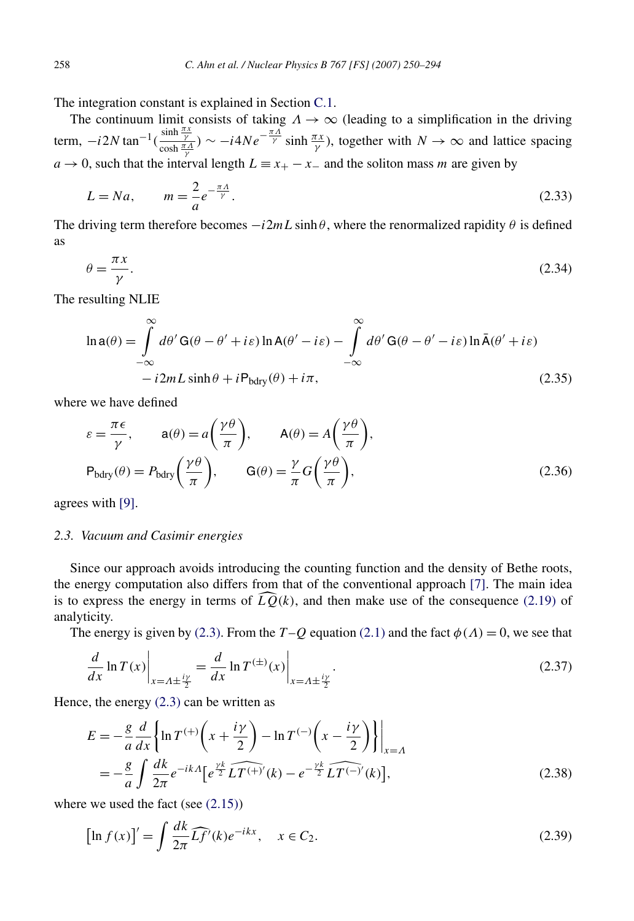The integration constant is explained in Section C.1.

The continuum limit consists of taking $\Lambda \to \infty$ (leading to a simplification in the driving term, $-i2N\tan^{-1}(\frac{\sinh\frac{\pi x}{\gamma}}{\cosh\frac{\pi\Lambda}{\gamma}}) \sim -i4Ne^{-\frac{\pi\Lambda}{\gamma}}\sinh\frac{\pi x}{\gamma}$), together with $N \to \infty$ and lattice spacing $a \to 0$, such that the interval length $L \equiv x_+ - x_-$ and the soliton mass $m$ are given by

$$L = Na, \qquad m = \frac{2}{a}e^{-\frac{\pi\Lambda}{\gamma}}. \tag{2.33}$$

The driving term therefore becomes $-i2mL\sinh\theta$, where the renormalized rapidity $\theta$ is defined as

$$\theta = \frac{\pi x}{\gamma}. \tag{2.34}$$

The resulting NLIE

$$\begin{aligned}\ln \mathsf{a}(\theta) = &\int_{-\infty}^{\infty} d\theta'\, \mathsf{G}(\theta - \theta' + i\varepsilon)\ln \mathsf{A}(\theta' - i\varepsilon) - \int_{-\infty}^{\infty} d\theta'\, \mathsf{G}(\theta - \theta' - i\varepsilon)\ln \bar{\mathsf{A}}(\theta' + i\varepsilon) \\ &- i2mL\sinh\theta + i\mathsf{P}_{\text{bdry}}(\theta) + i\pi, \end{aligned} \tag{2.35}$$

where we have defined

$$\begin{aligned} &\varepsilon = \frac{\pi\epsilon}{\gamma}, \qquad \mathsf{a}(\theta) = a\left(\frac{\gamma\theta}{\pi}\right), \qquad \mathsf{A}(\theta) = A\left(\frac{\gamma\theta}{\pi}\right), \\ &\mathsf{P}_{\text{bdry}}(\theta) = P_{\text{bdry}}\left(\frac{\gamma\theta}{\pi}\right), \qquad \mathsf{G}(\theta) = \frac{\gamma}{\pi}G\left(\frac{\gamma\theta}{\pi}\right), \end{aligned} \tag{2.36}$$

agrees with [9].

### 2.3. Vacuum and Casimir energies

Since our approach avoids introducing the counting function and the density of Bethe roots, the energy computation also differs from that of the conventional approach [7]. The main idea is to express the energy in terms of $\widehat{LQ}(k)$, and then make use of the consequence (2.19) of analyticity.

The energy is given by (2.3). From the $T$–$Q$ equation (2.1) and the fact $\phi(\Lambda) = 0$, we see that

$$\frac{d}{dx}\ln T(x)\bigg|_{x=\Lambda\pm\frac{i\gamma}{2}} = \frac{d}{dx}\ln T^{(\pm)}(x)\bigg|_{x=\Lambda\pm\frac{i\gamma}{2}}. \tag{2.37}$$

Hence, the energy (2.3) can be written as

$$\begin{aligned} E &= -\frac{g}{a}\frac{d}{dx}\left\{\ln T^{(+)}\left(x + \frac{i\gamma}{2}\right) - \ln T^{(-)}\left(x - \frac{i\gamma}{2}\right)\right\}\bigg|_{x=\Lambda} \\ &= -\frac{g}{a}\int \frac{dk}{2\pi}e^{-ik\Lambda}\left[e^{\frac{\gamma k}{2}}\widehat{LT^{(+)\prime}}(k) - e^{-\frac{\gamma k}{2}}\widehat{LT^{(-)\prime}}(k)\right], \end{aligned} \tag{2.38}$$

where we used the fact (see (2.15))

$$\left[\ln f(x)\right]' = \int \frac{dk}{2\pi}\widehat{Lf'}(k)e^{-ikx}, \quad x \in C_2. \tag{2.39}$$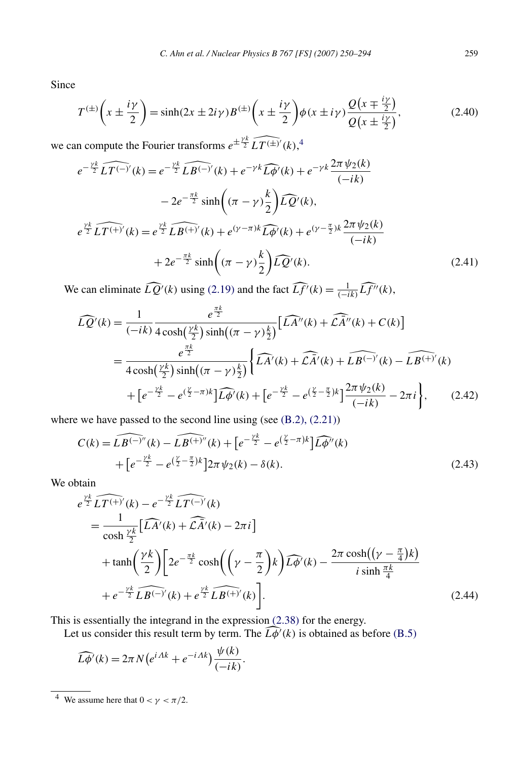Since

$$T^{(\pm)}\left(x \pm \frac{i\gamma}{2}\right) = \sinh(2x \pm 2i\gamma) B^{(\pm)}\left(x \pm \frac{i\gamma}{2}\right)\phi(x \pm i\gamma)\frac{Q\left(x \mp \frac{i\gamma}{2}\right)}{Q\left(x \pm \frac{i\gamma}{2}\right)}, \tag{2.40}$$

we can compute the Fourier transforms $e^{\pm\frac{\gamma k}{2}}\widehat{LT^{(\pm)\prime}}(k)$,[4]

$$\begin{aligned}
e^{-\frac{\gamma k}{2}}\widehat{LT^{(-)\prime}}(k) &= e^{-\frac{\gamma k}{2}}\widehat{LB^{(-)\prime}}(k) + e^{-\gamma k}\widehat{L\phi'}(k) + e^{-\gamma k}\frac{2\pi\psi_2(k)}{(-ik)} \\
&\quad - 2e^{-\frac{\pi k}{2}}\sinh\left((\pi-\gamma)\frac{k}{2}\right)\widehat{LQ'}(k), \\
e^{\frac{\gamma k}{2}}\widehat{LT^{(+)\prime}}(k) &= e^{\frac{\gamma k}{2}}\widehat{LB^{(+)\prime}}(k) + e^{(\gamma-\pi)k}\widehat{L\phi'}(k) + e^{(\gamma-\frac{\pi}{2})k}\frac{2\pi\psi_2(k)}{(-ik)} \\
&\quad + 2e^{-\frac{\pi k}{2}}\sinh\left((\pi-\gamma)\frac{k}{2}\right)\widehat{LQ'}(k).
\end{aligned} \tag{2.41}$$

We can eliminate $\widehat{LQ'}(k)$ using (2.19) and the fact $\widehat{Lf'}(k) = \frac{1}{(-ik)}\widehat{Lf''}(k)$,

$$\begin{aligned}
\widehat{LQ'}(k) &= \frac{1}{(-ik)}\frac{e^{\frac{\pi k}{2}}}{4\cosh\left(\frac{\gamma k}{2}\right)\sinh\left((\pi-\gamma)\frac{k}{2}\right)}\left[\widehat{LA''}(k) + \widehat{\mathcal{L}\bar{A}''}(k) + C(k)\right] \\
&= \frac{e^{\frac{\pi k}{2}}}{4\cosh\left(\frac{\gamma k}{2}\right)\sinh\left((\pi-\gamma)\frac{k}{2}\right)}\bigg\{\widehat{LA'}(k) + \widehat{\mathcal{L}\bar{A}'}(k) + \widehat{LB^{(-)\prime}}(k) - \widehat{LB^{(+)\prime}}(k) \\
&\quad + \left[e^{-\frac{\gamma k}{2}} - e^{(\frac{\gamma}{2}-\pi)k}\right]\widehat{L\phi'}(k) + \left[e^{-\frac{\gamma k}{2}} - e^{(\frac{\gamma}{2}-\frac{\pi}{2})k}\right]\frac{2\pi\psi_2(k)}{(-ik)} - 2\pi i\bigg\},
\end{aligned} \tag{2.42}$$

where we have passed to the second line using (see (B.2), (2.21))

$$\begin{aligned}
C(k) &= \widehat{LB^{(-)\prime\prime}}(k) - \widehat{LB^{(+)\prime\prime}}(k) + \left[e^{-\frac{\gamma k}{2}} - e^{(\frac{\gamma}{2}-\pi)k}\right]\widehat{L\phi''}(k) \\
&\quad + \left[e^{-\frac{\gamma k}{2}} - e^{(\frac{\gamma}{2}-\frac{\pi}{2})k}\right]2\pi\psi_2(k) - \delta(k).
\end{aligned} \tag{2.43}$$

We obtain

$$\begin{aligned}
&e^{\frac{\gamma k}{2}}\widehat{LT^{(+)\prime}}(k) - e^{-\frac{\gamma k}{2}}\widehat{LT^{(-)\prime}}(k) \\
&\quad = \frac{1}{\cosh\frac{\gamma k}{2}}\left[\widehat{LA'}(k) + \widehat{\mathcal{L}\bar{A}'}(k) - 2\pi i\right] \\
&\qquad + \tanh\left(\frac{\gamma k}{2}\right)\bigg[2e^{-\frac{\pi k}{2}}\cosh\left(\left(\gamma - \frac{\pi}{2}\right)k\right)\widehat{L\phi'}(k) - \frac{2\pi\cosh\left(\left(\gamma-\frac{\pi}{4}\right)k\right)}{i\sinh\frac{\pi k}{4}} \\
&\qquad + e^{-\frac{\gamma k}{2}}\widehat{LB^{(-)\prime}}(k) + e^{\frac{\gamma k}{2}}\widehat{LB^{(+)\prime}}(k)\bigg].
\end{aligned} \tag{2.44}$$

This is essentially the integrand in the expression (2.38) for the energy.

Let us consider this result term by term. The $\widehat{L\phi'}(k)$ is obtained as before (B.5)

$$\widehat{L\phi'}(k) = 2\pi N\left(e^{i\Lambda k} + e^{-i\Lambda k}\right)\frac{\psi(k)}{(-ik)}.$$

[4] We assume here that $0 < \gamma < \pi/2$.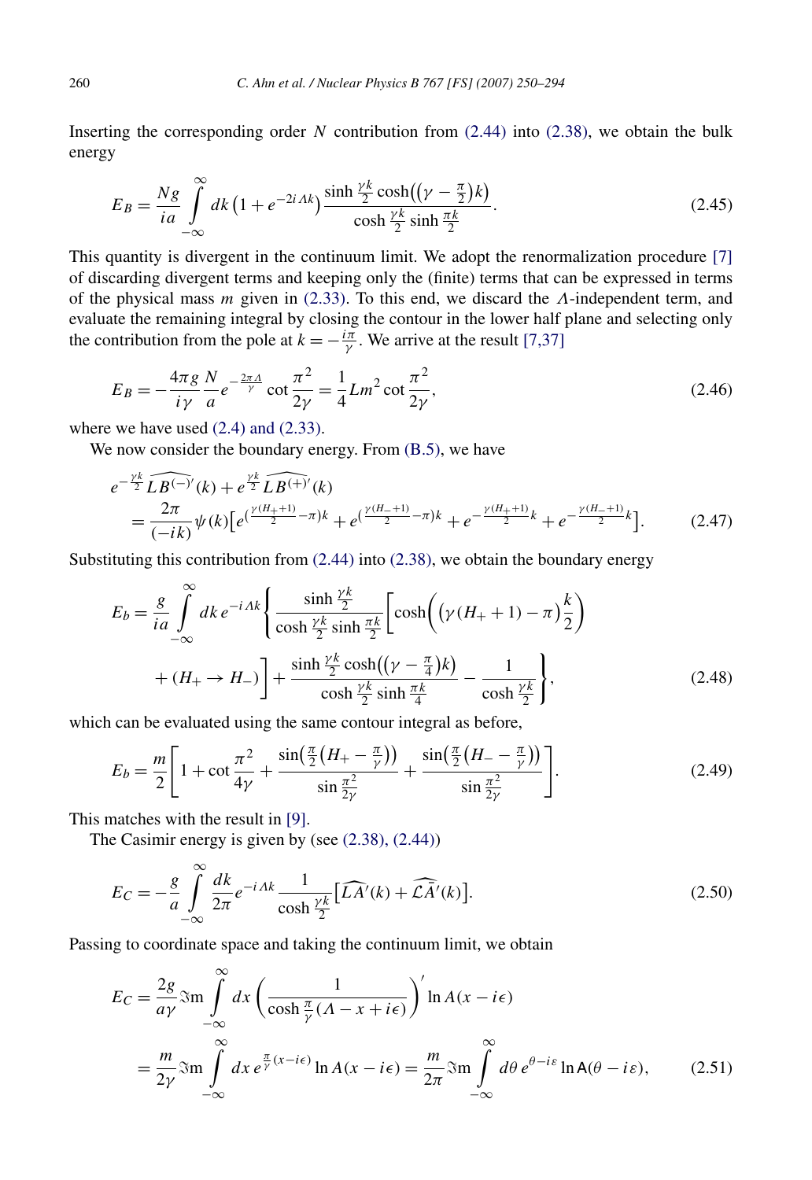Inserting the corresponding order $N$ contribution from (2.44) into (2.38), we obtain the bulk energy

$$E_B = \frac{Ng}{ia} \int_{-\infty}^{\infty} dk \left(1 + e^{-2i\Lambda k}\right) \frac{\sinh \frac{\gamma k}{2} \cosh\left(\left(\gamma - \frac{\pi}{2}\right)k\right)}{\cosh \frac{\gamma k}{2} \sinh \frac{\pi k}{2}}. \tag{2.45}$$

This quantity is divergent in the continuum limit. We adopt the renormalization procedure [7] of discarding divergent terms and keeping only the (finite) terms that can be expressed in terms of the physical mass $m$ given in (2.33). To this end, we discard the $\Lambda$-independent term, and evaluate the remaining integral by closing the contour in the lower half plane and selecting only the contribution from the pole at $k = -\frac{i\pi}{\gamma}$. We arrive at the result [7,37]

$$E_B = -\frac{4\pi g}{i\gamma} \frac{N}{a} e^{-\frac{2\pi\Lambda}{\gamma}} \cot \frac{\pi^2}{2\gamma} = \frac{1}{4} L m^2 \cot \frac{\pi^2}{2\gamma}, \tag{2.46}$$

where we have used (2.4) and (2.33).

We now consider the boundary energy. From (B.5), we have

$$\begin{aligned}
&e^{-\frac{\gamma k}{2}} \widehat{LB^{(-)}}'(k) + e^{\frac{\gamma k}{2}} \widehat{LB^{(+)}}'(k) \\
&\quad = \frac{2\pi}{(-ik)} \psi(k) \left[ e^{(\frac{\gamma(H_+ + 1)}{2} - \pi)k} + e^{(\frac{\gamma(H_- + 1)}{2} - \pi)k} + e^{-\frac{\gamma(H_+ + 1)}{2} k} + e^{-\frac{\gamma(H_- + 1)}{2} k} \right].
\end{aligned} \tag{2.47}$$

Substituting this contribution from (2.44) into (2.38), we obtain the boundary energy

$$\begin{aligned}
E_b = \frac{g}{ia} \int_{-\infty}^{\infty} dk\, e^{-i\Lambda k} \Bigg\{ &\frac{\sinh \frac{\gamma k}{2}}{\cosh \frac{\gamma k}{2} \sinh \frac{\pi k}{2}} \left[ \cosh\left( \left(\gamma(H_+ + 1) - \pi\right) \frac{k}{2} \right) \right. \\
&\left. + (H_+ \to H_-) \right] + \frac{\sinh \frac{\gamma k}{2} \cosh\left(\left(\gamma - \frac{\pi}{4}\right)k\right)}{\cosh \frac{\gamma k}{2} \sinh \frac{\pi k}{4}} - \frac{1}{\cosh \frac{\gamma k}{2}} \Bigg\},
\end{aligned} \tag{2.48}$$

which can be evaluated using the same contour integral as before,

$$E_b = \frac{m}{2} \left[ 1 + \cot \frac{\pi^2}{4\gamma} + \frac{\sin\left(\frac{\pi}{2}\left(H_+ - \frac{\pi}{\gamma}\right)\right)}{\sin \frac{\pi^2}{2\gamma}} + \frac{\sin\left(\frac{\pi}{2}\left(H_- - \frac{\pi}{\gamma}\right)\right)}{\sin \frac{\pi^2}{2\gamma}} \right]. \tag{2.49}$$

This matches with the result in [9].

The Casimir energy is given by (see (2.38), (2.44))

$$E_C = -\frac{g}{a} \int_{-\infty}^{\infty} \frac{dk}{2\pi} e^{-i\Lambda k} \frac{1}{\cosh \frac{\gamma k}{2}} \left[ \widehat{LA}'(k) + \widehat{\mathcal{L}A}'(k) \right]. \tag{2.50}$$

Passing to coordinate space and taking the continuum limit, we obtain

$$\begin{aligned}
E_C &= \frac{2g}{a\gamma} \Im\mathrm{m} \int_{-\infty}^{\infty} dx \left( \frac{1}{\cosh \frac{\pi}{\gamma}(\Lambda - x + i\epsilon)} \right)' \ln A(x - i\epsilon) \\
&= \frac{m}{2\gamma} \Im\mathrm{m} \int_{-\infty}^{\infty} dx\, e^{\frac{\pi}{\gamma}(x - i\epsilon)} \ln A(x - i\epsilon) = \frac{m}{2\pi} \Im\mathrm{m} \int_{-\infty}^{\infty} d\theta\, e^{\theta - i\varepsilon} \ln \mathsf{A}(\theta - i\varepsilon),
\end{aligned} \tag{2.51}$$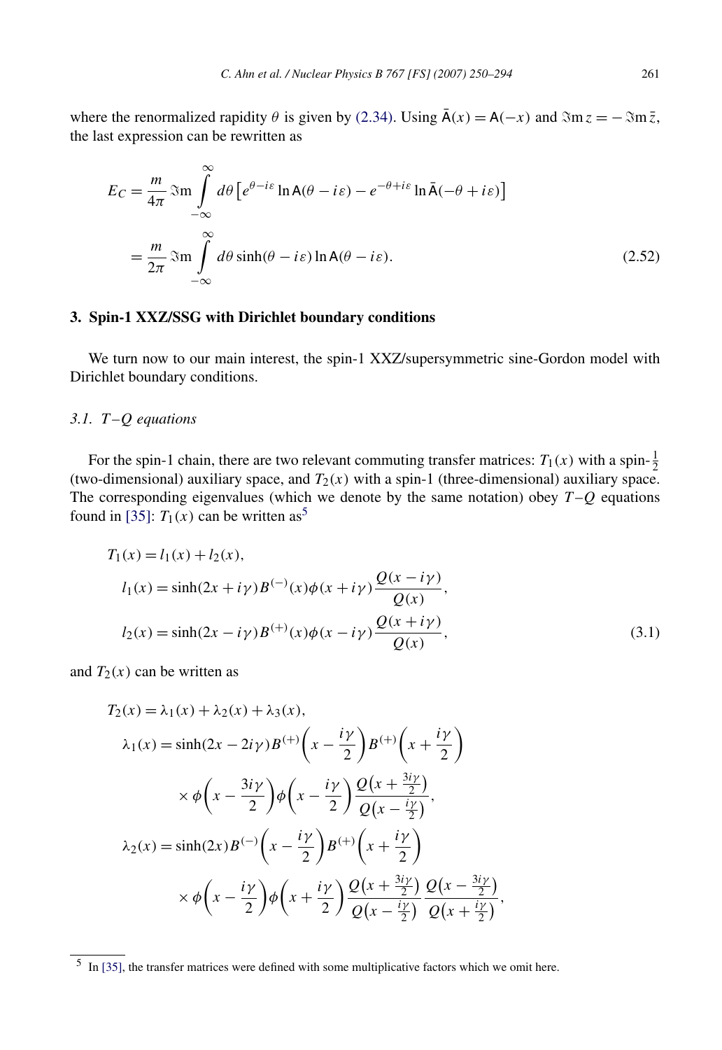where the renormalized rapidity $\theta$ is given by (2.34). Using $\bar{\mathsf{A}}(x) = \mathsf{A}(-x)$ and $\Im\mathrm{m}\, z = -\Im\mathrm{m}\, \bar{z}$, the last expression can be rewritten as

$$
\begin{aligned}
E_C &= \frac{m}{4\pi} \Im\mathrm{m} \int_{-\infty}^{\infty} d\theta \left[ e^{\theta - i\varepsilon} \ln \mathsf{A}(\theta - i\varepsilon) - e^{-\theta + i\varepsilon} \ln \bar{\mathsf{A}}(-\theta + i\varepsilon) \right] \\
&= \frac{m}{2\pi} \Im\mathrm{m} \int_{-\infty}^{\infty} d\theta \sinh(\theta - i\varepsilon) \ln \mathsf{A}(\theta - i\varepsilon).
\end{aligned}
\tag{2.52}
$$

## 3. Spin-1 XXZ/SSG with Dirichlet boundary conditions

We turn now to our main interest, the spin-1 XXZ/supersymmetric sine-Gordon model with Dirichlet boundary conditions.

### 3.1. $T$–$Q$ equations

For the spin-1 chain, there are two relevant commuting transfer matrices: $T_1(x)$ with a spin-$\frac{1}{2}$ (two-dimensional) auxiliary space, and $T_2(x)$ with a spin-1 (three-dimensional) auxiliary space. The corresponding eigenvalues (which we denote by the same notation) obey $T$–$Q$ equations found in [35]: $T_1(x)$ can be written as[5]

$$
\begin{aligned}
T_1(x) &= l_1(x) + l_2(x), \\
l_1(x) &= \sinh(2x + i\gamma) B^{(-)}(x) \phi(x + i\gamma) \frac{Q(x - i\gamma)}{Q(x)}, \\
l_2(x) &= \sinh(2x - i\gamma) B^{(+)}(x) \phi(x - i\gamma) \frac{Q(x + i\gamma)}{Q(x)},
\end{aligned}
\tag{3.1}
$$

and $T_2(x)$ can be written as

$$
\begin{aligned}
T_2(x) &= \lambda_1(x) + \lambda_2(x) + \lambda_3(x), \\
\lambda_1(x) &= \sinh(2x - 2i\gamma) B^{(+)}\left(x - \frac{i\gamma}{2}\right) B^{(+)}\left(x + \frac{i\gamma}{2}\right) \\
&\quad \times \phi\left(x - \frac{3i\gamma}{2}\right) \phi\left(x - \frac{i\gamma}{2}\right) \frac{Q\left(x + \frac{3i\gamma}{2}\right)}{Q\left(x - \frac{i\gamma}{2}\right)}, \\
\lambda_2(x) &= \sinh(2x) B^{(-)}\left(x - \frac{i\gamma}{2}\right) B^{(+)}\left(x + \frac{i\gamma}{2}\right) \\
&\quad \times \phi\left(x - \frac{i\gamma}{2}\right) \phi\left(x + \frac{i\gamma}{2}\right) \frac{Q\left(x + \frac{3i\gamma}{2}\right)}{Q\left(x - \frac{i\gamma}{2}\right)} \frac{Q\left(x - \frac{3i\gamma}{2}\right)}{Q\left(x + \frac{i\gamma}{2}\right)},
\end{aligned}
$$

[5] In [35], the transfer matrices were defined with some multiplicative factors which we omit here.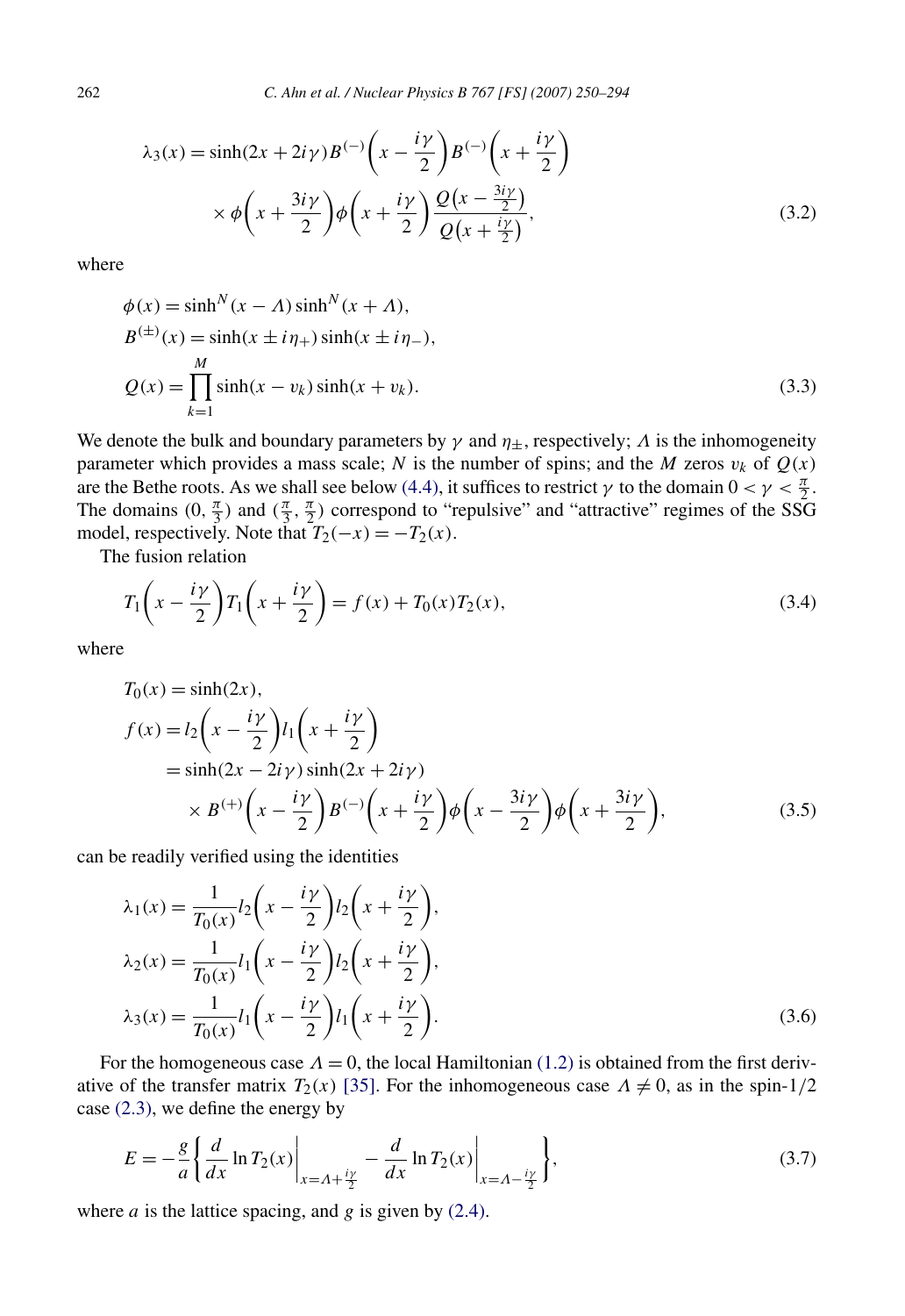$$
\lambda_3(x) = \sinh(2x + 2i\gamma) B^{(-)}\left(x - \frac{i\gamma}{2}\right) B^{(-)}\left(x + \frac{i\gamma}{2}\right) \times \phi\left(x + \frac{3i\gamma}{2}\right) \phi\left(x + \frac{i\gamma}{2}\right) \frac{Q\left(x - \frac{3i\gamma}{2}\right)}{Q\left(x + \frac{i\gamma}{2}\right)}, \tag{3.2}
$$

where

$$
\begin{aligned}
\phi(x) &= \sinh^N(x - \Lambda) \sinh^N(x + \Lambda), \\
B^{(\pm)}(x) &= \sinh(x \pm i\eta_+) \sinh(x \pm i\eta_-), \\
Q(x) &= \prod_{k=1}^{M} \sinh(x - v_k) \sinh(x + v_k).
\end{aligned} \tag{3.3}
$$

We denote the bulk and boundary parameters by $\gamma$ and $\eta_\pm$, respectively; $\Lambda$ is the inhomogeneity parameter which provides a mass scale; $N$ is the number of spins; and the $M$ zeros $v_k$ of $Q(x)$ are the Bethe roots. As we shall see below (4.4), it suffices to restrict $\gamma$ to the domain $0 < \gamma < \frac{\pi}{2}$. The domains $(0, \frac{\pi}{3})$ and $(\frac{\pi}{3}, \frac{\pi}{2})$ correspond to "repulsive" and "attractive" regimes of the SSG model, respectively. Note that $T_2(-x) = -T_2(x)$.

The fusion relation

$$
T_1\left(x - \frac{i\gamma}{2}\right) T_1\left(x + \frac{i\gamma}{2}\right) = f(x) + T_0(x) T_2(x), \tag{3.4}
$$

where

$$
\begin{aligned}
T_0(x) &= \sinh(2x), \\
f(x) &= l_2\left(x - \frac{i\gamma}{2}\right) l_1\left(x + \frac{i\gamma}{2}\right) \\
&= \sinh(2x - 2i\gamma) \sinh(2x + 2i\gamma) \\
&\quad \times B^{(+)}\left(x - \frac{i\gamma}{2}\right) B^{(-)}\left(x + \frac{i\gamma}{2}\right) \phi\left(x - \frac{3i\gamma}{2}\right) \phi\left(x + \frac{3i\gamma}{2}\right),
\end{aligned} \tag{3.5}
$$

can be readily verified using the identities

$$
\begin{aligned}
\lambda_1(x) &= \frac{1}{T_0(x)} l_2\left(x - \frac{i\gamma}{2}\right) l_2\left(x + \frac{i\gamma}{2}\right), \\
\lambda_2(x) &= \frac{1}{T_0(x)} l_1\left(x - \frac{i\gamma}{2}\right) l_2\left(x + \frac{i\gamma}{2}\right), \\
\lambda_3(x) &= \frac{1}{T_0(x)} l_1\left(x - \frac{i\gamma}{2}\right) l_1\left(x + \frac{i\gamma}{2}\right).
\end{aligned} \tag{3.6}
$$

For the homogeneous case $\Lambda = 0$, the local Hamiltonian (1.2) is obtained from the first derivative of the transfer matrix $T_2(x)$ [35]. For the inhomogeneous case $\Lambda \neq 0$, as in the spin-1/2 case (2.3), we define the energy by

$$
E = -\frac{g}{a} \left\{ \frac{d}{dx} \ln T_2(x) \bigg|_{x=\Lambda+\frac{i\gamma}{2}} - \frac{d}{dx} \ln T_2(x) \bigg|_{x=\Lambda-\frac{i\gamma}{2}} \right\}, \tag{3.7}
$$

where $a$ is the lattice spacing, and $g$ is given by (2.4).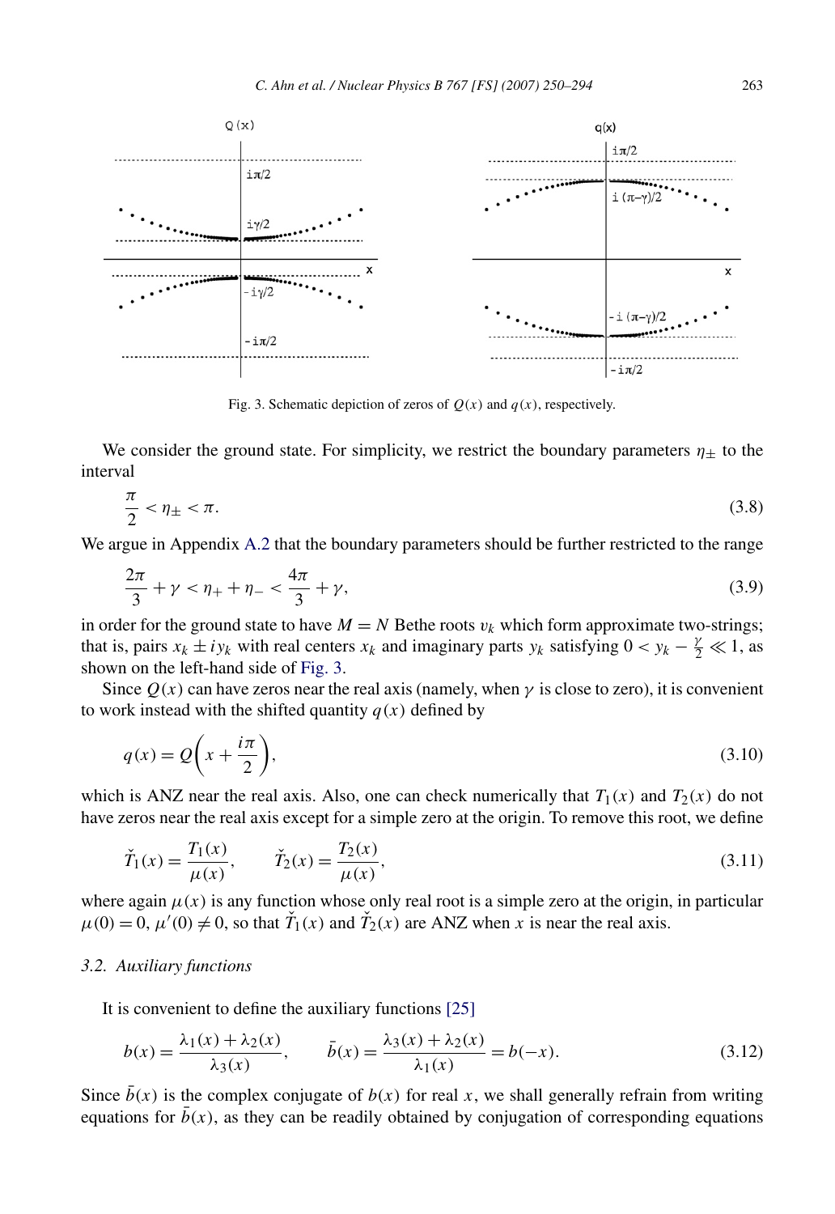Fig. 3. Schematic depiction of zeros of $Q(x)$ and $q(x)$, respectively.

We consider the ground state. For simplicity, we restrict the boundary parameters $\eta_\pm$ to the interval

$$\frac{\pi}{2} < \eta_\pm < \pi. \tag{3.8}$$

We argue in Appendix A.2 that the boundary parameters should be further restricted to the range

$$\frac{2\pi}{3} + \gamma < \eta_+ + \eta_- < \frac{4\pi}{3} + \gamma, \tag{3.9}$$

in order for the ground state to have $M = N$ Bethe roots $v_k$ which form approximate two-strings; that is, pairs $x_k \pm i y_k$ with real centers $x_k$ and imaginary parts $y_k$ satisfying $0 < y_k - \frac{\gamma}{2} \ll 1$, as shown on the left-hand side of Fig. 3.

Since $Q(x)$ can have zeros near the real axis (namely, when $\gamma$ is close to zero), it is convenient to work instead with the shifted quantity $q(x)$ defined by

$$q(x) = Q\left(x + \frac{i\pi}{2}\right), \tag{3.10}$$

which is ANZ near the real axis. Also, one can check numerically that $T_1(x)$ and $T_2(x)$ do not have zeros near the real axis except for a simple zero at the origin. To remove this root, we define

$$\check{T}_1(x) = \frac{T_1(x)}{\mu(x)}, \qquad \check{T}_2(x) = \frac{T_2(x)}{\mu(x)}, \tag{3.11}$$

where again $\mu(x)$ is any function whose only real root is a simple zero at the origin, in particular $\mu(0) = 0$, $\mu'(0) \neq 0$, so that $\check{T}_1(x)$ and $\check{T}_2(x)$ are ANZ when $x$ is near the real axis.

### 3.2. Auxiliary functions

It is convenient to define the auxiliary functions [25]

$$b(x) = \frac{\lambda_1(x) + \lambda_2(x)}{\lambda_3(x)}, \qquad \bar{b}(x) = \frac{\lambda_3(x) + \lambda_2(x)}{\lambda_1(x)} = b(-x). \tag{3.12}$$

Since $\bar{b}(x)$ is the complex conjugate of $b(x)$ for real $x$, we shall generally refrain from writing equations for $\bar{b}(x)$, as they can be readily obtained by conjugation of corresponding equations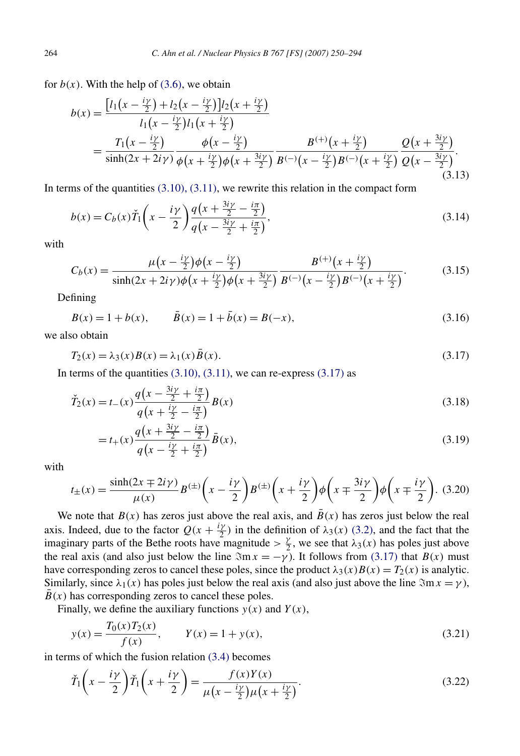for $b(x)$. With the help of (3.6), we obtain

$$b(x) = \frac{\left[l_1\left(x - \frac{i\gamma}{2}\right) + l_2\left(x - \frac{i\gamma}{2}\right)\right] l_2\left(x + \frac{i\gamma}{2}\right)}{l_1\left(x - \frac{i\gamma}{2}\right) l_1\left(x + \frac{i\gamma}{2}\right)}$$

$$= \frac{T_1\left(x - \frac{i\gamma}{2}\right)}{\sinh(2x + 2i\gamma)} \frac{\phi\left(x - \frac{i\gamma}{2}\right)}{\phi\left(x + \frac{i\gamma}{2}\right)\phi\left(x + \frac{3i\gamma}{2}\right)} \frac{B^{(+)}\left(x + \frac{i\gamma}{2}\right)}{B^{(-)}\left(x - \frac{i\gamma}{2}\right) B^{(-)}\left(x + \frac{i\gamma}{2}\right)} \frac{Q\left(x + \frac{3i\gamma}{2}\right)}{Q\left(x - \frac{3i\gamma}{2}\right)}. \tag{3.13}$$

In terms of the quantities (3.10), (3.11), we rewrite this relation in the compact form

$$b(x) = C_b(x) \check{T}_1\left(x - \frac{i\gamma}{2}\right) \frac{q\left(x + \frac{3i\gamma}{2} - \frac{i\pi}{2}\right)}{q\left(x - \frac{3i\gamma}{2} + \frac{i\pi}{2}\right)}, \tag{3.14}$$

with

$$C_b(x) = \frac{\mu\left(x - \frac{i\gamma}{2}\right)\phi\left(x - \frac{i\gamma}{2}\right)}{\sinh(2x + 2i\gamma)\phi\left(x + \frac{i\gamma}{2}\right)\phi\left(x + \frac{3i\gamma}{2}\right)} \frac{B^{(+)}\left(x + \frac{i\gamma}{2}\right)}{B^{(-)}\left(x - \frac{i\gamma}{2}\right) B^{(-)}\left(x + \frac{i\gamma}{2}\right)}. \tag{3.15}$$

Defining

$$B(x) = 1 + b(x), \qquad \bar{B}(x) = 1 + \bar{b}(x) = B(-x), \tag{3.16}$$

we also obtain

$$T_2(x) = \lambda_3(x) B(x) = \lambda_1(x) \bar{B}(x). \tag{3.17}$$

In terms of the quantities (3.10), (3.11), we can re-express (3.17) as

$$\check{T}_2(x) = t_-(x) \frac{q\left(x - \frac{3i\gamma}{2} + \frac{i\pi}{2}\right)}{q\left(x + \frac{i\gamma}{2} - \frac{i\pi}{2}\right)} B(x) \tag{3.18}$$

$$= t_+(x) \frac{q\left(x + \frac{3i\gamma}{2} - \frac{i\pi}{2}\right)}{q\left(x - \frac{i\gamma}{2} + \frac{i\pi}{2}\right)} \bar{B}(x), \tag{3.19}$$

with

$$t_\pm(x) = \frac{\sinh(2x \mp 2i\gamma)}{\mu(x)} B^{(\pm)}\left(x - \frac{i\gamma}{2}\right) B^{(\pm)}\left(x + \frac{i\gamma}{2}\right) \phi\left(x \mp \frac{3i\gamma}{2}\right) \phi\left(x \mp \frac{i\gamma}{2}\right). \tag{3.20}$$

We note that $B(x)$ has zeros just above the real axis, and $\bar{B}(x)$ has zeros just below the real axis. Indeed, due to the factor $Q(x + \frac{i\gamma}{2})$ in the definition of $\lambda_3(x)$ (3.2), and the fact that the imaginary parts of the Bethe roots have magnitude $> \frac{\gamma}{2}$, we see that $\lambda_3(x)$ has poles just above the real axis (and also just below the line $\Im\mathrm{m}\, x = -\gamma$). It follows from (3.17) that $B(x)$ must have corresponding zeros to cancel these poles, since the product $\lambda_3(x)B(x) = T_2(x)$ is analytic. Similarly, since $\lambda_1(x)$ has poles just below the real axis (and also just above the line $\Im\mathrm{m}\, x = \gamma$), $\bar{B}(x)$ has corresponding zeros to cancel these poles.

Finally, we define the auxiliary functions $y(x)$ and $Y(x)$,

$$y(x) = \frac{T_0(x) T_2(x)}{f(x)}, \qquad Y(x) = 1 + y(x), \tag{3.21}$$

in terms of which the fusion relation (3.4) becomes

$$\check{T}_1\left(x - \frac{i\gamma}{2}\right) \check{T}_1\left(x + \frac{i\gamma}{2}\right) = \frac{f(x) Y(x)}{\mu\left(x - \frac{i\gamma}{2}\right)\mu\left(x + \frac{i\gamma}{2}\right)}. \tag{3.22}$$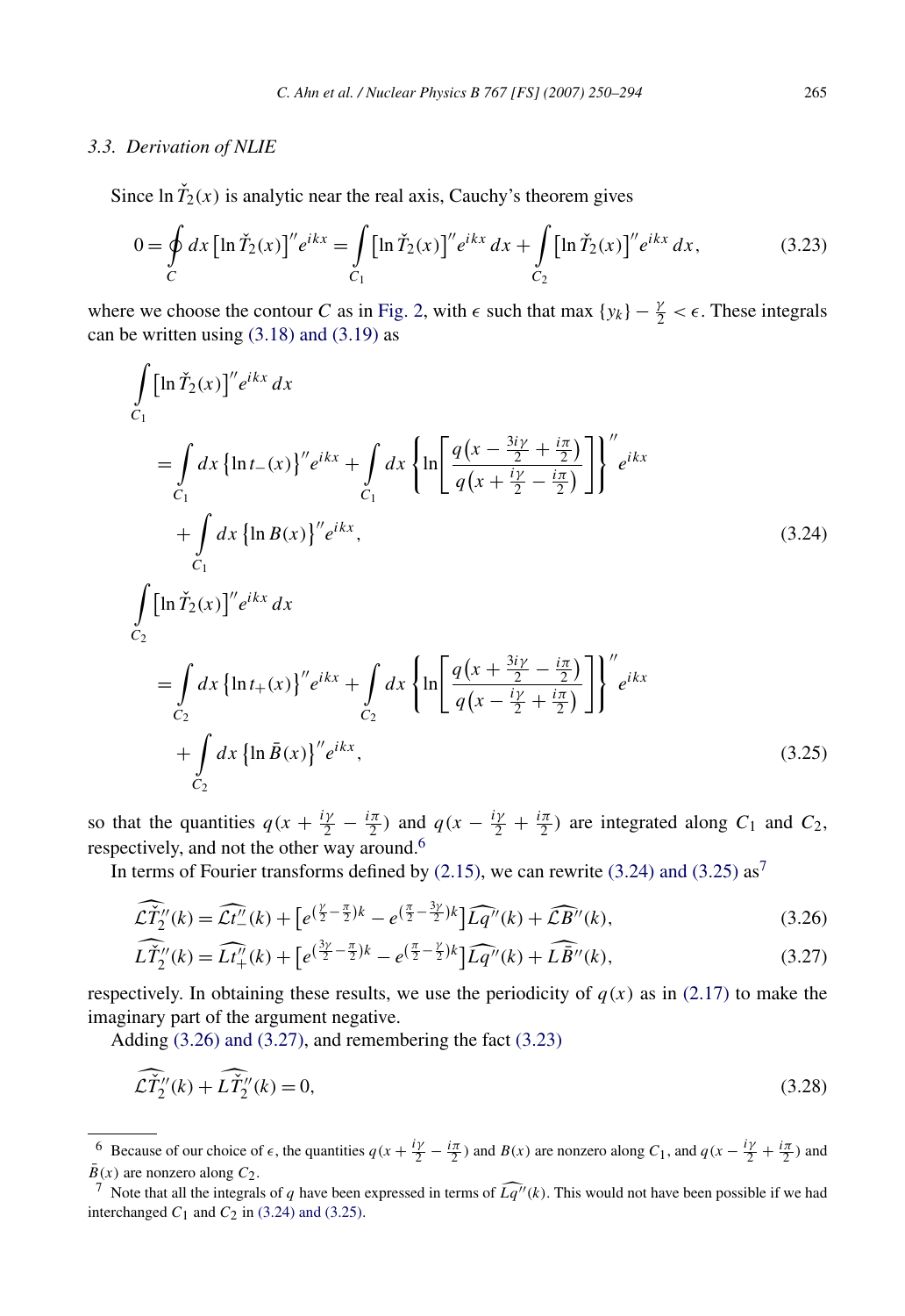### 3.3. Derivation of NLIE

Since $\ln \check{T}_2(x)$ is analytic near the real axis, Cauchy's theorem gives

$$0 = \oint_C dx \left[\ln \check{T}_2(x)\right]'' e^{ikx} = \int_{C_1} \left[\ln \check{T}_2(x)\right]'' e^{ikx}\, dx + \int_{C_2} \left[\ln \check{T}_2(x)\right]'' e^{ikx}\, dx, \tag{3.23}$$

where we choose the contour $C$ as in Fig. 2, with $\epsilon$ such that $\max\{y_k\} - \frac{\gamma}{2} < \epsilon$. These integrals can be written using (3.18) and (3.19) as

$$\begin{aligned}
&\int_{C_1} \left[\ln \check{T}_2(x)\right]'' e^{ikx}\, dx \\
&\quad = \int_{C_1} dx \left\{\ln t_-(x)\right\}'' e^{ikx} + \int_{C_1} dx \left\{\ln\left[\frac{q\left(x - \frac{3i\gamma}{2} + \frac{i\pi}{2}\right)}{q\left(x + \frac{i\gamma}{2} - \frac{i\pi}{2}\right)}\right]\right\}'' e^{ikx} \\
&\qquad + \int_{C_1} dx \left\{\ln B(x)\right\}'' e^{ikx},
\end{aligned} \tag{3.24}$$

$$\begin{aligned}
&\int_{C_2} \left[\ln \check{T}_2(x)\right]'' e^{ikx}\, dx \\
&\quad = \int_{C_2} dx \left\{\ln t_+(x)\right\}'' e^{ikx} + \int_{C_2} dx \left\{\ln\left[\frac{q\left(x + \frac{3i\gamma}{2} - \frac{i\pi}{2}\right)}{q\left(x - \frac{i\gamma}{2} + \frac{i\pi}{2}\right)}\right]\right\}'' e^{ikx} \\
&\qquad + \int_{C_2} dx \left\{\ln \bar{B}(x)\right\}'' e^{ikx},
\end{aligned} \tag{3.25}$$

so that the quantities $q(x + \frac{i\gamma}{2} - \frac{i\pi}{2})$ and $q(x - \frac{i\gamma}{2} + \frac{i\pi}{2})$ are integrated along $C_1$ and $C_2$, respectively, and not the other way around.[6]

In terms of Fourier transforms defined by (2.15), we can rewrite (3.24) and (3.25) as[7]

$$\widehat{\mathcal{L}\check{T}_2''}(k) = \widehat{\mathcal{L}t_-''}(k) + \left[e^{(\frac{\gamma}{2} - \frac{\pi}{2})k} - e^{(\frac{\pi}{2} - \frac{3\gamma}{2})k}\right]\widehat{Lq''}(k) + \widehat{\mathcal{L}B''}(k), \tag{3.26}$$

$$\widehat{L\check{T}_2''}(k) = \widehat{Lt_+''}(k) + \left[e^{(\frac{3\gamma}{2} - \frac{\pi}{2})k} - e^{(\frac{\pi}{2} - \frac{\gamma}{2})k}\right]\widehat{Lq''}(k) + \widehat{L\bar{B}''}(k), \tag{3.27}$$

respectively. In obtaining these results, we use the periodicity of $q(x)$ as in (2.17) to make the imaginary part of the argument negative.

Adding (3.26) and (3.27), and remembering the fact (3.23)

$$\widehat{\mathcal{L}\check{T}_2''}(k) + \widehat{L\check{T}_2''}(k) = 0, \tag{3.28}$$

---

[6] Because of our choice of $\epsilon$, the quantities $q(x + \frac{i\gamma}{2} - \frac{i\pi}{2})$ and $B(x)$ are nonzero along $C_1$, and $q(x - \frac{i\gamma}{2} + \frac{i\pi}{2})$ and $\bar{B}(x)$ are nonzero along $C_2$.

[7] Note that all the integrals of $q$ have been expressed in terms of $\widehat{Lq''}(k)$. This would not have been possible if we had interchanged $C_1$ and $C_2$ in (3.24) and (3.25).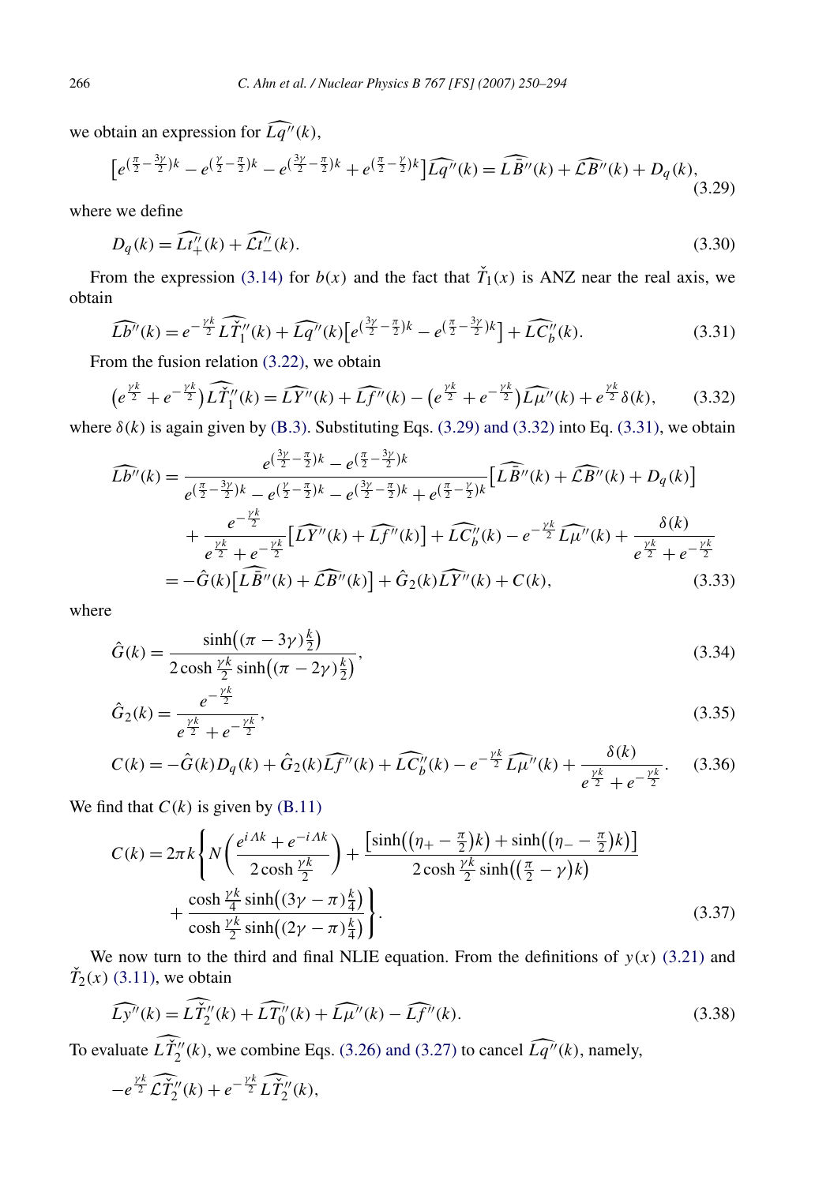we obtain an expression for $\widehat{Lq''}(k)$,

$$\left[e^{(\frac{\pi}{2}-\frac{3\gamma}{2})k} - e^{(\frac{\gamma}{2}-\frac{\pi}{2})k} - e^{(\frac{3\gamma}{2}-\frac{\pi}{2})k} + e^{(\frac{\pi}{2}-\frac{\gamma}{2})k}\right]\widehat{Lq''}(k) = \widehat{L\bar{B}''}(k) + \widehat{\mathcal{L}B''}(k) + D_q(k), \tag{3.29}$$

where we define

$$D_q(k) = \widehat{Lt''_+}(k) + \widehat{\mathcal{L}t''_-}(k). \tag{3.30}$$

From the expression (3.14) for $b(x)$ and the fact that $\check{T}_1(x)$ is ANZ near the real axis, we obtain

$$\widehat{Lb''}(k) = e^{-\frac{\gamma k}{2}}\widehat{L\check{T}''_1}(k) + \widehat{Lq''}(k)\left[e^{(\frac{3\gamma}{2}-\frac{\pi}{2})k} - e^{(\frac{\pi}{2}-\frac{3\gamma}{2})k}\right] + \widehat{LC''_b}(k). \tag{3.31}$$

From the fusion relation (3.22), we obtain

$$\left(e^{\frac{\gamma k}{2}} + e^{-\frac{\gamma k}{2}}\right)\widehat{L\check{T}''_1}(k) = \widehat{LY''}(k) + \widehat{Lf''}(k) - \left(e^{\frac{\gamma k}{2}} + e^{-\frac{\gamma k}{2}}\right)\widehat{L\mu''}(k) + e^{\frac{\gamma k}{2}}\delta(k), \tag{3.32}$$

where $\delta(k)$ is again given by (B.3). Substituting Eqs. (3.29) and (3.32) into Eq. (3.31), we obtain

$$\begin{aligned}
\widehat{Lb''}(k) &= \frac{e^{(\frac{3\gamma}{2}-\frac{\pi}{2})k} - e^{(\frac{\pi}{2}-\frac{3\gamma}{2})k}}{e^{(\frac{\pi}{2}-\frac{3\gamma}{2})k} - e^{(\frac{\gamma}{2}-\frac{\pi}{2})k} - e^{(\frac{3\gamma}{2}-\frac{\pi}{2})k} + e^{(\frac{\pi}{2}-\frac{\gamma}{2})k}}\left[\widehat{L\bar{B}''}(k) + \widehat{\mathcal{L}B''}(k) + D_q(k)\right] \\
&\quad + \frac{e^{-\frac{\gamma k}{2}}}{e^{\frac{\gamma k}{2}} + e^{-\frac{\gamma k}{2}}}\left[\widehat{LY''}(k) + \widehat{Lf''}(k)\right] + \widehat{LC''_b}(k) - e^{-\frac{\gamma k}{2}}\widehat{L\mu''}(k) + \frac{\delta(k)}{e^{\frac{\gamma k}{2}} + e^{-\frac{\gamma k}{2}}} \\
&= -\hat{G}(k)\left[\widehat{L\bar{B}''}(k) + \widehat{\mathcal{L}B''}(k)\right] + \hat{G}_2(k)\widehat{LY''}(k) + C(k),
\end{aligned} \tag{3.33}$$

where

$$\hat{G}(k) = \frac{\sinh\left((\pi - 3\gamma)\frac{k}{2}\right)}{2\cosh\frac{\gamma k}{2}\sinh\left((\pi - 2\gamma)\frac{k}{2}\right)}, \tag{3.34}$$

$$\hat{G}_2(k) = \frac{e^{-\frac{\gamma k}{2}}}{e^{\frac{\gamma k}{2}} + e^{-\frac{\gamma k}{2}}}, \tag{3.35}$$

$$C(k) = -\hat{G}(k)D_q(k) + \hat{G}_2(k)\widehat{Lf''}(k) + \widehat{LC''_b}(k) - e^{-\frac{\gamma k}{2}}\widehat{L\mu''}(k) + \frac{\delta(k)}{e^{\frac{\gamma k}{2}} + e^{-\frac{\gamma k}{2}}}. \tag{3.36}$$

We find that $C(k)$ is given by (B.11)

$$\begin{aligned}
C(k) = 2\pi k\Bigg\{ & N\left(\frac{e^{i\Lambda k} + e^{-i\Lambda k}}{2\cosh\frac{\gamma k}{2}}\right) + \frac{\left[\sinh\left((\eta_+ - \frac{\pi}{2})k\right) + \sinh\left((\eta_- - \frac{\pi}{2})k\right)\right]}{2\cosh\frac{\gamma k}{2}\sinh\left((\frac{\pi}{2} - \gamma)k\right)} \\
& + \frac{\cosh\frac{\gamma k}{4}\sinh\left((3\gamma - \pi)\frac{k}{4}\right)}{\cosh\frac{\gamma k}{2}\sinh\left((2\gamma - \pi)\frac{k}{4}\right)}\Bigg\}.
\end{aligned} \tag{3.37}$$

We now turn to the third and final NLIE equation. From the definitions of $y(x)$ (3.21) and $\check{T}_2(x)$ (3.11), we obtain

$$\widehat{Ly''}(k) = \widehat{L\check{T}''_2}(k) + \widehat{LT''_0}(k) + \widehat{L\mu''}(k) - \widehat{Lf''}(k). \tag{3.38}$$

To evaluate $\widehat{L\check{T}''_2}(k)$, we combine Eqs. (3.26) and (3.27) to cancel $\widehat{Lq''}(k)$, namely,

$$-e^{\frac{\gamma k}{2}}\widehat{\mathcal{L}\check{T}''_2}(k) + e^{-\frac{\gamma k}{2}}\widehat{L\check{T}''_2}(k),$$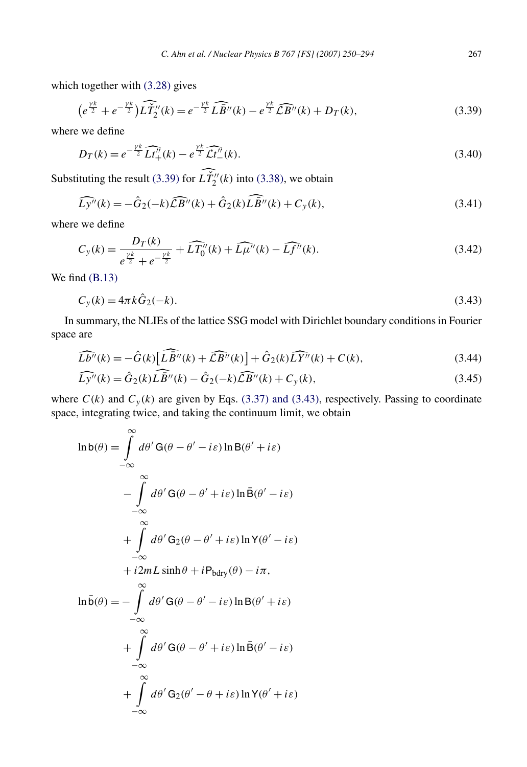which together with (3.28) gives

$$\left(e^{\frac{\gamma k}{2}} + e^{-\frac{\gamma k}{2}}\right)\widehat{L\check{T}_2''}(k) = e^{-\frac{\gamma k}{2}}\widehat{L\bar{B}''}(k) - e^{\frac{\gamma k}{2}}\widehat{\mathcal{L}B''}(k) + D_T(k), \tag{3.39}$$

where we define

$$D_T(k) = e^{-\frac{\gamma k}{2}}\widehat{Lt_+''}(k) - e^{\frac{\gamma k}{2}}\widehat{\mathcal{L}t_-''}(k). \tag{3.40}$$

Substituting the result (3.39) for $\widehat{L\check{T}_2''}(k)$ into (3.38), we obtain

$$\widehat{Ly''}(k) = -\hat{G}_2(-k)\widehat{\mathcal{L}B''}(k) + \hat{G}_2(k)\widehat{L\bar{B}''}(k) + C_y(k), \tag{3.41}$$

where we define

$$C_y(k) = \frac{D_T(k)}{e^{\frac{\gamma k}{2}} + e^{-\frac{\gamma k}{2}}} + \widehat{LT_0''}(k) + \widehat{L\mu''}(k) - \widehat{Lf''}(k). \tag{3.42}$$

We find (B.13)

$$C_y(k) = 4\pi k\hat{G}_2(-k). \tag{3.43}$$

In summary, the NLIEs of the lattice SSG model with Dirichlet boundary conditions in Fourier space are

$$\widehat{Lb''}(k) = -\hat{G}(k)\left[\widehat{L\bar{B}''}(k) + \widehat{\mathcal{L}B''}(k)\right] + \hat{G}_2(k)\widehat{LY''}(k) + C(k), \tag{3.44}$$

$$\widehat{Ly''}(k) = \hat{G}_2(k)\widehat{L\bar{B}''}(k) - \hat{G}_2(-k)\widehat{\mathcal{L}B''}(k) + C_y(k), \tag{3.45}$$

where $C(k)$ and $C_y(k)$ are given by Eqs. (3.37) and (3.43), respectively. Passing to coordinate space, integrating twice, and taking the continuum limit, we obtain

$$\begin{aligned}
\ln \mathsf{b}(\theta) = {} & \int_{-\infty}^{\infty} d\theta'\, \mathsf{G}(\theta - \theta' - i\varepsilon) \ln \mathsf{B}(\theta' + i\varepsilon) \\
& - \int_{-\infty}^{\infty} d\theta'\, \mathsf{G}(\theta - \theta' + i\varepsilon) \ln \bar{\mathsf{B}}(\theta' - i\varepsilon) \\
& + \int_{-\infty}^{\infty} d\theta'\, \mathsf{G}_2(\theta - \theta' + i\varepsilon) \ln \mathsf{Y}(\theta' - i\varepsilon) \\
& + i2mL\sinh\theta + i\mathsf{P}_{\text{bdry}}(\theta) - i\pi, \\
\ln \bar{\mathsf{b}}(\theta) = {} & -\int_{-\infty}^{\infty} d\theta'\, \mathsf{G}(\theta - \theta' - i\varepsilon) \ln \mathsf{B}(\theta' + i\varepsilon) \\
& + \int_{-\infty}^{\infty} d\theta'\, \mathsf{G}(\theta - \theta' + i\varepsilon) \ln \bar{\mathsf{B}}(\theta' - i\varepsilon) \\
& + \int_{-\infty}^{\infty} d\theta'\, \mathsf{G}_2(\theta' - \theta + i\varepsilon) \ln \mathsf{Y}(\theta' + i\varepsilon)
\end{aligned}$$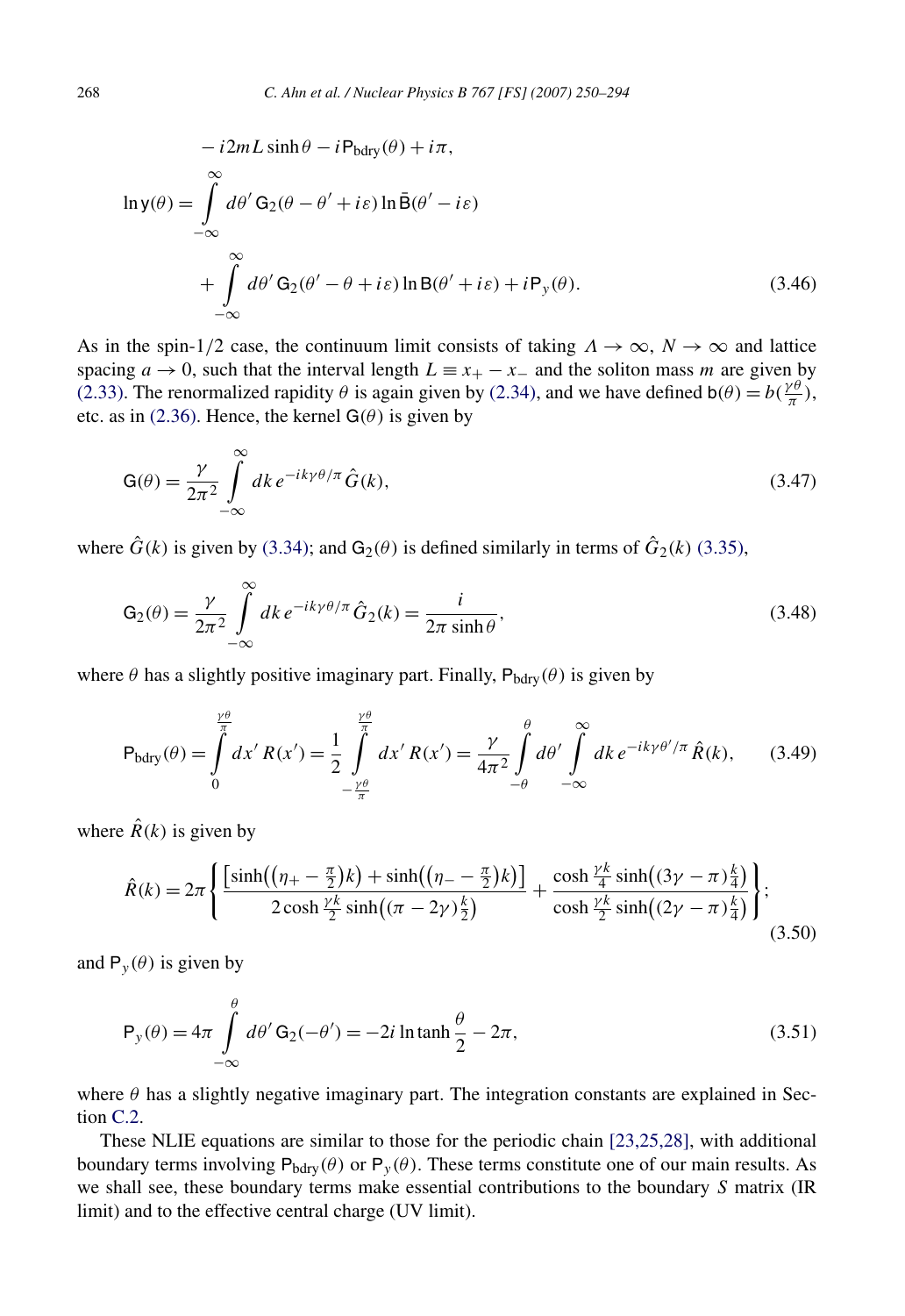$$
- i2mL \sinh\theta - i\mathsf{P}_{\text{bdry}}(\theta) + i\pi,
$$

$$
\ln \mathsf{y}(\theta) = \int_{-\infty}^{\infty} d\theta' \, \mathsf{G}_2(\theta - \theta' + i\varepsilon) \ln \bar{\mathsf{B}}(\theta' - i\varepsilon)
+ \int_{-\infty}^{\infty} d\theta' \, \mathsf{G}_2(\theta' - \theta + i\varepsilon) \ln \mathsf{B}(\theta' + i\varepsilon) + i\mathsf{P}_y(\theta). \tag{3.46}
$$

As in the spin-1/2 case, the continuum limit consists of taking $\Lambda \to \infty$, $N \to \infty$ and lattice spacing $a \to 0$, such that the interval length $L \equiv x_+ - x_-$ and the soliton mass $m$ are given by (2.33). The renormalized rapidity $\theta$ is again given by (2.34), and we have defined $\mathsf{b}(\theta) = b(\frac{\gamma\theta}{\pi})$, etc. as in (2.36). Hence, the kernel $\mathsf{G}(\theta)$ is given by

$$
\mathsf{G}(\theta) = \frac{\gamma}{2\pi^2} \int_{-\infty}^{\infty} dk \, e^{-ik\gamma\theta/\pi} \hat{G}(k), \tag{3.47}
$$

where $\hat{G}(k)$ is given by (3.34); and $\mathsf{G}_2(\theta)$ is defined similarly in terms of $\hat{G}_2(k)$ (3.35),

$$
\mathsf{G}_2(\theta) = \frac{\gamma}{2\pi^2} \int_{-\infty}^{\infty} dk \, e^{-ik\gamma\theta/\pi} \hat{G}_2(k) = \frac{i}{2\pi \sinh\theta}, \tag{3.48}
$$

where $\theta$ has a slightly positive imaginary part. Finally, $\mathsf{P}_{\text{bdry}}(\theta)$ is given by

$$
\mathsf{P}_{\text{bdry}}(\theta) = \int_0^{\frac{\gamma\theta}{\pi}} dx' \, R(x') = \frac{1}{2} \int_{-\frac{\gamma\theta}{\pi}}^{\frac{\gamma\theta}{\pi}} dx' \, R(x') = \frac{\gamma}{4\pi^2} \int_{-\theta}^{\theta} d\theta' \int_{-\infty}^{\infty} dk \, e^{-ik\gamma\theta'/\pi} \hat{R}(k), \tag{3.49}
$$

where $\hat{R}(k)$ is given by

$$
\hat{R}(k) = 2\pi \left\{ \frac{\left[\sinh\left(\left(\eta_+ - \frac{\pi}{2}\right)k\right) + \sinh\left(\left(\eta_- - \frac{\pi}{2}\right)k\right)\right]}{2\cosh\frac{\gamma k}{2} \sinh\left((\pi - 2\gamma)\frac{k}{2}\right)} + \frac{\cosh\frac{\gamma k}{4} \sinh\left((3\gamma - \pi)\frac{k}{4}\right)}{\cosh\frac{\gamma k}{2} \sinh\left((2\gamma - \pi)\frac{k}{4}\right)} \right\}; \tag{3.50}
$$

and $\mathsf{P}_y(\theta)$ is given by

$$
\mathsf{P}_y(\theta) = 4\pi \int_{-\infty}^{\theta} d\theta' \, \mathsf{G}_2(-\theta') = -2i \ln \tanh\frac{\theta}{2} - 2\pi, \tag{3.51}
$$

where $\theta$ has a slightly negative imaginary part. The integration constants are explained in Section C.2.

These NLIE equations are similar to those for the periodic chain [23,25,28], with additional boundary terms involving $\mathsf{P}_{\text{bdry}}(\theta)$ or $\mathsf{P}_y(\theta)$. These terms constitute one of our main results. As we shall see, these boundary terms make essential contributions to the boundary $S$ matrix (IR limit) and to the effective central charge (UV limit).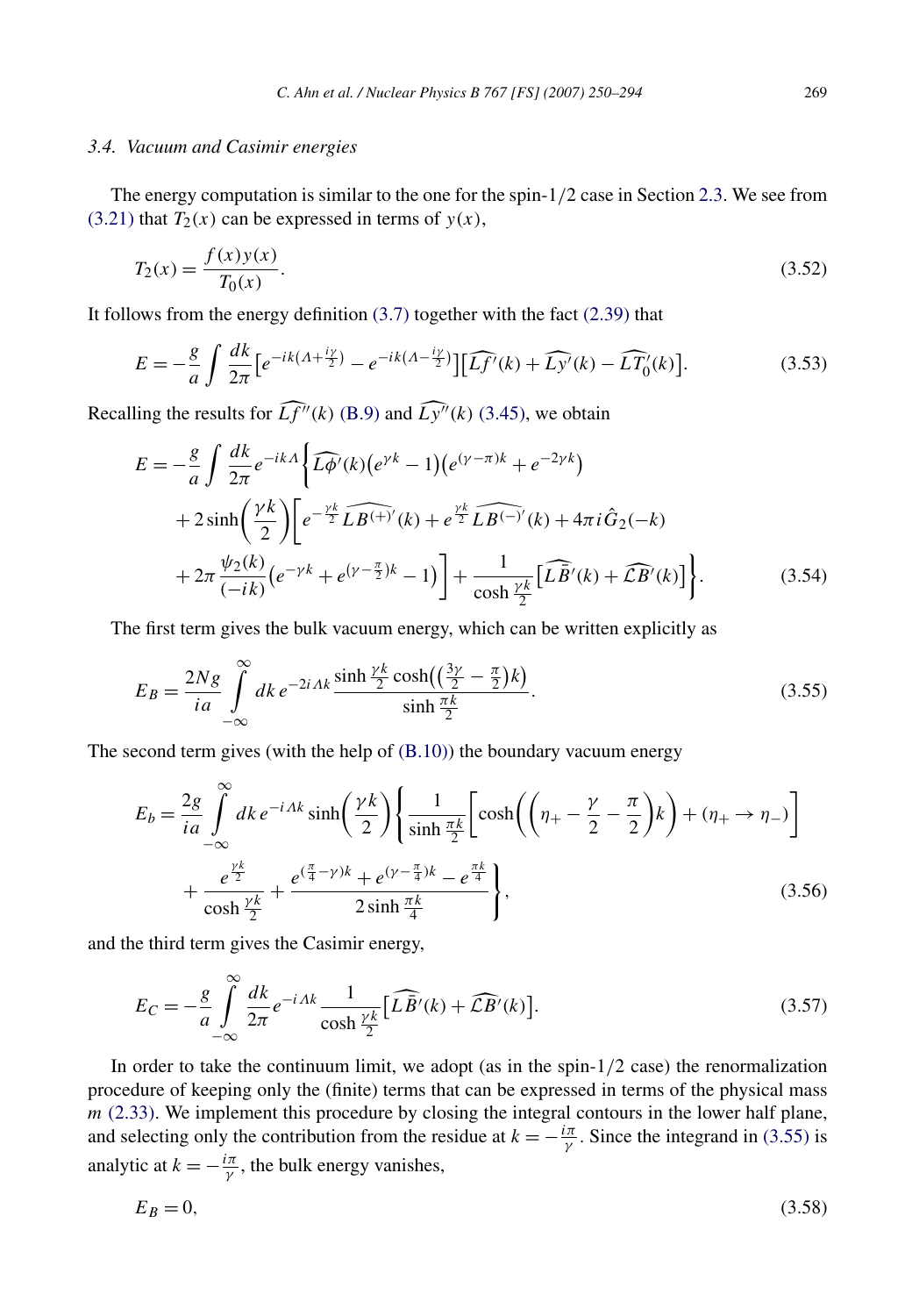### 3.4. Vacuum and Casimir energies

The energy computation is similar to the one for the spin-1/2 case in Section 2.3. We see from (3.21) that $T_2(x)$ can be expressed in terms of $y(x)$,

$$T_2(x) = \frac{f(x)y(x)}{T_0(x)}. \tag{3.52}$$

It follows from the energy definition (3.7) together with the fact (2.39) that

$$E = -\frac{g}{a}\int \frac{dk}{2\pi}\left[e^{-ik(\Lambda+\frac{i\gamma}{2})} - e^{-ik(\Lambda-\frac{i\gamma}{2})}\right]\left[\widehat{Lf'}(k) + \widehat{Ly'}(k) - \widehat{LT_0'}(k)\right]. \tag{3.53}$$

Recalling the results for $\widehat{Lf''}(k)$ (B.9) and $\widehat{Ly''}(k)$ (3.45), we obtain

$$\begin{aligned}
E = -\frac{g}{a}\int \frac{dk}{2\pi} e^{-ik\Lambda}\bigg\{&\widehat{L\phi'}(k)\left(e^{\gamma k}-1\right)\left(e^{(\gamma-\pi)k} + e^{-2\gamma k}\right) \\
&+ 2\sinh\left(\frac{\gamma k}{2}\right)\bigg[e^{-\frac{\gamma k}{2}}\widehat{LB^{(+)}}'(k) + e^{\frac{\gamma k}{2}}\widehat{LB^{(-)}}'(k) + 4\pi i\hat{G}_2(-k) \\
&+ 2\pi\frac{\psi_2(k)}{(-ik)}\left(e^{-\gamma k} + e^{(\gamma-\frac{\pi}{2})k} - 1\right)\bigg] + \frac{1}{\cosh\frac{\gamma k}{2}}\left[\widehat{L\bar{B}}'(k) + \widehat{\mathcal{L}B}'(k)\right]\bigg\}.
\end{aligned} \tag{3.54}$$

The first term gives the bulk vacuum energy, which can be written explicitly as

$$E_B = \frac{2Ng}{ia}\int_{-\infty}^{\infty} dk\, e^{-2i\Lambda k}\frac{\sinh\frac{\gamma k}{2}\cosh\left(\left(\frac{3\gamma}{2}-\frac{\pi}{2}\right)k\right)}{\sinh\frac{\pi k}{2}}. \tag{3.55}$$

The second term gives (with the help of (B.10)) the boundary vacuum energy

$$\begin{aligned}
E_b = \frac{2g}{ia}\int_{-\infty}^{\infty} dk\, e^{-i\Lambda k}\sinh\left(\frac{\gamma k}{2}\right)\bigg\{&\frac{1}{\sinh\frac{\pi k}{2}}\left[\cosh\left(\left(\eta_+ - \frac{\gamma}{2} - \frac{\pi}{2}\right)k\right) + (\eta_+ \to \eta_-)\right] \\
&+ \frac{e^{\frac{\gamma k}{2}}}{\cosh\frac{\gamma k}{2}} + \frac{e^{(\frac{\pi}{4}-\gamma)k} + e^{(\gamma-\frac{\pi}{4})k} - e^{\frac{\pi k}{4}}}{2\sinh\frac{\pi k}{4}}\bigg\},
\end{aligned} \tag{3.56}$$

and the third term gives the Casimir energy,

$$E_C = -\frac{g}{a}\int_{-\infty}^{\infty}\frac{dk}{2\pi}e^{-i\Lambda k}\frac{1}{\cosh\frac{\gamma k}{2}}\left[\widehat{L\bar{B}}'(k) + \widehat{\mathcal{L}B}'(k)\right]. \tag{3.57}$$

In order to take the continuum limit, we adopt (as in the spin-1/2 case) the renormalization procedure of keeping only the (finite) terms that can be expressed in terms of the physical mass $m$ (2.33). We implement this procedure by closing the integral contours in the lower half plane, and selecting only the contribution from the residue at $k = -\frac{i\pi}{\gamma}$. Since the integrand in (3.55) is analytic at $k = -\frac{i\pi}{\gamma}$, the bulk energy vanishes,

$$E_B = 0, \tag{3.58}$$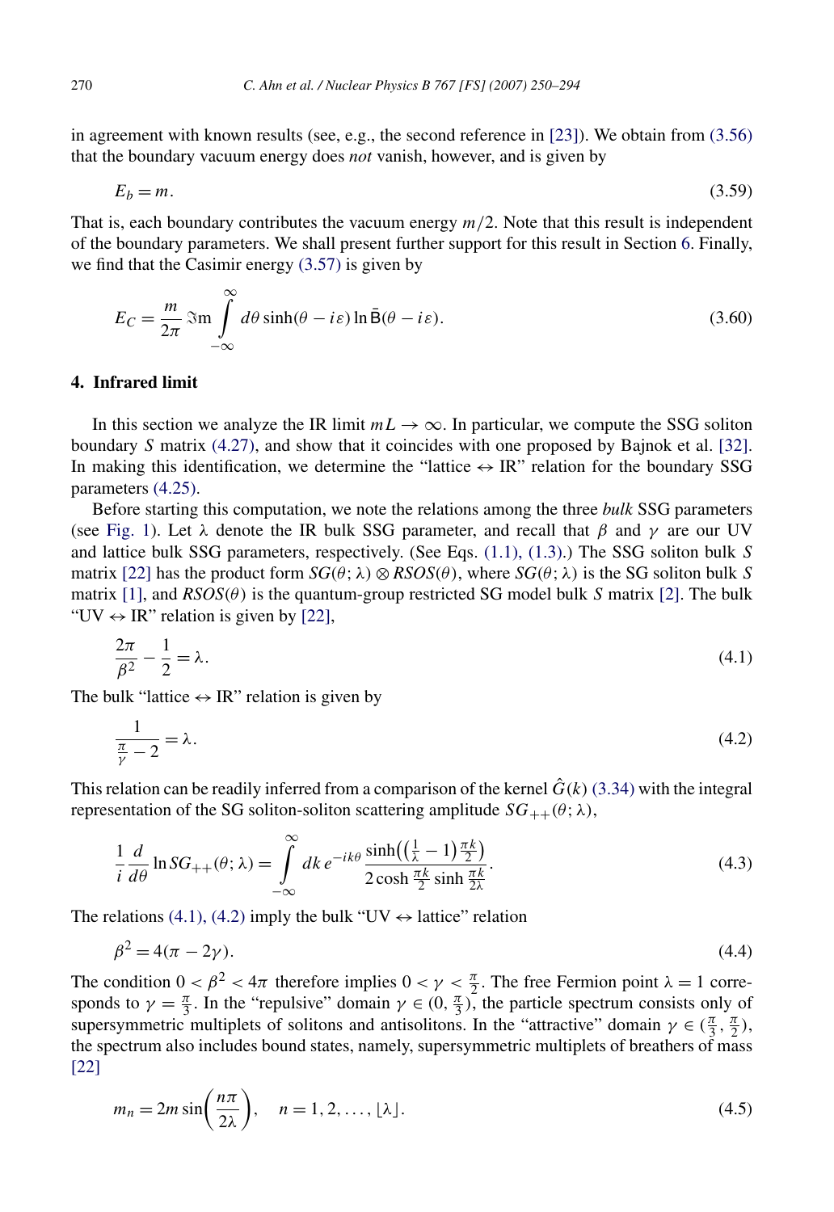in agreement with known results (see, e.g., the second reference in [23]). We obtain from (3.56) that the boundary vacuum energy does *not* vanish, however, and is given by

$$E_b = m. \tag{3.59}$$

That is, each boundary contributes the vacuum energy $m/2$. Note that this result is independent of the boundary parameters. We shall present further support for this result in Section 6. Finally, we find that the Casimir energy (3.57) is given by

$$E_C = \frac{m}{2\pi} \Im\mathrm{m} \int_{-\infty}^{\infty} d\theta \sinh(\theta - i\varepsilon) \ln \bar{\mathsf{B}}(\theta - i\varepsilon). \tag{3.60}$$

## 4. Infrared limit

In this section we analyze the IR limit $mL \to \infty$. In particular, we compute the SSG soliton boundary $S$ matrix (4.27), and show that it coincides with one proposed by Bajnok et al. [32]. In making this identification, we determine the "lattice $\leftrightarrow$ IR" relation for the boundary SSG parameters (4.25).

Before starting this computation, we note the relations among the three *bulk* SSG parameters (see Fig. 1). Let $\lambda$ denote the IR bulk SSG parameter, and recall that $\beta$ and $\gamma$ are our UV and lattice bulk SSG parameters, respectively. (See Eqs. (1.1), (1.3).) The SSG soliton bulk $S$ matrix [22] has the product form $SG(\theta; \lambda) \otimes RSOS(\theta)$, where $SG(\theta; \lambda)$ is the SG soliton bulk $S$ matrix [1], and $RSOS(\theta)$ is the quantum-group restricted SG model bulk $S$ matrix [2]. The bulk "UV $\leftrightarrow$ IR" relation is given by [22],

$$\frac{2\pi}{\beta^2} - \frac{1}{2} = \lambda. \tag{4.1}$$

The bulk "lattice $\leftrightarrow$ IR" relation is given by

$$\frac{1}{\frac{\pi}{\gamma} - 2} = \lambda. \tag{4.2}$$

This relation can be readily inferred from a comparison of the kernel $\hat{G}(k)$ (3.34) with the integral representation of the SG soliton-soliton scattering amplitude $SG_{++}(\theta; \lambda)$,

$$\frac{1}{i} \frac{d}{d\theta} \ln SG_{++}(\theta; \lambda) = \int_{-\infty}^{\infty} dk\, e^{-ik\theta} \frac{\sinh\left(\left(\frac{1}{\lambda} - 1\right)\frac{\pi k}{2}\right)}{2\cosh\frac{\pi k}{2} \sinh\frac{\pi k}{2\lambda}}. \tag{4.3}$$

The relations (4.1), (4.2) imply the bulk "UV $\leftrightarrow$ lattice" relation

$$\beta^2 = 4(\pi - 2\gamma). \tag{4.4}$$

The condition $0 < \beta^2 < 4\pi$ therefore implies $0 < \gamma < \frac{\pi}{2}$. The free Fermion point $\lambda = 1$ corresponds to $\gamma = \frac{\pi}{3}$. In the "repulsive" domain $\gamma \in (0, \frac{\pi}{3})$, the particle spectrum consists only of supersymmetric multiplets of solitons and antisolitons. In the "attractive" domain $\gamma \in (\frac{\pi}{3}, \frac{\pi}{2})$, the spectrum also includes bound states, namely, supersymmetric multiplets of breathers of mass [22]

$$m_n = 2m \sin\left(\frac{n\pi}{2\lambda}\right), \quad n = 1, 2, \ldots, \lfloor\lambda\rfloor. \tag{4.5}$$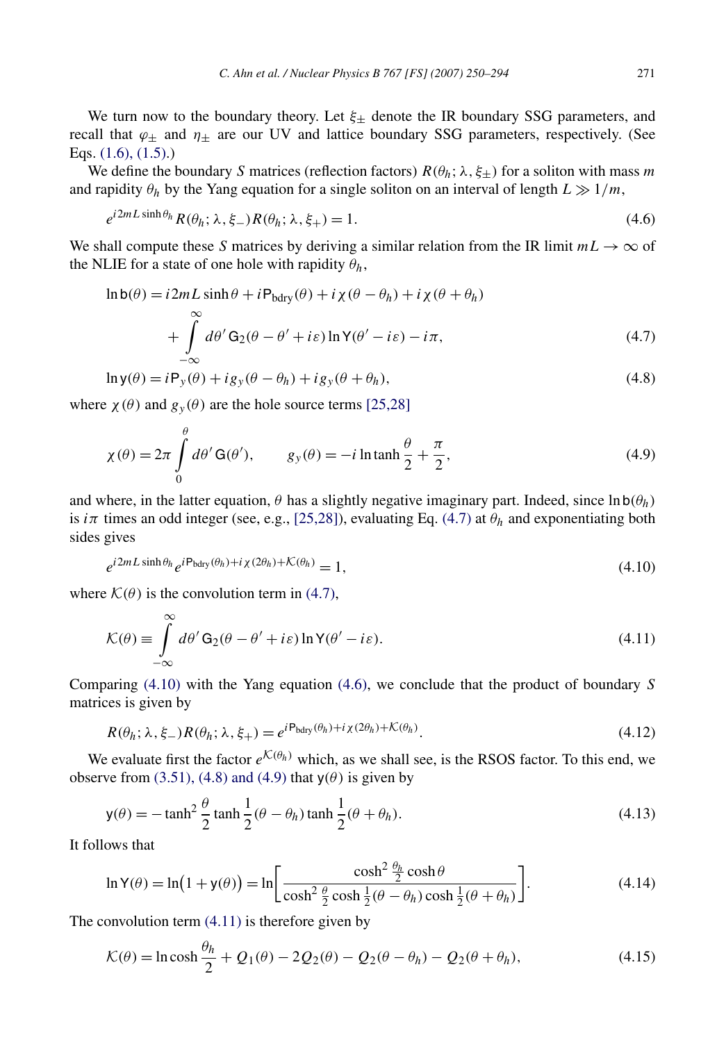We turn now to the boundary theory. Let $\xi_\pm$ denote the IR boundary SSG parameters, and recall that $\varphi_\pm$ and $\eta_\pm$ are our UV and lattice boundary SSG parameters, respectively. (See Eqs. (1.6), (1.5).)

We define the boundary $S$ matrices (reflection factors) $R(\theta_h; \lambda, \xi_\pm)$ for a soliton with mass $m$ and rapidity $\theta_h$ by the Yang equation for a single soliton on an interval of length $L \gg 1/m$,

$$e^{i2mL\sinh\theta_h} R(\theta_h; \lambda, \xi_-) R(\theta_h; \lambda, \xi_+) = 1. \tag{4.6}$$

We shall compute these $S$ matrices by deriving a similar relation from the IR limit $mL \to \infty$ of the NLIE for a state of one hole with rapidity $\theta_h$,

$$\ln \mathsf{b}(\theta) = i2mL\sinh\theta + i\mathsf{P}_{\mathrm{bdry}}(\theta) + i\chi(\theta - \theta_h) + i\chi(\theta + \theta_h) + \int\limits_{-\infty}^{\infty} d\theta'\, \mathsf{G}_2(\theta - \theta' + i\varepsilon) \ln \mathsf{Y}(\theta' - i\varepsilon) - i\pi, \tag{4.7}$$

$$\ln \mathsf{y}(\theta) = i\mathsf{P}_y(\theta) + ig_y(\theta - \theta_h) + ig_y(\theta + \theta_h), \tag{4.8}$$

where $\chi(\theta)$ and $g_y(\theta)$ are the hole source terms [25,28]

$$\chi(\theta) = 2\pi \int\limits_0^\theta d\theta'\, \mathsf{G}(\theta'), \qquad g_y(\theta) = -i \ln \tanh\frac{\theta}{2} + \frac{\pi}{2}, \tag{4.9}$$

and where, in the latter equation, $\theta$ has a slightly negative imaginary part. Indeed, since $\ln \mathsf{b}(\theta_h)$ is $i\pi$ times an odd integer (see, e.g., [25,28]), evaluating Eq. (4.7) at $\theta_h$ and exponentiating both sides gives

$$e^{i2mL\sinh\theta_h} e^{i\mathsf{P}_{\mathrm{bdry}}(\theta_h) + i\chi(2\theta_h) + \mathcal{K}(\theta_h)} = 1, \tag{4.10}$$

where $\mathcal{K}(\theta)$ is the convolution term in (4.7),

$$\mathcal{K}(\theta) \equiv \int\limits_{-\infty}^{\infty} d\theta'\, \mathsf{G}_2(\theta - \theta' + i\varepsilon) \ln \mathsf{Y}(\theta' - i\varepsilon). \tag{4.11}$$

Comparing (4.10) with the Yang equation (4.6), we conclude that the product of boundary $S$ matrices is given by

$$R(\theta_h; \lambda, \xi_-) R(\theta_h; \lambda, \xi_+) = e^{i\mathsf{P}_{\mathrm{bdry}}(\theta_h) + i\chi(2\theta_h) + \mathcal{K}(\theta_h)}. \tag{4.12}$$

We evaluate first the factor $e^{\mathcal{K}(\theta_h)}$ which, as we shall see, is the RSOS factor. To this end, we observe from (3.51), (4.8) and (4.9) that $\mathsf{y}(\theta)$ is given by

$$\mathsf{y}(\theta) = -\tanh^2\frac{\theta}{2} \tanh\frac{1}{2}(\theta - \theta_h) \tanh\frac{1}{2}(\theta + \theta_h). \tag{4.13}$$

It follows that

$$\ln \mathsf{Y}(\theta) = \ln\bigl(1 + \mathsf{y}(\theta)\bigr) = \ln\left[\frac{\cosh^2\frac{\theta_h}{2}\cosh\theta}{\cosh^2\frac{\theta}{2}\cosh\frac{1}{2}(\theta - \theta_h)\cosh\frac{1}{2}(\theta + \theta_h)}\right]. \tag{4.14}$$

The convolution term (4.11) is therefore given by

$$\mathcal{K}(\theta) = \ln\cosh\frac{\theta_h}{2} + Q_1(\theta) - 2Q_2(\theta) - Q_2(\theta - \theta_h) - Q_2(\theta + \theta_h), \tag{4.15}$$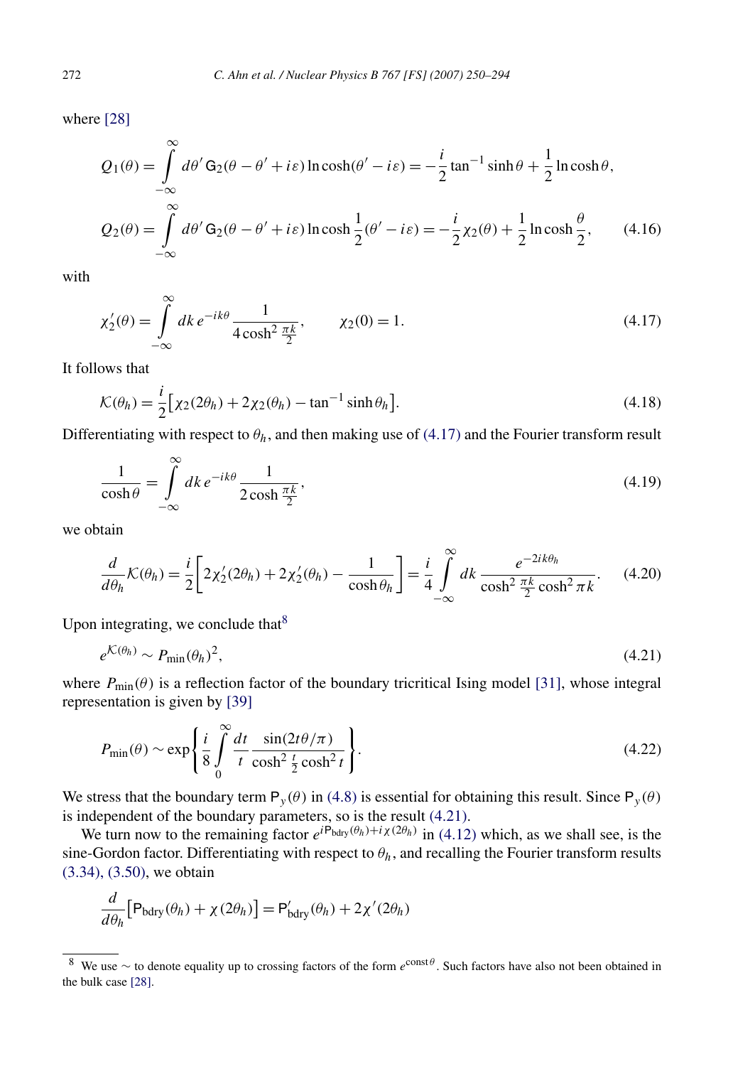where [28]

$$Q_1(\theta) = \int_{-\infty}^{\infty} d\theta'\, \mathsf{G}_2(\theta - \theta' + i\varepsilon) \ln\cosh(\theta' - i\varepsilon) = -\frac{i}{2}\tan^{-1}\sinh\theta + \frac{1}{2}\ln\cosh\theta,$$

$$Q_2(\theta) = \int_{-\infty}^{\infty} d\theta'\, \mathsf{G}_2(\theta - \theta' + i\varepsilon) \ln\cosh\frac{1}{2}(\theta' - i\varepsilon) = -\frac{i}{2}\chi_2(\theta) + \frac{1}{2}\ln\cosh\frac{\theta}{2}, \tag{4.16}$$

with

$$\chi_2'(\theta) = \int_{-\infty}^{\infty} dk\, e^{-ik\theta} \frac{1}{4\cosh^2\frac{\pi k}{2}}, \qquad \chi_2(0) = 1. \tag{4.17}$$

It follows that

$$\mathcal{K}(\theta_h) = \frac{i}{2}\left[\chi_2(2\theta_h) + 2\chi_2(\theta_h) - \tan^{-1}\sinh\theta_h\right]. \tag{4.18}$$

Differentiating with respect to $\theta_h$, and then making use of (4.17) and the Fourier transform result

$$\frac{1}{\cosh\theta} = \int_{-\infty}^{\infty} dk\, e^{-ik\theta} \frac{1}{2\cosh\frac{\pi k}{2}}, \tag{4.19}$$

we obtain

$$\frac{d}{d\theta_h}\mathcal{K}(\theta_h) = \frac{i}{2}\left[2\chi_2'(2\theta_h) + 2\chi_2'(\theta_h) - \frac{1}{\cosh\theta_h}\right] = \frac{i}{4}\int_{-\infty}^{\infty} dk\, \frac{e^{-2ik\theta_h}}{\cosh^2\frac{\pi k}{2}\cosh^2\pi k}. \tag{4.20}$$

Upon integrating, we conclude that[8]

$$e^{\mathcal{K}(\theta_h)} \sim P_{\min}(\theta_h)^2, \tag{4.21}$$

where $P_{\min}(\theta)$ is a reflection factor of the boundary tricritical Ising model [31], whose integral representation is given by [39]

$$P_{\min}(\theta) \sim \exp\left\{\frac{i}{8}\int_0^{\infty} \frac{dt}{t} \frac{\sin(2t\theta/\pi)}{\cosh^2\frac{t}{2}\cosh^2 t}\right\}. \tag{4.22}$$

We stress that the boundary term $\mathsf{P}_y(\theta)$ in (4.8) is essential for obtaining this result. Since $\mathsf{P}_y(\theta)$ is independent of the boundary parameters, so is the result (4.21).

We turn now to the remaining factor $e^{i\mathsf{P}_{\text{bdry}}(\theta_h) + i\chi(2\theta_h)}$ in (4.12) which, as we shall see, is the sine-Gordon factor. Differentiating with respect to $\theta_h$, and recalling the Fourier transform results (3.34), (3.50), we obtain

$$\frac{d}{d\theta_h}\left[\mathsf{P}_{\text{bdry}}(\theta_h) + \chi(2\theta_h)\right] = \mathsf{P}'_{\text{bdry}}(\theta_h) + 2\chi'(2\theta_h)$$

---

[8] We use $\sim$ to denote equality up to crossing factors of the form $e^{\text{const}\,\theta}$. Such factors have also not been obtained in the bulk case [28].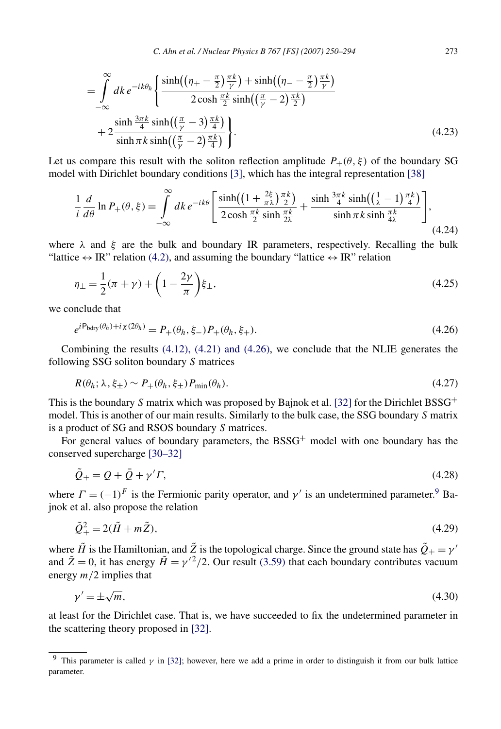$$= \int_{-\infty}^{\infty} dk\, e^{-ik\theta_h} \left\{ \frac{\sinh\left(\left(\eta_+ - \frac{\pi}{2}\right)\frac{\pi k}{\gamma}\right) + \sinh\left(\left(\eta_- - \frac{\pi}{2}\right)\frac{\pi k}{\gamma}\right)}{2\cosh\frac{\pi k}{2}\sinh\left(\left(\frac{\pi}{\gamma} - 2\right)\frac{\pi k}{2}\right)} + 2\frac{\sinh\frac{3\pi k}{4}\sinh\left(\left(\frac{\pi}{\gamma} - 3\right)\frac{\pi k}{4}\right)}{\sinh\pi k \sinh\left(\left(\frac{\pi}{\gamma} - 2\right)\frac{\pi k}{4}\right)} \right\}. \tag{4.23}$$

Let us compare this result with the soliton reflection amplitude $P_+(\theta, \xi)$ of the boundary SG model with Dirichlet boundary conditions [3], which has the integral representation [38]

$$\frac{1}{i}\frac{d}{d\theta}\ln P_+(\theta, \xi) = \int_{-\infty}^{\infty} dk\, e^{-ik\theta} \left[ \frac{\sinh\left(\left(1 + \frac{2\xi}{\pi\lambda}\right)\frac{\pi k}{2}\right)}{2\cosh\frac{\pi k}{2}\sinh\frac{\pi k}{2\lambda}} + \frac{\sinh\frac{3\pi k}{4}\sinh\left(\left(\frac{1}{\lambda} - 1\right)\frac{\pi k}{4}\right)}{\sinh\pi k \sinh\frac{\pi k}{4\lambda}} \right], \tag{4.24}$$

where $\lambda$ and $\xi$ are the bulk and boundary IR parameters, respectively. Recalling the bulk "lattice $\leftrightarrow$ IR" relation (4.2), and assuming the boundary "lattice $\leftrightarrow$ IR" relation

$$\eta_\pm = \frac{1}{2}(\pi + \gamma) + \left(1 - \frac{2\gamma}{\pi}\right)\xi_\pm, \tag{4.25}$$

we conclude that

$$e^{i\mathsf{P}_{\mathrm{bdry}}(\theta_h) + i\chi(2\theta_h)} = P_+(\theta_h, \xi_-)P_+(\theta_h, \xi_+). \tag{4.26}$$

Combining the results (4.12), (4.21) and (4.26), we conclude that the NLIE generates the following SSG soliton boundary $S$ matrices

$$R(\theta_h; \lambda, \xi_\pm) \sim P_+(\theta_h, \xi_\pm)P_{\min}(\theta_h). \tag{4.27}$$

This is the boundary $S$ matrix which was proposed by Bajnok et al. [32] for the Dirichlet BSSG$^+$ model. This is another of our main results. Similarly to the bulk case, the SSG boundary $S$ matrix is a product of SG and RSOS boundary $S$ matrices.

For general values of boundary parameters, the BSSG$^+$ model with one boundary has the conserved supercharge [30–32]

$$\tilde{Q}_+ = Q + \bar{Q} + \gamma'\Gamma, \tag{4.28}$$

where $\Gamma = (-1)^F$ is the Fermionic parity operator, and $\gamma'$ is an undetermined parameter.[9] Bajnok et al. also propose the relation

$$\tilde{Q}_+^2 = 2(\tilde{H} + m\tilde{Z}), \tag{4.29}$$

where $\tilde{H}$ is the Hamiltonian, and $\tilde{Z}$ is the topological charge. Since the ground state has $\tilde{Q}_+ = \gamma'$ and $\tilde{Z} = 0$, it has energy $\tilde{H} = \gamma'^2/2$. Our result (3.59) that each boundary contributes vacuum energy $m/2$ implies that

$$\gamma' = \pm\sqrt{m}, \tag{4.30}$$

at least for the Dirichlet case. That is, we have succeeded to fix the undetermined parameter in the scattering theory proposed in [32].

[9] This parameter is called $\gamma$ in [32]; however, here we add a prime in order to distinguish it from our bulk lattice parameter.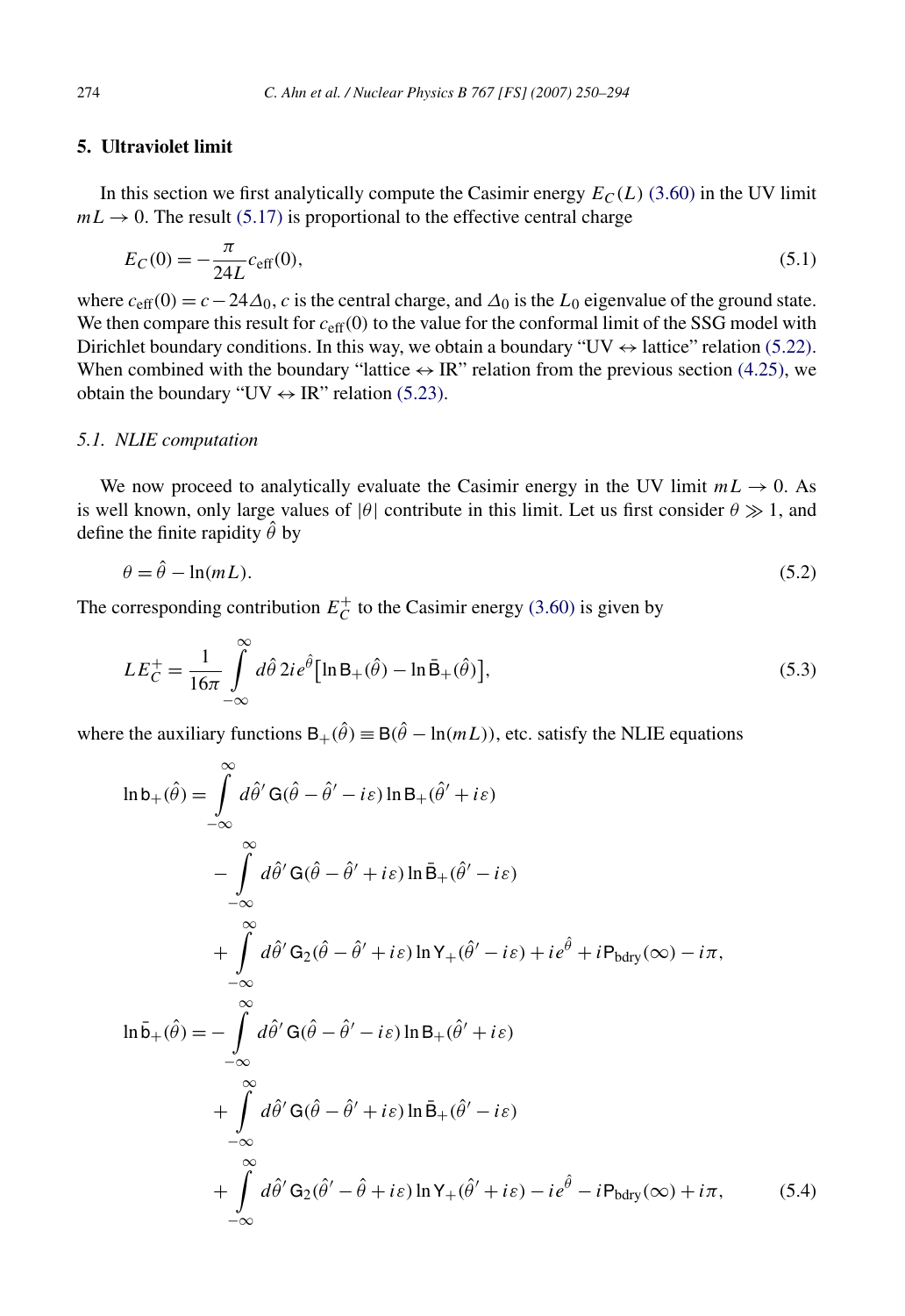## 5. Ultraviolet limit

In this section we first analytically compute the Casimir energy $E_C(L)$ (3.60) in the UV limit $mL \to 0$. The result (5.17) is proportional to the effective central charge

$$E_C(0) = -\frac{\pi}{24L} c_{\text{eff}}(0), \tag{5.1}$$

where $c_{\text{eff}}(0) = c - 24\Delta_0$, $c$ is the central charge, and $\Delta_0$ is the $L_0$ eigenvalue of the ground state. We then compare this result for $c_{\text{eff}}(0)$ to the value for the conformal limit of the SSG model with Dirichlet boundary conditions. In this way, we obtain a boundary "UV $\leftrightarrow$ lattice" relation (5.22). When combined with the boundary "lattice $\leftrightarrow$ IR" relation from the previous section (4.25), we obtain the boundary "UV $\leftrightarrow$ IR" relation (5.23).

### 5.1. NLIE computation

We now proceed to analytically evaluate the Casimir energy in the UV limit $mL \to 0$. As is well known, only large values of $|\theta|$ contribute in this limit. Let us first consider $\theta \gg 1$, and define the finite rapidity $\hat{\theta}$ by

$$\theta = \hat{\theta} - \ln(mL). \tag{5.2}$$

The corresponding contribution $E_C^+$ to the Casimir energy (3.60) is given by

$$LE_C^+ = \frac{1}{16\pi} \int_{-\infty}^{\infty} d\hat{\theta}\, 2ie^{\hat{\theta}} \left[\ln \mathsf{B}_+(\hat{\theta}) - \ln \bar{\mathsf{B}}_+(\hat{\theta})\right], \tag{5.3}$$

where the auxiliary functions $\mathsf{B}_+(\hat{\theta}) \equiv \mathsf{B}(\hat{\theta} - \ln(mL))$, etc. satisfy the NLIE equations

$$\begin{aligned}
\ln \mathsf{b}_+(\hat{\theta}) = {} & \int_{-\infty}^{\infty} d\hat{\theta}'\, \mathsf{G}(\hat{\theta} - \hat{\theta}' - i\varepsilon) \ln \mathsf{B}_+(\hat{\theta}' + i\varepsilon) \\
& - \int_{-\infty}^{\infty} d\hat{\theta}'\, \mathsf{G}(\hat{\theta} - \hat{\theta}' + i\varepsilon) \ln \bar{\mathsf{B}}_+(\hat{\theta}' - i\varepsilon) \\
& + \int_{-\infty}^{\infty} d\hat{\theta}'\, \mathsf{G}_2(\hat{\theta} - \hat{\theta}' + i\varepsilon) \ln \mathsf{Y}_+(\hat{\theta}' - i\varepsilon) + ie^{\hat{\theta}} + i\mathsf{P}_{\text{bdry}}(\infty) - i\pi, \\
\ln \bar{\mathsf{b}}_+(\hat{\theta}) = {} & -\int_{-\infty}^{\infty} d\hat{\theta}'\, \mathsf{G}(\hat{\theta} - \hat{\theta}' - i\varepsilon) \ln \mathsf{B}_+(\hat{\theta}' + i\varepsilon) \\
& + \int_{-\infty}^{\infty} d\hat{\theta}'\, \mathsf{G}(\hat{\theta} - \hat{\theta}' + i\varepsilon) \ln \bar{\mathsf{B}}_+(\hat{\theta}' - i\varepsilon) \\
& + \int_{-\infty}^{\infty} d\hat{\theta}'\, \mathsf{G}_2(\hat{\theta}' - \hat{\theta} + i\varepsilon) \ln \mathsf{Y}_+(\hat{\theta}' + i\varepsilon) - ie^{\hat{\theta}} - i\mathsf{P}_{\text{bdry}}(\infty) + i\pi,
\end{aligned} \tag{5.4}$$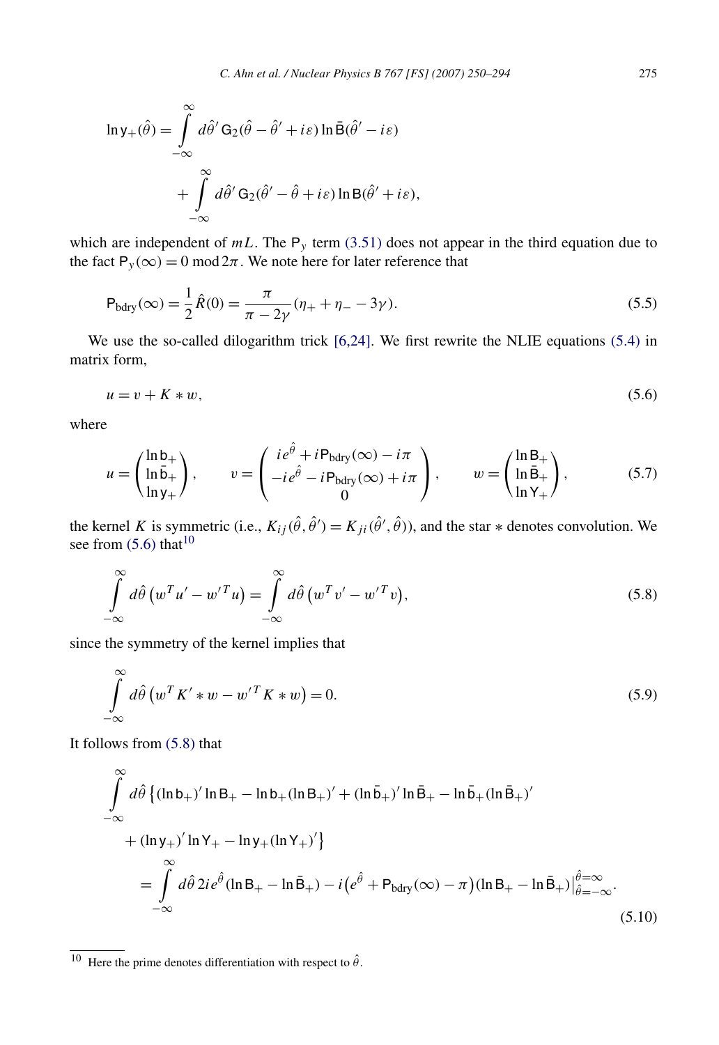$$
\begin{aligned}
\ln \mathsf{y}_+(\hat{\theta}) = &\int_{-\infty}^{\infty} d\hat{\theta}'\, \mathsf{G}_2(\hat{\theta} - \hat{\theta}' + i\varepsilon) \ln \bar{\mathsf{B}}(\hat{\theta}' - i\varepsilon) \\
&+ \int_{-\infty}^{\infty} d\hat{\theta}'\, \mathsf{G}_2(\hat{\theta}' - \hat{\theta} + i\varepsilon) \ln \mathsf{B}(\hat{\theta}' + i\varepsilon),
\end{aligned}
$$

which are independent of $mL$. The $\mathsf{P}_y$ term (3.51) does not appear in the third equation due to the fact $\mathsf{P}_y(\infty) = 0 \bmod 2\pi$. We note here for later reference that

$$
\mathsf{P}_{\text{bdry}}(\infty) = \frac{1}{2}\hat{R}(0) = \frac{\pi}{\pi - 2\gamma}(\eta_+ + \eta_- - 3\gamma). \tag{5.5}
$$

We use the so-called dilogarithm trick [6,24]. We first rewrite the NLIE equations (5.4) in matrix form,

$$
u = v + K * w, \tag{5.6}
$$

where

$$
u = \begin{pmatrix} \ln \mathsf{b}_+ \\ \ln \bar{\mathsf{b}}_+ \\ \ln \mathsf{y}_+ \end{pmatrix}, \qquad v = \begin{pmatrix} ie^{\hat{\theta}} + i\mathsf{P}_{\text{bdry}}(\infty) - i\pi \\ -ie^{\hat{\theta}} - i\mathsf{P}_{\text{bdry}}(\infty) + i\pi \\ 0 \end{pmatrix}, \qquad w = \begin{pmatrix} \ln \mathsf{B}_+ \\ \ln \bar{\mathsf{B}}_+ \\ \ln \mathsf{Y}_+ \end{pmatrix}, \tag{5.7}
$$

the kernel $K$ is symmetric (i.e., $K_{ij}(\hat{\theta}, \hat{\theta}') = K_{ji}(\hat{\theta}', \hat{\theta})$), and the star $*$ denotes convolution. We see from (5.6) that[10]

$$
\int_{-\infty}^{\infty} d\hat{\theta}\, \big(w^T u' - w'^T u\big) = \int_{-\infty}^{\infty} d\hat{\theta}\, \big(w^T v' - w'^T v\big), \tag{5.8}
$$

since the symmetry of the kernel implies that

$$
\int_{-\infty}^{\infty} d\hat{\theta}\, \big(w^T K' * w - w'^T K * w\big) = 0. \tag{5.9}
$$

It follows from (5.8) that

$$
\begin{aligned}
&\int_{-\infty}^{\infty} d\hat{\theta}\, \big\{(\ln \mathsf{b}_+)' \ln \mathsf{B}_+ - \ln \mathsf{b}_+ (\ln \mathsf{B}_+)' + (\ln \bar{\mathsf{b}}_+)' \ln \bar{\mathsf{B}}_+ - \ln \bar{\mathsf{b}}_+ (\ln \bar{\mathsf{B}}_+)' \\
&\quad + (\ln \mathsf{y}_+)' \ln \mathsf{Y}_+ - \ln \mathsf{y}_+ (\ln \mathsf{Y}_+)'\big\} \\
&\quad = \int_{-\infty}^{\infty} d\hat{\theta}\, 2ie^{\hat{\theta}} (\ln \mathsf{B}_+ - \ln \bar{\mathsf{B}}_+) - i\big(e^{\hat{\theta}} + \mathsf{P}_{\text{bdry}}(\infty) - \pi\big)(\ln \mathsf{B}_+ - \ln \bar{\mathsf{B}}_+)\big|_{\hat{\theta}=-\infty}^{\hat{\theta}=\infty}.
\end{aligned} \tag{5.10}
$$

[10] Here the prime denotes differentiation with respect to $\hat{\theta}$.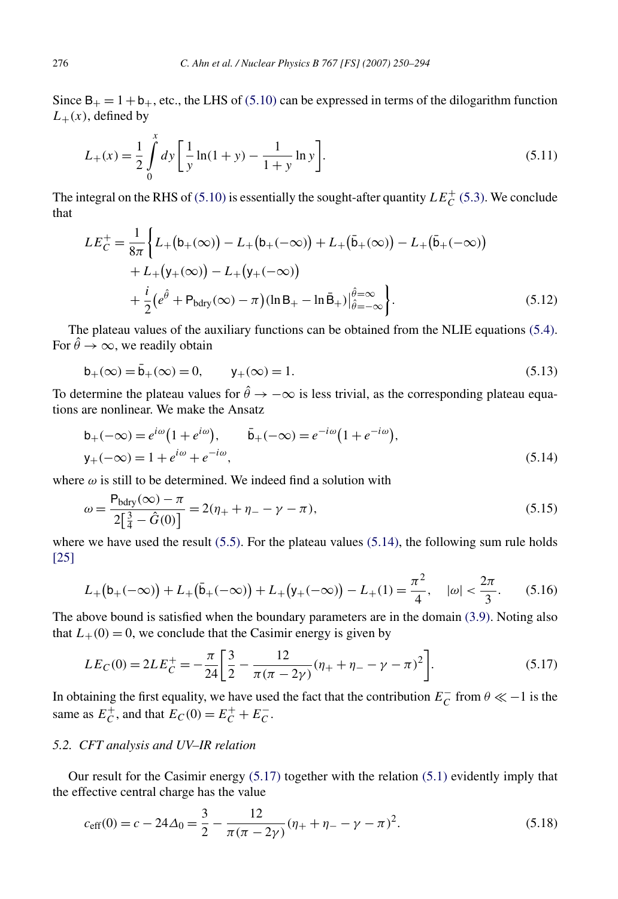Since $\mathsf{B}_+ = 1 + \mathsf{b}_+$, etc., the LHS of (5.10) can be expressed in terms of the dilogarithm function $L_+(x)$, defined by

$$L_+(x) = \frac{1}{2}\int_0^x dy \left[\frac{1}{y}\ln(1+y) - \frac{1}{1+y}\ln y\right]. \tag{5.11}$$

The integral on the RHS of (5.10) is essentially the sought-after quantity $LE_C^+$ (5.3). We conclude that

$$\begin{aligned} LE_C^+ = \frac{1}{8\pi}\Big\{ & L_+\big(\mathsf{b}_+(\infty)\big) - L_+\big(\mathsf{b}_+(-\infty)\big) + L_+\big(\bar{\mathsf{b}}_+(\infty)\big) - L_+\big(\bar{\mathsf{b}}_+(-\infty)\big) \\ & + L_+\big(\mathsf{y}_+(\infty)\big) - L_+\big(\mathsf{y}_+(-\infty)\big) \\ & + \frac{i}{2}\big(e^{\hat{\theta}} + \mathsf{P}_{\text{bdry}}(\infty) - \pi\big)(\ln \mathsf{B}_+ - \ln \bar{\mathsf{B}}_+)\big|_{\hat{\theta}=-\infty}^{\hat{\theta}=\infty}\Big\}. \end{aligned} \tag{5.12}$$

The plateau values of the auxiliary functions can be obtained from the NLIE equations (5.4). For $\hat{\theta} \to \infty$, we readily obtain

$$\mathsf{b}_+(\infty) = \bar{\mathsf{b}}_+(\infty) = 0, \qquad \mathsf{y}_+(\infty) = 1. \tag{5.13}$$

To determine the plateau values for $\hat{\theta} \to -\infty$ is less trivial, as the corresponding plateau equations are nonlinear. We make the Ansatz

$$\begin{aligned} &\mathsf{b}_+(-\infty) = e^{i\omega}\big(1 + e^{i\omega}\big), \qquad \bar{\mathsf{b}}_+(-\infty) = e^{-i\omega}\big(1 + e^{-i\omega}\big), \\ &\mathsf{y}_+(-\infty) = 1 + e^{i\omega} + e^{-i\omega}, \end{aligned} \tag{5.14}$$

where $\omega$ is still to be determined. We indeed find a solution with

$$\omega = \frac{\mathsf{P}_{\text{bdry}}(\infty) - \pi}{2\big[\frac{3}{4} - \hat{G}(0)\big]} = 2(\eta_+ + \eta_- - \gamma - \pi), \tag{5.15}$$

where we have used the result (5.5). For the plateau values (5.14), the following sum rule holds [25]

$$L_+\big(\mathsf{b}_+(-\infty)\big) + L_+\big(\bar{\mathsf{b}}_+(-\infty)\big) + L_+\big(\mathsf{y}_+(-\infty)\big) - L_+(1) = \frac{\pi^2}{4}, \quad |\omega| < \frac{2\pi}{3}. \tag{5.16}$$

The above bound is satisfied when the boundary parameters are in the domain (3.9). Noting also that $L_+(0) = 0$, we conclude that the Casimir energy is given by

$$LE_C(0) = 2LE_C^+ = -\frac{\pi}{24}\left[\frac{3}{2} - \frac{12}{\pi(\pi - 2\gamma)}(\eta_+ + \eta_- - \gamma - \pi)^2\right]. \tag{5.17}$$

In obtaining the first equality, we have used the fact that the contribution $E_C^-$ from $\theta \ll -1$ is the same as $E_C^+$, and that $E_C(0) = E_C^+ + E_C^-$.

### 5.2. CFT analysis and UV–IR relation

Our result for the Casimir energy (5.17) together with the relation (5.1) evidently imply that the effective central charge has the value

$$c_{\text{eff}}(0) = c - 24\Delta_0 = \frac{3}{2} - \frac{12}{\pi(\pi - 2\gamma)}(\eta_+ + \eta_- - \gamma - \pi)^2. \tag{5.18}$$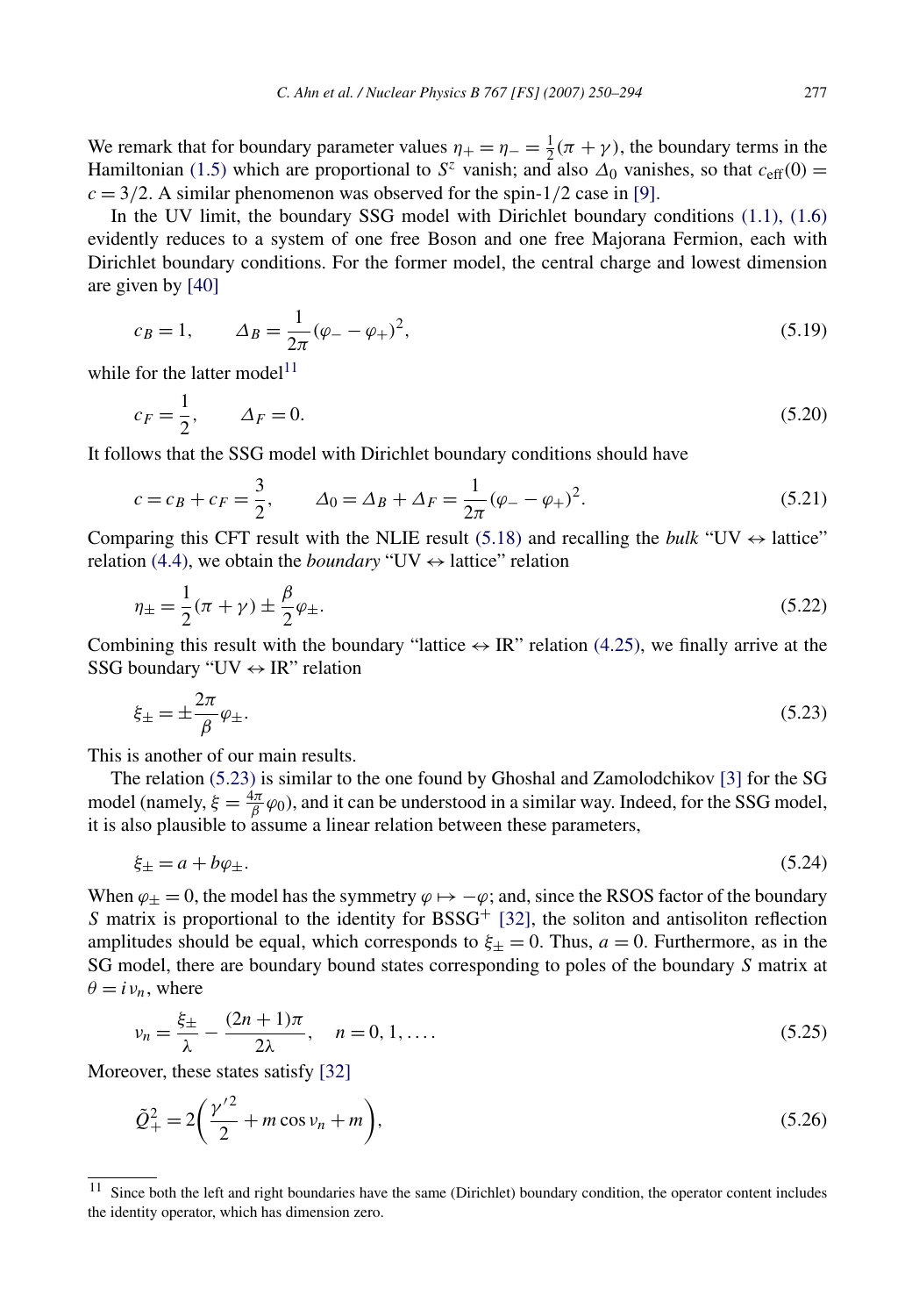We remark that for boundary parameter values $\eta_+ = \eta_- = \frac{1}{2}(\pi + \gamma)$, the boundary terms in the Hamiltonian (1.5) which are proportional to $S^z$ vanish; and also $\Delta_0$ vanishes, so that $c_{\mathrm{eff}}(0) = c = 3/2$. A similar phenomenon was observed for the spin-1/2 case in [9].

In the UV limit, the boundary SSG model with Dirichlet boundary conditions (1.1), (1.6) evidently reduces to a system of one free Boson and one free Majorana Fermion, each with Dirichlet boundary conditions. For the former model, the central charge and lowest dimension are given by [40]

$$c_B = 1, \qquad \Delta_B = \frac{1}{2\pi}(\varphi_- - \varphi_+)^2, \tag{5.19}$$

while for the latter model[11]

$$c_F = \frac{1}{2}, \qquad \Delta_F = 0. \tag{5.20}$$

It follows that the SSG model with Dirichlet boundary conditions should have

$$c = c_B + c_F = \frac{3}{2}, \qquad \Delta_0 = \Delta_B + \Delta_F = \frac{1}{2\pi}(\varphi_- - \varphi_+)^2. \tag{5.21}$$

Comparing this CFT result with the NLIE result (5.18) and recalling the *bulk* "UV ↔ lattice" relation (4.4), we obtain the *boundary* "UV ↔ lattice" relation

$$\eta_\pm = \frac{1}{2}(\pi + \gamma) \pm \frac{\beta}{2}\varphi_\pm. \tag{5.22}$$

Combining this result with the boundary "lattice ↔ IR" relation (4.25), we finally arrive at the SSG boundary "UV ↔ IR" relation

$$\xi_\pm = \pm\frac{2\pi}{\beta}\varphi_\pm. \tag{5.23}$$

This is another of our main results.

The relation (5.23) is similar to the one found by Ghoshal and Zamolodchikov [3] for the SG model (namely, $\xi = \frac{4\pi}{\beta}\varphi_0$), and it can be understood in a similar way. Indeed, for the SSG model, it is also plausible to assume a linear relation between these parameters,

$$\xi_\pm = a + b\varphi_\pm. \tag{5.24}$$

When $\varphi_\pm = 0$, the model has the symmetry $\varphi \mapsto -\varphi$; and, since the RSOS factor of the boundary $S$ matrix is proportional to the identity for BSSG$^+$ [32], the soliton and antisoliton reflection amplitudes should be equal, which corresponds to $\xi_\pm = 0$. Thus, $a = 0$. Furthermore, as in the SG model, there are boundary bound states corresponding to poles of the boundary $S$ matrix at $\theta = i v_n$, where

$$v_n = \frac{\xi_\pm}{\lambda} - \frac{(2n+1)\pi}{2\lambda}, \quad n = 0, 1, \ldots. \tag{5.25}$$

Moreover, these states satisfy [32]

$$\tilde{Q}_+^2 = 2\left(\frac{\gamma'^2}{2} + m\cos v_n + m\right), \tag{5.26}$$

[11] Since both the left and right boundaries have the same (Dirichlet) boundary condition, the operator content includes the identity operator, which has dimension zero.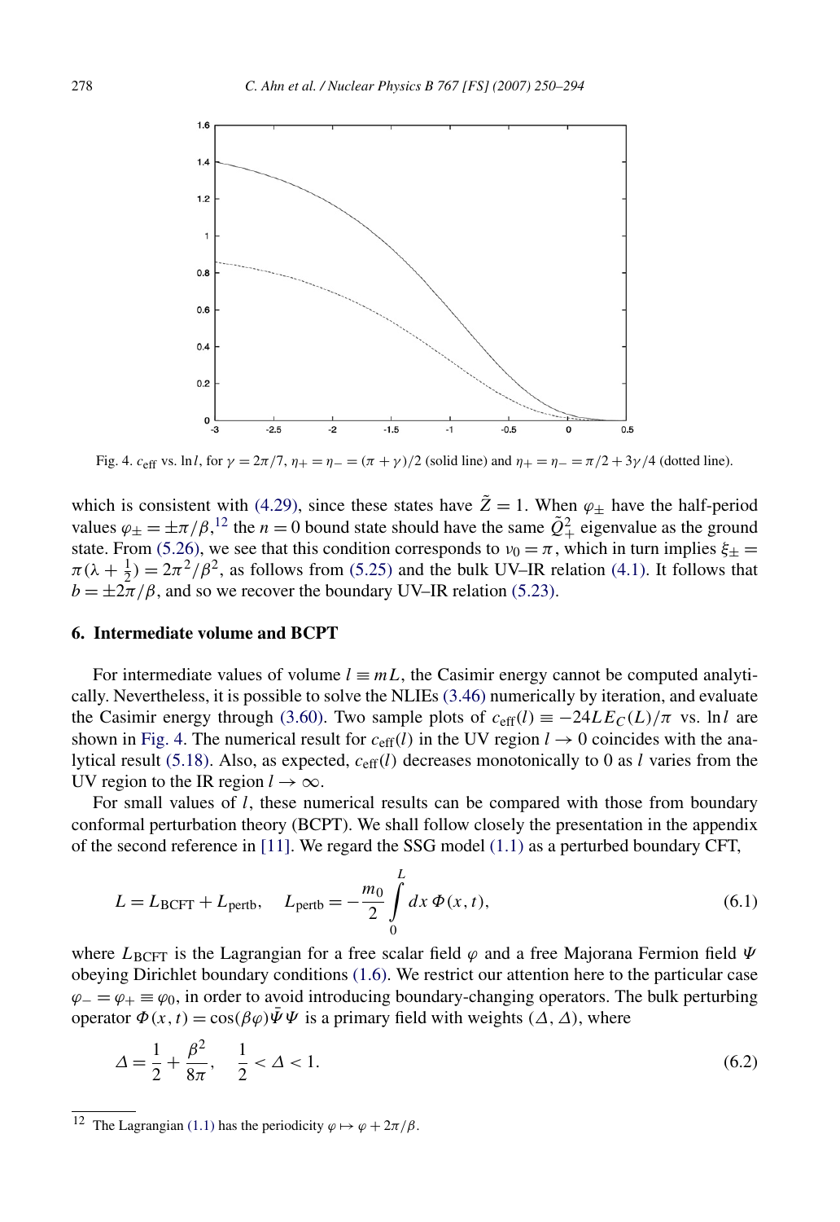Fig. 4. $c_{\text{eff}}$ vs. $\ln l$, for $\gamma = 2\pi/7$, $\eta_+ = \eta_- = (\pi + \gamma)/2$ (solid line) and $\eta_+ = \eta_- = \pi/2 + 3\gamma/4$ (dotted line).

which is consistent with (4.29), since these states have $\tilde{Z} = 1$. When $\varphi_\pm$ have the half-period values $\varphi_\pm = \pm\pi/\beta$,[12] the $n = 0$ bound state should have the same $\tilde{Q}_+^2$ eigenvalue as the ground state. From (5.26), we see that this condition corresponds to $\nu_0 = \pi$, which in turn implies $\xi_\pm = \pi(\lambda + \frac{1}{2}) = 2\pi^2/\beta^2$, as follows from (5.25) and the bulk UV–IR relation (4.1). It follows that $b = \pm 2\pi/\beta$, and so we recover the boundary UV–IR relation (5.23).

## 6. Intermediate volume and BCPT

For intermediate values of volume $l \equiv mL$, the Casimir energy cannot be computed analytically. Nevertheless, it is possible to solve the NLIEs (3.46) numerically by iteration, and evaluate the Casimir energy through (3.60). Two sample plots of $c_{\text{eff}}(l) \equiv -24LE_C(L)/\pi$ vs. $\ln l$ are shown in Fig. 4. The numerical result for $c_{\text{eff}}(l)$ in the UV region $l \to 0$ coincides with the analytical result (5.18). Also, as expected, $c_{\text{eff}}(l)$ decreases monotonically to 0 as $l$ varies from the UV region to the IR region $l \to \infty$.

For small values of $l$, these numerical results can be compared with those from boundary conformal perturbation theory (BCPT). We shall follow closely the presentation in the appendix of the second reference in [11]. We regard the SSG model (1.1) as a perturbed boundary CFT,

$$L = L_{\text{BCFT}} + L_{\text{pertb}}, \quad L_{\text{pertb}} = -\frac{m_0}{2} \int_0^L dx\, \Phi(x,t), \tag{6.1}$$

where $L_{\text{BCFT}}$ is the Lagrangian for a free scalar field $\varphi$ and a free Majorana Fermion field $\Psi$ obeying Dirichlet boundary conditions (1.6). We restrict our attention here to the particular case $\varphi_- = \varphi_+ \equiv \varphi_0$, in order to avoid introducing boundary-changing operators. The bulk perturbing operator $\Phi(x,t) = \cos(\beta\varphi)\bar{\Psi}\Psi$ is a primary field with weights $(\Delta, \Delta)$, where

$$\Delta = \frac{1}{2} + \frac{\beta^2}{8\pi}, \quad \frac{1}{2} < \Delta < 1. \tag{6.2}$$

[12] The Lagrangian (1.1) has the periodicity $\varphi \mapsto \varphi + 2\pi/\beta$.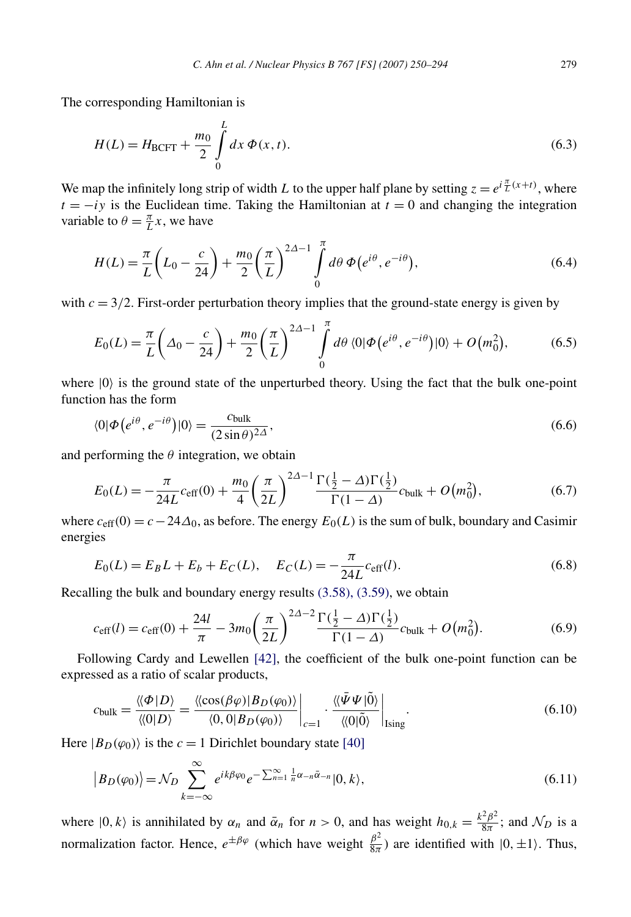The corresponding Hamiltonian is

$$H(L) = H_{\mathrm{BCFT}} + \frac{m_0}{2} \int_0^L dx\, \Phi(x,t). \tag{6.3}$$

We map the infinitely long strip of width $L$ to the upper half plane by setting $z = e^{i\frac{\pi}{L}(x+t)}$, where $t = -iy$ is the Euclidean time. Taking the Hamiltonian at $t = 0$ and changing the integration variable to $\theta = \frac{\pi}{L}x$, we have

$$H(L) = \frac{\pi}{L}\left(L_0 - \frac{c}{24}\right) + \frac{m_0}{2}\left(\frac{\pi}{L}\right)^{2\Delta-1} \int_0^\pi d\theta\, \Phi\left(e^{i\theta}, e^{-i\theta}\right), \tag{6.4}$$

with $c = 3/2$. First-order perturbation theory implies that the ground-state energy is given by

$$E_0(L) = \frac{\pi}{L}\left(\Delta_0 - \frac{c}{24}\right) + \frac{m_0}{2}\left(\frac{\pi}{L}\right)^{2\Delta-1} \int_0^\pi d\theta\, \langle 0|\Phi\left(e^{i\theta}, e^{-i\theta}\right)|0\rangle + O\left(m_0^2\right), \tag{6.5}$$

where $|0\rangle$ is the ground state of the unperturbed theory. Using the fact that the bulk one-point function has the form

$$\langle 0|\Phi\left(e^{i\theta}, e^{-i\theta}\right)|0\rangle = \frac{c_{\mathrm{bulk}}}{(2\sin\theta)^{2\Delta}}, \tag{6.6}$$

and performing the $\theta$ integration, we obtain

$$E_0(L) = -\frac{\pi}{24L}c_{\mathrm{eff}}(0) + \frac{m_0}{4}\left(\frac{\pi}{2L}\right)^{2\Delta-1} \frac{\Gamma(\frac{1}{2}-\Delta)\Gamma(\frac{1}{2})}{\Gamma(1-\Delta)} c_{\mathrm{bulk}} + O\left(m_0^2\right), \tag{6.7}$$

where $c_{\mathrm{eff}}(0) = c - 24\Delta_0$, as before. The energy $E_0(L)$ is the sum of bulk, boundary and Casimir energies

$$E_0(L) = E_B L + E_b + E_C(L), \quad E_C(L) = -\frac{\pi}{24L}c_{\mathrm{eff}}(l). \tag{6.8}$$

Recalling the bulk and boundary energy results (3.58), (3.59), we obtain

$$c_{\mathrm{eff}}(l) = c_{\mathrm{eff}}(0) + \frac{24l}{\pi} - 3m_0\left(\frac{\pi}{2L}\right)^{2\Delta-2} \frac{\Gamma(\frac{1}{2}-\Delta)\Gamma(\frac{1}{2})}{\Gamma(1-\Delta)} c_{\mathrm{bulk}} + O\left(m_0^2\right). \tag{6.9}$$

Following Cardy and Lewellen [42], the coefficient of the bulk one-point function can be expressed as a ratio of scalar products,

$$c_{\mathrm{bulk}} = \frac{\langle\langle \Phi|D\rangle}{\langle\langle 0|D\rangle} = \left.\frac{\langle\langle \cos(\beta\varphi)|B_D(\varphi_0)\rangle}{\langle 0,0|B_D(\varphi_0)\rangle}\right|_{c=1} \cdot \left.\frac{\langle\langle \bar{\Psi}\Psi|\tilde{0}\rangle}{\langle\langle 0|\tilde{0}\rangle}\right|_{\mathrm{Ising}}. \tag{6.10}$$

Here $|B_D(\varphi_0)\rangle$ is the $c = 1$ Dirichlet boundary state [40]

$$\left|B_D(\varphi_0)\right\rangle = \mathcal{N}_D \sum_{k=-\infty}^{\infty} e^{ik\beta\varphi_0} e^{-\sum_{n=1}^{\infty}\frac{1}{n}\alpha_{-n}\bar{\alpha}_{-n}}|0,k\rangle, \tag{6.11}$$

where $|0,k\rangle$ is annihilated by $\alpha_n$ and $\bar{\alpha}_n$ for $n > 0$, and has weight $h_{0,k} = \frac{k^2\beta^2}{8\pi}$; and $\mathcal{N}_D$ is a normalization factor. Hence, $e^{\pm\beta\varphi}$ (which have weight $\frac{\beta^2}{8\pi}$) are identified with $|0,\pm 1\rangle$. Thus,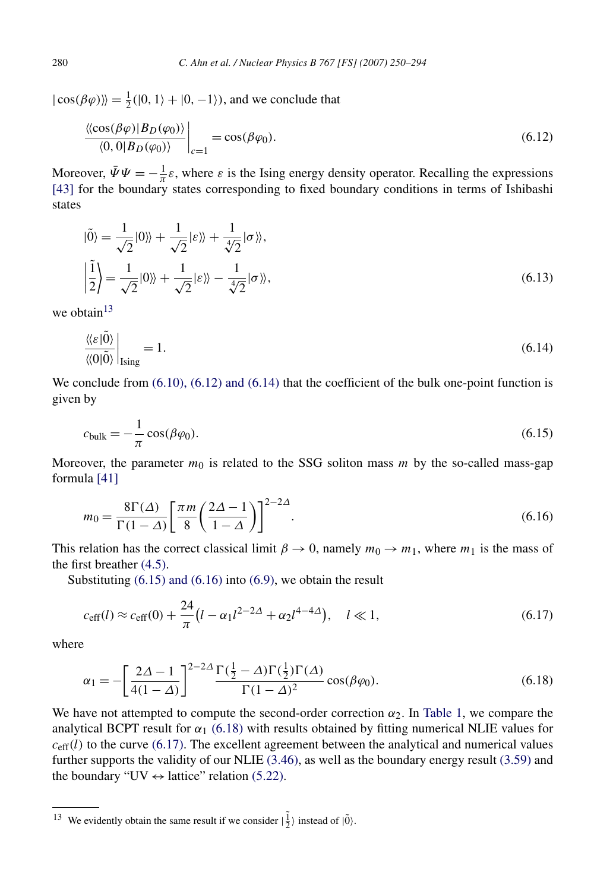$|\cos(\beta\varphi)\rangle\rangle = \frac{1}{2}(|0,1\rangle + |0,-1\rangle)$, and we conclude that

$$\left.\frac{\langle\langle\cos(\beta\varphi)|B_D(\varphi_0)\rangle}{\langle 0,0|B_D(\varphi_0)\rangle}\right|_{c=1} = \cos(\beta\varphi_0). \tag{6.12}$$

Moreover, $\bar{\Psi}\Psi = -\frac{1}{\pi}\varepsilon$, where $\varepsilon$ is the Ising energy density operator. Recalling the expressions [43] for the boundary states corresponding to fixed boundary conditions in terms of Ishibashi states

$$|\tilde{0}\rangle = \frac{1}{\sqrt{2}}|0\rangle\rangle + \frac{1}{\sqrt{2}}|\varepsilon\rangle\rangle + \frac{1}{\sqrt[4]{2}}|\sigma\rangle\rangle,$$

$$\left|\tilde{\frac{1}{2}}\right\rangle = \frac{1}{\sqrt{2}}|0\rangle\rangle + \frac{1}{\sqrt{2}}|\varepsilon\rangle\rangle - \frac{1}{\sqrt[4]{2}}|\sigma\rangle\rangle, \tag{6.13}$$

we obtain[13]

$$\left.\frac{\langle\langle\varepsilon|\tilde{0}\rangle}{\langle\langle 0|\tilde{0}\rangle}\right|_{\text{Ising}} = 1. \tag{6.14}$$

We conclude from (6.10), (6.12) and (6.14) that the coefficient of the bulk one-point function is given by

$$c_{\text{bulk}} = -\frac{1}{\pi}\cos(\beta\varphi_0). \tag{6.15}$$

Moreover, the parameter $m_0$ is related to the SSG soliton mass $m$ by the so-called mass-gap formula [41]

$$m_0 = \frac{8\Gamma(\Delta)}{\Gamma(1-\Delta)}\left[\frac{\pi m}{8}\left(\frac{2\Delta-1}{1-\Delta}\right)\right]^{2-2\Delta}. \tag{6.16}$$

This relation has the correct classical limit $\beta \to 0$, namely $m_0 \to m_1$, where $m_1$ is the mass of the first breather (4.5).

Substituting (6.15) and (6.16) into (6.9), we obtain the result

$$c_{\text{eff}}(l) \approx c_{\text{eff}}(0) + \frac{24}{\pi}\left(l - \alpha_1 l^{2-2\Delta} + \alpha_2 l^{4-4\Delta}\right), \quad l \ll 1, \tag{6.17}$$

where

$$\alpha_1 = -\left[\frac{2\Delta-1}{4(1-\Delta)}\right]^{2-2\Delta}\frac{\Gamma(\frac{1}{2}-\Delta)\Gamma(\frac{1}{2})\Gamma(\Delta)}{\Gamma(1-\Delta)^2}\cos(\beta\varphi_0). \tag{6.18}$$

We have not attempted to compute the second-order correction $\alpha_2$. In Table 1, we compare the analytical BCPT result for $\alpha_1$ (6.18) with results obtained by fitting numerical NLIE values for $c_{\text{eff}}(l)$ to the curve (6.17). The excellent agreement between the analytical and numerical values further supports the validity of our NLIE (3.46), as well as the boundary energy result (3.59) and the boundary "UV $\leftrightarrow$ lattice" relation (5.22).

---

[13] We evidently obtain the same result if we consider $|\tilde{\frac{1}{2}}\rangle$ instead of $|\tilde{0}\rangle$.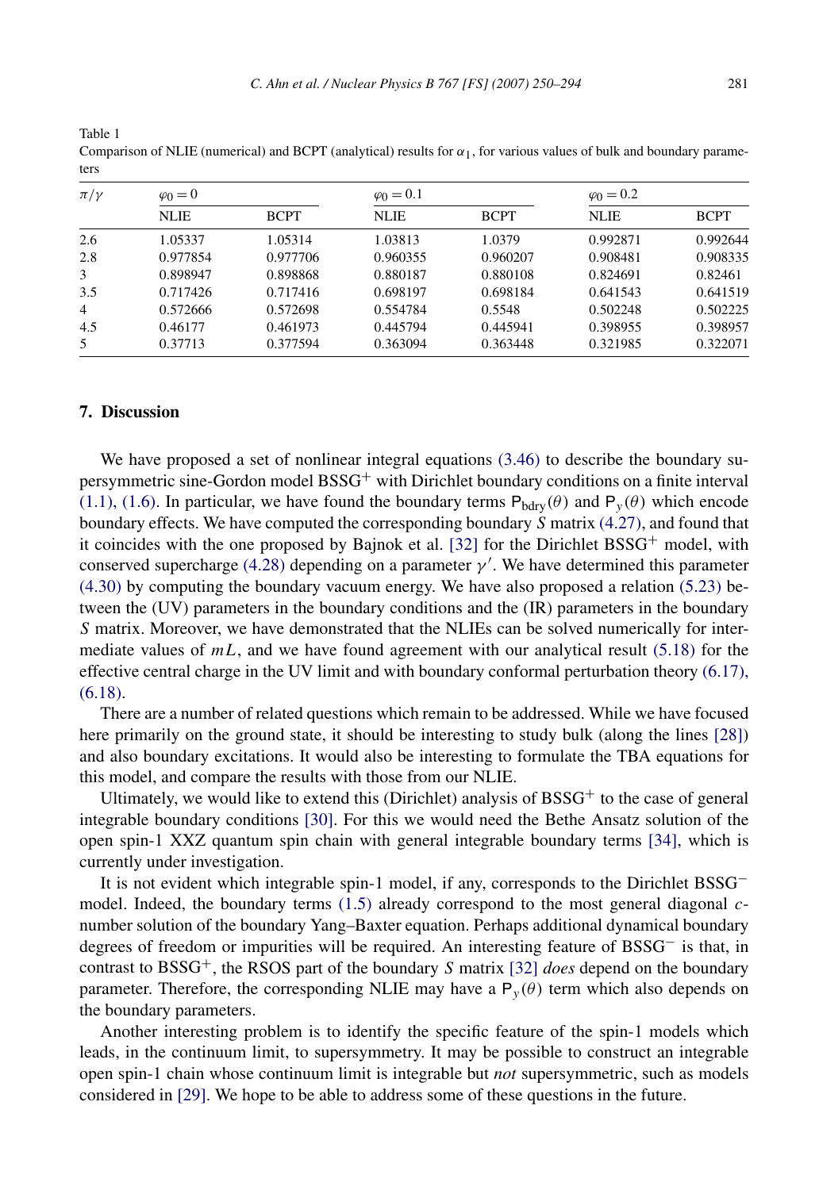Table 1

Comparison of NLIE (numerical) and BCPT (analytical) results for $\alpha_1$, for various values of bulk and boundary parameters

| $\pi/\gamma$ | $\varphi_0 = 0$ | | $\varphi_0 = 0.1$ | | $\varphi_0 = 0.2$ | |
|---|---|---|---|---|---|---|
| | NLIE | BCPT | NLIE | BCPT | NLIE | BCPT |
| 2.6 | 1.05337 | 1.05314 | 1.03813 | 1.0379 | 0.992871 | 0.992644 |
| 2.8 | 0.977854 | 0.977706 | 0.960355 | 0.960207 | 0.908481 | 0.908335 |
| 3 | 0.898947 | 0.898868 | 0.880187 | 0.880108 | 0.824691 | 0.82461 |
| 3.5 | 0.717426 | 0.717416 | 0.698197 | 0.698184 | 0.641543 | 0.641519 |
| 4 | 0.572666 | 0.572698 | 0.554784 | 0.5548 | 0.502248 | 0.502225 |
| 4.5 | 0.46177 | 0.461973 | 0.445794 | 0.445941 | 0.398955 | 0.398957 |
| 5 | 0.37713 | 0.377594 | 0.363094 | 0.363448 | 0.321985 | 0.322071 |

## 7. Discussion

We have proposed a set of nonlinear integral equations (3.46) to describe the boundary supersymmetric sine-Gordon model $\mathrm{BSSG}^+$ with Dirichlet boundary conditions on a finite interval (1.1), (1.6). In particular, we have found the boundary terms $\mathsf{P}_{\mathrm{bdry}}(\theta)$ and $\mathsf{P}_y(\theta)$ which encode boundary effects. We have computed the corresponding boundary $S$ matrix (4.27), and found that it coincides with the one proposed by Bajnok et al. [32] for the Dirichlet $\mathrm{BSSG}^+$ model, with conserved supercharge (4.28) depending on a parameter $\gamma'$. We have determined this parameter (4.30) by computing the boundary vacuum energy. We have also proposed a relation (5.23) between the (UV) parameters in the boundary conditions and the (IR) parameters in the boundary $S$ matrix. Moreover, we have demonstrated that the NLIEs can be solved numerically for intermediate values of $mL$, and we have found agreement with our analytical result (5.18) for the effective central charge in the UV limit and with boundary conformal perturbation theory (6.17), (6.18).

There are a number of related questions which remain to be addressed. While we have focused here primarily on the ground state, it should be interesting to study bulk (along the lines [28]) and also boundary excitations. It would also be interesting to formulate the TBA equations for this model, and compare the results with those from our NLIE.

Ultimately, we would like to extend this (Dirichlet) analysis of $\mathrm{BSSG}^+$ to the case of general integrable boundary conditions [30]. For this we would need the Bethe Ansatz solution of the open spin-1 XXZ quantum spin chain with general integrable boundary terms [34], which is currently under investigation.

It is not evident which integrable spin-1 model, if any, corresponds to the Dirichlet $\mathrm{BSSG}^-$ model. Indeed, the boundary terms (1.5) already correspond to the most general diagonal $c$-number solution of the boundary Yang–Baxter equation. Perhaps additional dynamical boundary degrees of freedom or impurities will be required. An interesting feature of $\mathrm{BSSG}^-$ is that, in contrast to $\mathrm{BSSG}^+$, the RSOS part of the boundary $S$ matrix [32] *does* depend on the boundary parameter. Therefore, the corresponding NLIE may have a $\mathsf{P}_y(\theta)$ term which also depends on the boundary parameters.

Another interesting problem is to identify the specific feature of the spin-1 models which leads, in the continuum limit, to supersymmetry. It may be possible to construct an integrable open spin-1 chain whose continuum limit is integrable but *not* supersymmetric, such as models considered in [29]. We hope to be able to address some of these questions in the future.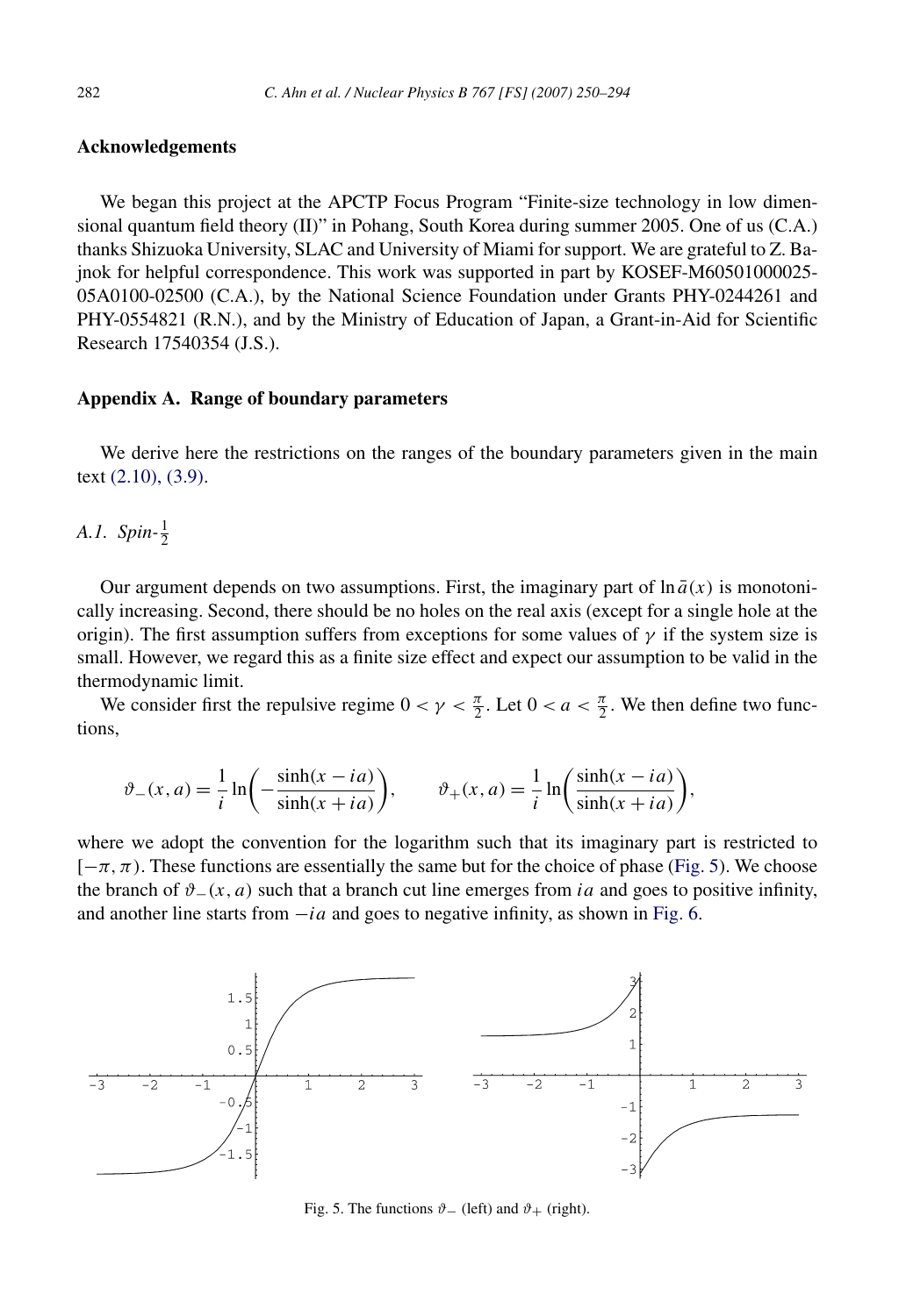## Acknowledgements

We began this project at the APCTP Focus Program "Finite-size technology in low dimensional quantum field theory (II)" in Pohang, South Korea during summer 2005. One of us (C.A.) thanks Shizuoka University, SLAC and University of Miami for support. We are grateful to Z. Bajnok for helpful correspondence. This work was supported in part by KOSEF-M60501000025-05A0100-02500 (C.A.), by the National Science Foundation under Grants PHY-0244261 and PHY-0554821 (R.N.), and by the Ministry of Education of Japan, a Grant-in-Aid for Scientific Research 17540354 (J.S.).

## Appendix A. Range of boundary parameters

We derive here the restrictions on the ranges of the boundary parameters given in the main text (2.10), (3.9).

### A.1. Spin-$\frac{1}{2}$

Our argument depends on two assumptions. First, the imaginary part of $\ln \bar{a}(x)$ is monotonically increasing. Second, there should be no holes on the real axis (except for a single hole at the origin). The first assumption suffers from exceptions for some values of $\gamma$ if the system size is small. However, we regard this as a finite size effect and expect our assumption to be valid in the thermodynamic limit.

We consider first the repulsive regime $0 < \gamma < \frac{\pi}{2}$. Let $0 < a < \frac{\pi}{2}$. We then define two functions,

$$\vartheta_-(x,a) = \frac{1}{i} \ln\left(-\frac{\sinh(x - ia)}{\sinh(x + ia)}\right), \qquad \vartheta_+(x,a) = \frac{1}{i} \ln\left(\frac{\sinh(x - ia)}{\sinh(x + ia)}\right),$$

where we adopt the convention for the logarithm such that its imaginary part is restricted to $[-\pi, \pi)$. These functions are essentially the same but for the choice of phase (Fig. 5). We choose the branch of $\vartheta_-(x,a)$ such that a branch cut line emerges from $ia$ and goes to positive infinity, and another line starts from $-ia$ and goes to negative infinity, as shown in Fig. 6.

Fig. 5. The functions $\vartheta_-$ (left) and $\vartheta_+$ (right).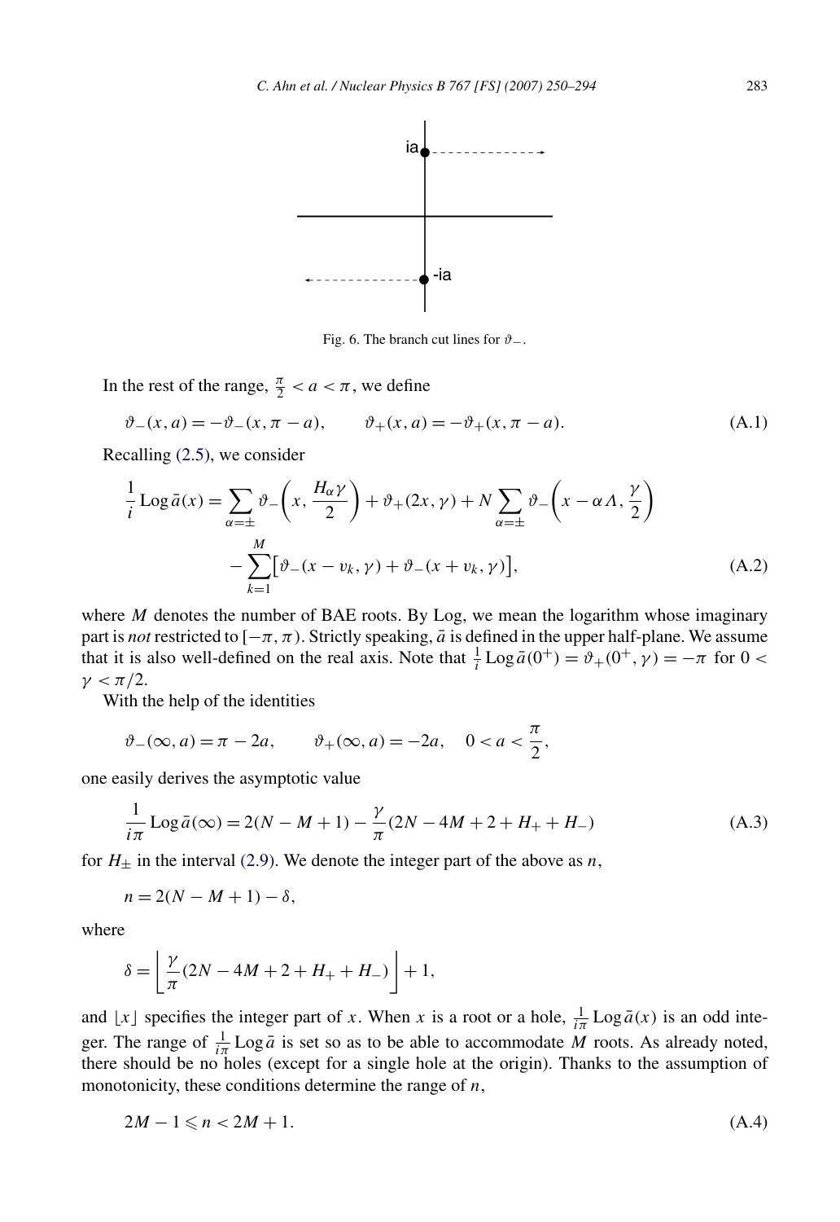Fig. 6. The branch cut lines for $\vartheta_-$.

In the rest of the range, $\frac{\pi}{2} < a < \pi$, we define

$$\vartheta_-(x,a) = -\vartheta_-(x, \pi - a), \qquad \vartheta_+(x,a) = -\vartheta_+(x, \pi - a). \tag{A.1}$$

Recalling (2.5), we consider

$$\frac{1}{i}\operatorname{Log}\bar{a}(x) = \sum_{\alpha=\pm} \vartheta_-\left(x, \frac{H_\alpha \gamma}{2}\right) + \vartheta_+(2x, \gamma) + N \sum_{\alpha=\pm} \vartheta_-\left(x - \alpha\Lambda, \frac{\gamma}{2}\right) - \sum_{k=1}^{M} \left[\vartheta_-(x - v_k, \gamma) + \vartheta_-(x + v_k, \gamma)\right], \tag{A.2}$$

where $M$ denotes the number of BAE roots. By Log, we mean the logarithm whose imaginary part is *not* restricted to $[-\pi, \pi)$. Strictly speaking, $\bar{a}$ is defined in the upper half-plane. We assume that it is also well-defined on the real axis. Note that $\frac{1}{i}\operatorname{Log}\bar{a}(0^+) = \vartheta_+(0^+, \gamma) = -\pi$ for $0 < \gamma < \pi/2$.

With the help of the identities

$$\vartheta_-(\infty, a) = \pi - 2a, \qquad \vartheta_+(\infty, a) = -2a, \quad 0 < a < \frac{\pi}{2},$$

one easily derives the asymptotic value

$$\frac{1}{i\pi}\operatorname{Log}\bar{a}(\infty) = 2(N - M + 1) - \frac{\gamma}{\pi}(2N - 4M + 2 + H_+ + H_-) \tag{A.3}$$

for $H_\pm$ in the interval (2.9). We denote the integer part of the above as $n$,

$$n = 2(N - M + 1) - \delta,$$

where

$$\delta = \left\lfloor \frac{\gamma}{\pi}(2N - 4M + 2 + H_+ + H_-) \right\rfloor + 1,$$

and $\lfloor x \rfloor$ specifies the integer part of $x$. When $x$ is a root or a hole, $\frac{1}{i\pi}\operatorname{Log}\bar{a}(x)$ is an odd integer. The range of $\frac{1}{i\pi}\operatorname{Log}\bar{a}$ is set so as to be able to accommodate $M$ roots. As already noted, there should be no holes (except for a single hole at the origin). Thanks to the assumption of monotonicity, these conditions determine the range of $n$,

$$2M - 1 \leqslant n < 2M + 1. \tag{A.4}$$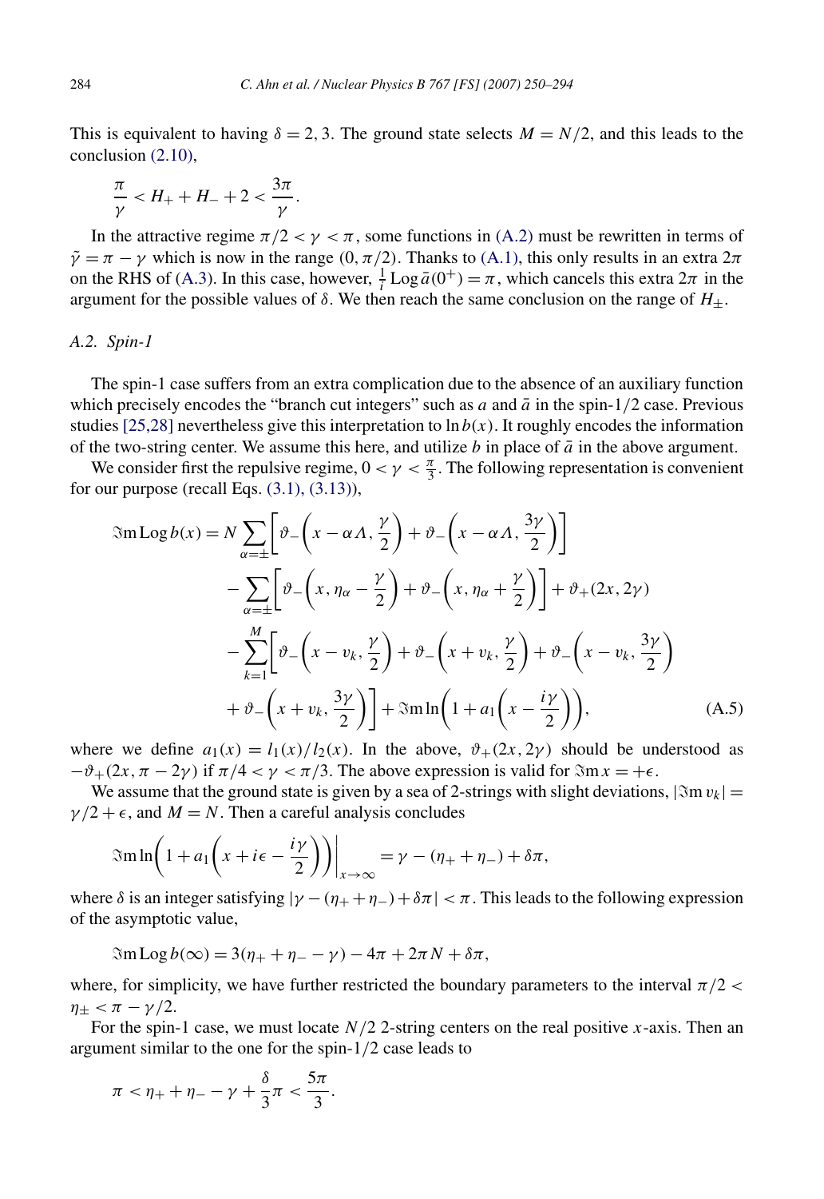This is equivalent to having $\delta = 2, 3$. The ground state selects $M = N/2$, and this leads to the conclusion (2.10),

$$\frac{\pi}{\gamma} < H_+ + H_- + 2 < \frac{3\pi}{\gamma}.$$

In the attractive regime $\pi/2 < \gamma < \pi$, some functions in (A.2) must be rewritten in terms of $\tilde{\gamma} = \pi - \gamma$ which is now in the range $(0, \pi/2)$. Thanks to (A.1), this only results in an extra $2\pi$ on the RHS of (A.3). In this case, however, $\frac{1}{i}\,\mathrm{Log}\,\bar{a}(0^+) = \pi$, which cancels this extra $2\pi$ in the argument for the possible values of $\delta$. We then reach the same conclusion on the range of $H_\pm$.

### A.2. Spin-1

The spin-1 case suffers from an extra complication due to the absence of an auxiliary function which precisely encodes the "branch cut integers" such as $a$ and $\bar{a}$ in the spin-1/2 case. Previous studies [25,28] nevertheless give this interpretation to $\ln b(x)$. It roughly encodes the information of the two-string center. We assume this here, and utilize $b$ in place of $\bar{a}$ in the above argument.

We consider first the repulsive regime, $0 < \gamma < \frac{\pi}{3}$. The following representation is convenient for our purpose (recall Eqs. (3.1), (3.13)),

$$\begin{aligned}
\Im\mathrm{m}\,\mathrm{Log}\,b(x) = {} & N\sum_{\alpha=\pm}\left[\vartheta_-\left(x-\alpha\Lambda,\frac{\gamma}{2}\right)+\vartheta_-\left(x-\alpha\Lambda,\frac{3\gamma}{2}\right)\right] \\
& -\sum_{\alpha=\pm}\left[\vartheta_-\left(x,\eta_\alpha-\frac{\gamma}{2}\right)+\vartheta_-\left(x,\eta_\alpha+\frac{\gamma}{2}\right)\right]+\vartheta_+(2x,2\gamma) \\
& -\sum_{k=1}^{M}\left[\vartheta_-\left(x-v_k,\frac{\gamma}{2}\right)+\vartheta_-\left(x+v_k,\frac{\gamma}{2}\right)+\vartheta_-\left(x-v_k,\frac{3\gamma}{2}\right)\right. \\
& \left.+\vartheta_-\left(x+v_k,\frac{3\gamma}{2}\right)\right]+\Im\mathrm{m}\ln\left(1+a_1\left(x-\frac{i\gamma}{2}\right)\right),
\end{aligned} \tag{A.5}$$

where we define $a_1(x) = l_1(x)/l_2(x)$. In the above, $\vartheta_+(2x, 2\gamma)$ should be understood as $-\vartheta_+(2x, \pi - 2\gamma)$ if $\pi/4 < \gamma < \pi/3$. The above expression is valid for $\Im\mathrm{m}\, x = +\epsilon$.

We assume that the ground state is given by a sea of 2-strings with slight deviations, $|\Im\mathrm{m}\, v_k| = \gamma/2 + \epsilon$, and $M = N$. Then a careful analysis concludes

$$\Im\mathrm{m}\ln\left(1+a_1\left(x+i\epsilon-\frac{i\gamma}{2}\right)\right)\bigg|_{x\to\infty} = \gamma-(\eta_++\eta_-)+\delta\pi,$$

where $\delta$ is an integer satisfying $|\gamma - (\eta_+ + \eta_-) + \delta\pi| < \pi$. This leads to the following expression of the asymptotic value,

$$\Im\mathrm{m}\,\mathrm{Log}\,b(\infty) = 3(\eta_+ + \eta_- - \gamma) - 4\pi + 2\pi N + \delta\pi,$$

where, for simplicity, we have further restricted the boundary parameters to the interval $\pi/2 < \eta_\pm < \pi - \gamma/2$.

For the spin-1 case, we must locate $N/2$ 2-string centers on the real positive $x$-axis. Then an argument similar to the one for the spin-1/2 case leads to

$$\pi < \eta_+ + \eta_- - \gamma + \frac{\delta}{3}\pi < \frac{5\pi}{3}.$$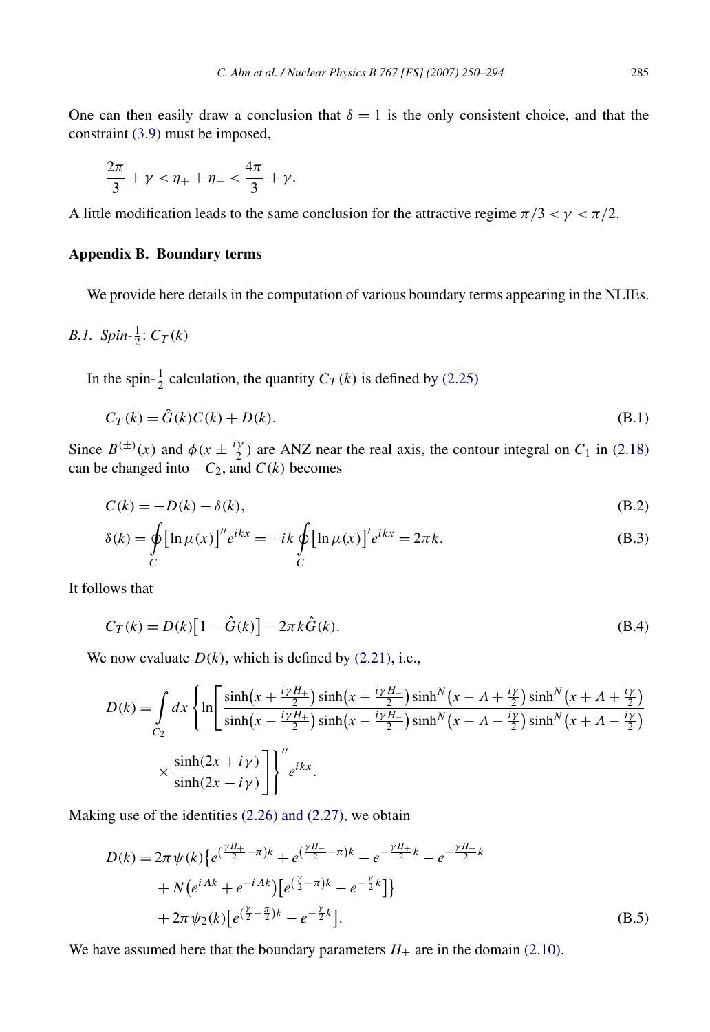One can then easily draw a conclusion that $\delta = 1$ is the only consistent choice, and that the constraint (3.9) must be imposed,

$$\frac{2\pi}{3} + \gamma < \eta_+ + \eta_- < \frac{4\pi}{3} + \gamma.$$

A little modification leads to the same conclusion for the attractive regime $\pi/3 < \gamma < \pi/2$.

## Appendix B. Boundary terms

We provide here details in the computation of various boundary terms appearing in the NLIEs.

### B.1. Spin-$\frac{1}{2}$: $C_T(k)$

In the spin-$\frac{1}{2}$ calculation, the quantity $C_T(k)$ is defined by (2.25)

$$C_T(k) = \hat{G}(k)C(k) + D(k). \tag{B.1}$$

Since $B^{(\pm)}(x)$ and $\phi(x \pm \frac{i\gamma}{2})$ are ANZ near the real axis, the contour integral on $C_1$ in (2.18) can be changed into $-C_2$, and $C(k)$ becomes

$$C(k) = -D(k) - \delta(k), \tag{B.2}$$

$$\delta(k) = \oint_C \left[\ln \mu(x)\right]'' e^{ikx} = -ik \oint_C \left[\ln \mu(x)\right]' e^{ikx} = 2\pi k. \tag{B.3}$$

It follows that

$$C_T(k) = D(k)\left[1 - \hat{G}(k)\right] - 2\pi k \hat{G}(k). \tag{B.4}$$

We now evaluate $D(k)$, which is defined by (2.21), i.e.,

$$D(k) = \int_{C_2} dx \left\{ \ln\left[ \frac{\sinh(x + \frac{i\gamma H_+}{2}) \sinh(x + \frac{i\gamma H_-}{2}) \sinh^N(x - \Lambda + \frac{i\gamma}{2}) \sinh^N(x + \Lambda + \frac{i\gamma}{2})}{\sinh(x - \frac{i\gamma H_+}{2}) \sinh(x - \frac{i\gamma H_-}{2}) \sinh^N(x - \Lambda - \frac{i\gamma}{2}) \sinh^N(x + \Lambda - \frac{i\gamma}{2})} \times \frac{\sinh(2x + i\gamma)}{\sinh(2x - i\gamma)} \right] \right\}'' e^{ikx}.$$

Making use of the identities (2.26) and (2.27), we obtain

$$\begin{aligned} D(k) = {} & 2\pi \psi(k) \left\{ e^{(\frac{\gamma H_+}{2} - \pi)k} + e^{(\frac{\gamma H_-}{2} - \pi)k} - e^{-\frac{\gamma H_+}{2}k} - e^{-\frac{\gamma H_-}{2}k} \right. \\ & \left. + N\left(e^{i\Lambda k} + e^{-i\Lambda k}\right)\left[e^{(\frac{\gamma}{2} - \pi)k} - e^{-\frac{\gamma}{2}k}\right] \right\} \\ & + 2\pi \psi_2(k)\left[e^{(\frac{\gamma}{2} - \frac{\pi}{2})k} - e^{-\frac{\gamma}{2}k}\right]. \end{aligned} \tag{B.5}$$

We have assumed here that the boundary parameters $H_\pm$ are in the domain (2.10).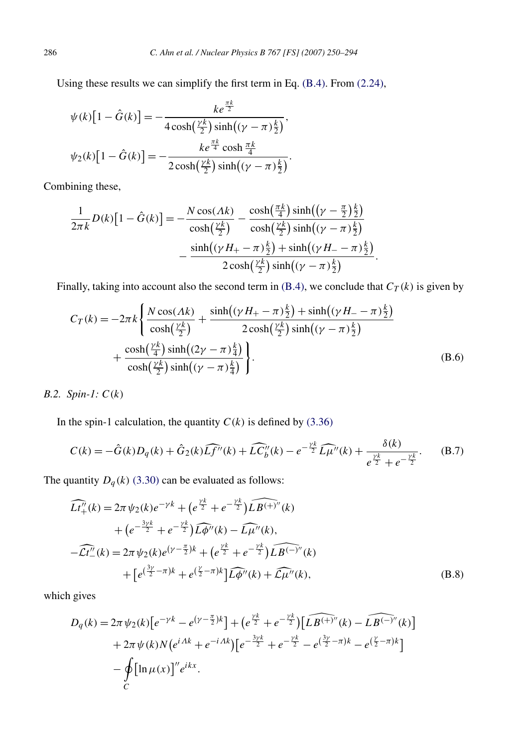Using these results we can simplify the first term in Eq. (B.4). From (2.24),

$$\psi(k)\big[1-\hat{G}(k)\big] = -\frac{ke^{\frac{\pi k}{2}}}{4\cosh\big(\frac{\gamma k}{2}\big)\sinh\big((\gamma-\pi)\frac{k}{2}\big)},$$

$$\psi_2(k)\big[1-\hat{G}(k)\big] = -\frac{ke^{\frac{\pi k}{4}}\cosh\frac{\pi k}{4}}{2\cosh\big(\frac{\gamma k}{2}\big)\sinh\big((\gamma-\pi)\frac{k}{2}\big)}.$$

Combining these,

$$\frac{1}{2\pi k}D(k)\big[1-\hat{G}(k)\big] = -\frac{N\cos(\Lambda k)}{\cosh\big(\frac{\gamma k}{2}\big)} - \frac{\cosh\big(\frac{\pi k}{4}\big)\sinh\big(\big(\gamma-\frac{\pi}{2}\big)\frac{k}{2}\big)}{\cosh\big(\frac{\gamma k}{2}\big)\sinh\big((\gamma-\pi)\frac{k}{2}\big)}$$
$$- \frac{\sinh\big((\gamma H_+ -\pi)\frac{k}{2}\big)+\sinh\big((\gamma H_- -\pi)\frac{k}{2}\big)}{2\cosh\big(\frac{\gamma k}{2}\big)\sinh\big((\gamma-\pi)\frac{k}{2}\big)}.$$

Finally, taking into account also the second term in (B.4), we conclude that $C_T(k)$ is given by

$$C_T(k) = -2\pi k\left\{\frac{N\cos(\Lambda k)}{\cosh\big(\frac{\gamma k}{2}\big)} + \frac{\sinh\big((\gamma H_+ -\pi)\frac{k}{2}\big)+\sinh\big((\gamma H_- -\pi)\frac{k}{2}\big)}{2\cosh\big(\frac{\gamma k}{2}\big)\sinh\big((\gamma-\pi)\frac{k}{2}\big)}\right.$$
$$\left. + \frac{\cosh\big(\frac{\gamma k}{4}\big)\sinh\big((2\gamma-\pi)\frac{k}{4}\big)}{\cosh\big(\frac{\gamma k}{2}\big)\sinh\big((\gamma-\pi)\frac{k}{4}\big)}\right\}. \tag{B.6}$$

### B.2. Spin-1: $C(k)$

In the spin-1 calculation, the quantity $C(k)$ is defined by (3.36)

$$C(k) = -\hat{G}(k)D_q(k) + \hat{G}_2(k)\widehat{Lf''}(k) + \widehat{LC_b''}(k) - e^{-\frac{\gamma k}{2}}\widehat{L\mu''}(k) + \frac{\delta(k)}{e^{\frac{\gamma k}{2}}+e^{-\frac{\gamma k}{2}}}. \tag{B.7}$$

The quantity $D_q(k)$ (3.30) can be evaluated as follows:

$$\widehat{Lt_+''}(k) = 2\pi\psi_2(k)e^{-\gamma k} + \big(e^{\frac{\gamma k}{2}}+e^{-\frac{\gamma k}{2}}\big)\widehat{LB^{(+)''}}(k)$$
$$+ \big(e^{-\frac{3\gamma k}{2}}+e^{-\frac{\gamma k}{2}}\big)\widehat{L\phi''}(k) - \widehat{L\mu''}(k),$$
$$-\widehat{\mathcal{L}t_-''}(k) = 2\pi\psi_2(k)e^{(\gamma-\frac{\pi}{2})k} + \big(e^{\frac{\gamma k}{2}}+e^{-\frac{\gamma k}{2}}\big)\widehat{LB^{(-)''}}(k)$$
$$+ \big[e^{(\frac{3\gamma}{2}-\pi)k}+e^{(\frac{\gamma}{2}-\pi)k}\big]\widehat{L\phi''}(k) + \widehat{\mathcal{L}\mu''}(k), \tag{B.8}$$

which gives

$$D_q(k) = 2\pi\psi_2(k)\big[e^{-\gamma k}-e^{(\gamma-\frac{\pi}{2})k}\big] + \big(e^{\frac{\gamma k}{2}}+e^{-\frac{\gamma k}{2}}\big)\big[\widehat{LB^{(+)''}}(k)-\widehat{LB^{(-)''}}(k)\big]$$
$$+ 2\pi\psi(k)N\big(e^{i\Lambda k}+e^{-i\Lambda k}\big)\big[e^{-\frac{3\gamma k}{2}}+e^{-\frac{\gamma k}{2}}-e^{(\frac{3\gamma}{2}-\pi)k}-e^{(\frac{\gamma}{2}-\pi)k}\big]$$
$$- \oint_C \big[\ln\mu(x)\big]'' e^{ikx}.$$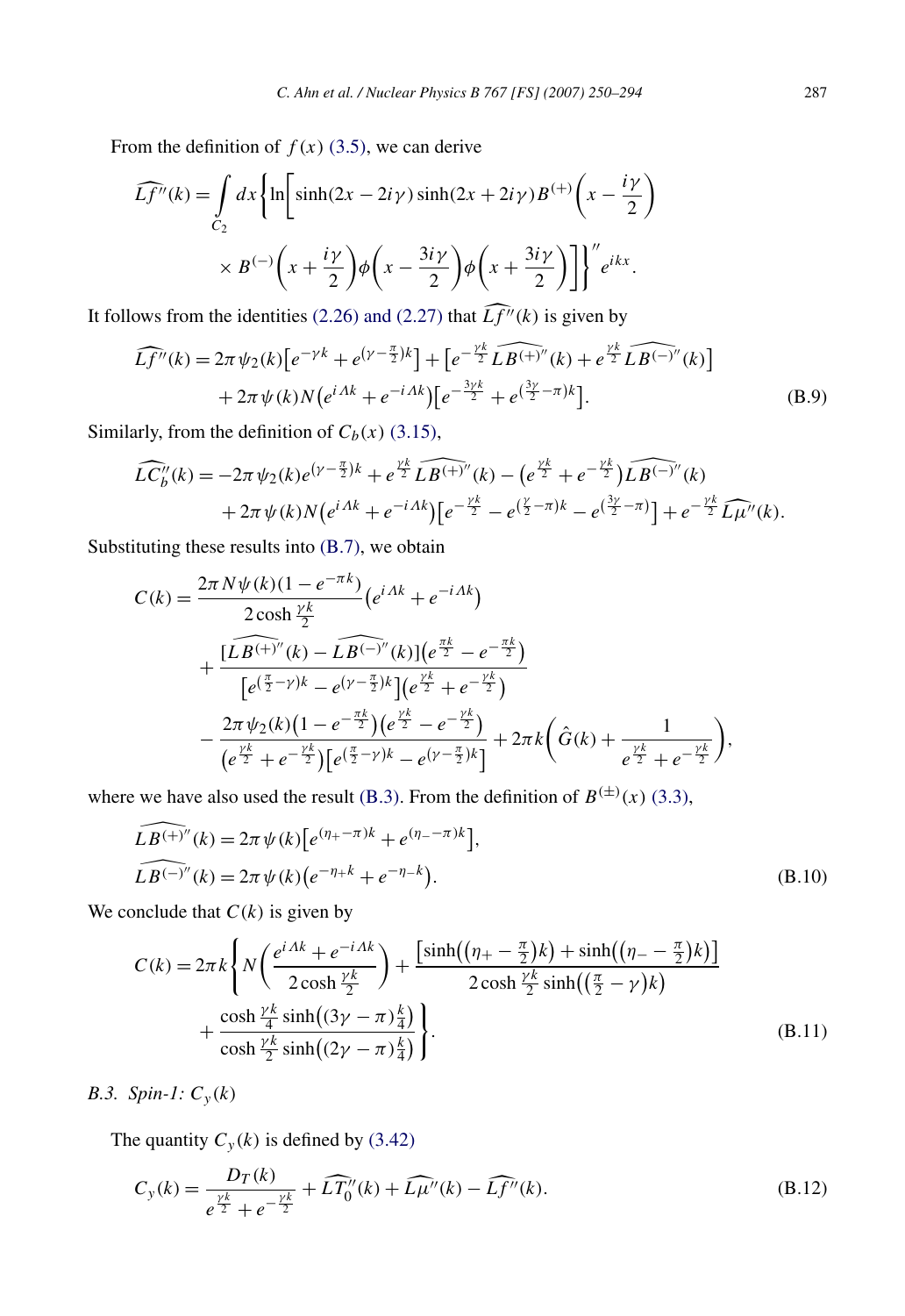From the definition of $f(x)$ (3.5), we can derive

$$\widehat{Lf''}(k) = \int_{C_2} dx \left\{ \ln\left[ \sinh(2x - 2i\gamma) \sinh(2x + 2i\gamma) B^{(+)}\left(x - \frac{i\gamma}{2}\right) \right.\right.$$
$$\left.\left. \times B^{(-)}\left(x + \frac{i\gamma}{2}\right) \phi\left(x - \frac{3i\gamma}{2}\right) \phi\left(x + \frac{3i\gamma}{2}\right) \right] \right\}'' e^{ikx}.$$

It follows from the identities (2.26) and (2.27) that $\widehat{Lf''}(k)$ is given by

$$\widehat{Lf''}(k) = 2\pi \psi_2(k)\left[e^{-\gamma k} + e^{(\gamma - \frac{\pi}{2})k}\right] + \left[e^{-\frac{\gamma k}{2}} \widehat{LB^{(+)''}}(k) + e^{\frac{\gamma k}{2}} \widehat{LB^{(-)''}}(k)\right]$$
$$+ 2\pi \psi(k) N\left(e^{i\Lambda k} + e^{-i\Lambda k}\right)\left[e^{-\frac{3\gamma k}{2}} + e^{(\frac{3\gamma}{2} - \pi)k}\right]. \tag{B.9}$$

Similarly, from the definition of $C_b(x)$ (3.15),

$$\widehat{LC_b''}(k) = -2\pi \psi_2(k) e^{(\gamma - \frac{\pi}{2})k} + e^{\frac{\gamma k}{2}} \widehat{LB^{(+)''}}(k) - \left(e^{\frac{\gamma k}{2}} + e^{-\frac{\gamma k}{2}}\right)\widehat{LB^{(-)''}}(k)$$
$$+ 2\pi \psi(k) N\left(e^{i\Lambda k} + e^{-i\Lambda k}\right)\left[e^{-\frac{\gamma k}{2}} - e^{(\frac{\gamma}{2} - \pi)k} - e^{(\frac{3\gamma}{2} - \pi)}\right] + e^{-\frac{\gamma k}{2}} \widehat{L\mu''}(k).$$

Substituting these results into (B.7), we obtain

$$C(k) = \frac{2\pi N \psi(k)(1 - e^{-\pi k})}{2\cosh\frac{\gamma k}{2}}\left(e^{i\Lambda k} + e^{-i\Lambda k}\right)$$
$$+ \frac{[\widehat{LB^{(+)''}}(k) - \widehat{LB^{(-)''}}(k)]\left(e^{\frac{\pi k}{2}} - e^{-\frac{\pi k}{2}}\right)}{\left[e^{(\frac{\pi}{2} - \gamma)k} - e^{(\gamma - \frac{\pi}{2})k}\right]\left(e^{\frac{\gamma k}{2}} + e^{-\frac{\gamma k}{2}}\right)}$$
$$- \frac{2\pi \psi_2(k)\left(1 - e^{-\frac{\pi k}{2}}\right)\left(e^{\frac{\gamma k}{2}} - e^{-\frac{\gamma k}{2}}\right)}{\left(e^{\frac{\gamma k}{2}} + e^{-\frac{\gamma k}{2}}\right)\left[e^{(\frac{\pi}{2} - \gamma)k} - e^{(\gamma - \frac{\pi}{2})k}\right]} + 2\pi k\left(\hat{G}(k) + \frac{1}{e^{\frac{\gamma k}{2}} + e^{-\frac{\gamma k}{2}}}\right),$$

where we have also used the result (B.3). From the definition of $B^{(\pm)}(x)$ (3.3),

$$\widehat{LB^{(+)''}}(k) = 2\pi \psi(k)\left[e^{(\eta_+ - \pi)k} + e^{(\eta_- - \pi)k}\right],$$
$$\widehat{LB^{(-)''}}(k) = 2\pi \psi(k)\left(e^{-\eta_+ k} + e^{-\eta_- k}\right). \tag{B.10}$$

We conclude that $C(k)$ is given by

$$C(k) = 2\pi k\left\{ N\left(\frac{e^{i\Lambda k} + e^{-i\Lambda k}}{2\cosh\frac{\gamma k}{2}}\right) + \frac{\left[\sinh\left((\eta_+ - \frac{\pi}{2})k\right) + \sinh\left((\eta_- - \frac{\pi}{2})k\right)\right]}{2\cosh\frac{\gamma k}{2}\sinh\left((\frac{\pi}{2} - \gamma)k\right)} \right.$$
$$\left. + \frac{\cosh\frac{\gamma k}{4}\sinh\left((3\gamma - \pi)\frac{k}{4}\right)}{\cosh\frac{\gamma k}{2}\sinh\left((2\gamma - \pi)\frac{k}{4}\right)} \right\}. \tag{B.11}$$

### B.3. Spin-1: $C_y(k)$

The quantity $C_y(k)$ is defined by (3.42)

$$C_y(k) = \frac{D_T(k)}{e^{\frac{\gamma k}{2}} + e^{-\frac{\gamma k}{2}}} + \widehat{LT_0''}(k) + \widehat{L\mu''}(k) - \widehat{Lf''}(k). \tag{B.12}$$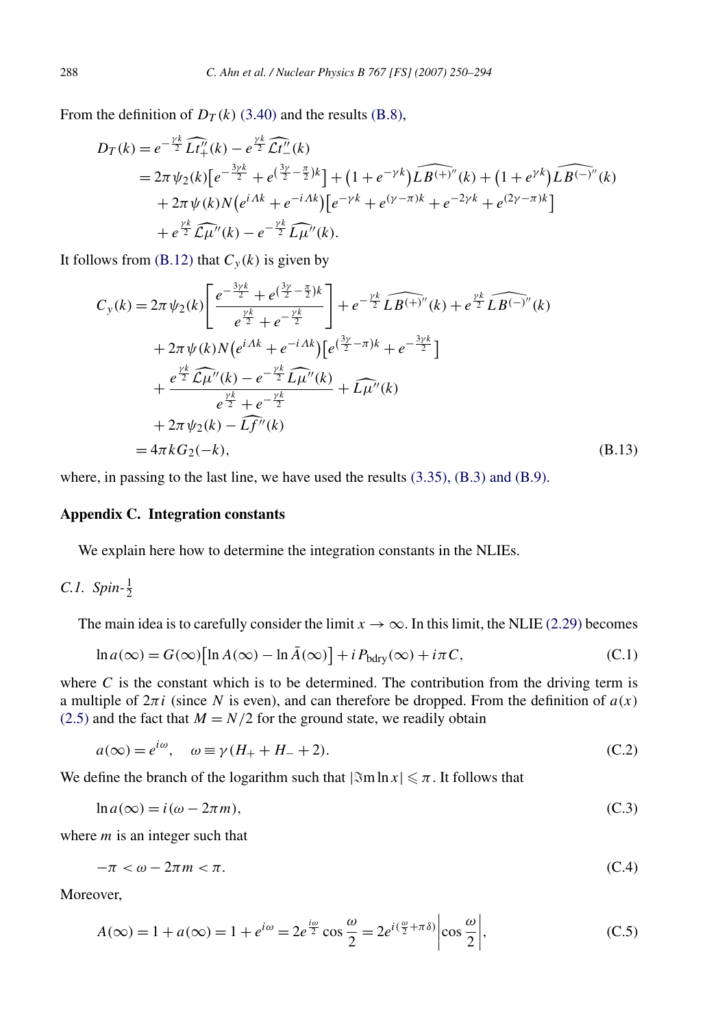From the definition of $D_T(k)$ (3.40) and the results (B.8),

$$
\begin{aligned}
D_T(k) &= e^{-\frac{\gamma k}{2}} \widehat{Lt''_+}(k) - e^{\frac{\gamma k}{2}} \widehat{\mathcal{L}t''_-}(k) \\
&= 2\pi \psi_2(k)\big[e^{-\frac{3\gamma k}{2}} + e^{(\frac{3\gamma}{2}-\frac{\pi}{2})k}\big] + \big(1+e^{-\gamma k}\big)\widehat{LB^{(+)''}}(k) + \big(1+e^{\gamma k}\big)\widehat{LB^{(-)''}}(k) \\
&\quad + 2\pi\psi(k) N\big(e^{i\Lambda k} + e^{-i\Lambda k}\big)\big[e^{-\gamma k} + e^{(\gamma-\pi)k} + e^{-2\gamma k} + e^{(2\gamma-\pi)k}\big] \\
&\quad + e^{\frac{\gamma k}{2}} \widehat{\mathcal{L}\mu''}(k) - e^{-\frac{\gamma k}{2}} \widehat{L\mu''}(k).
\end{aligned}
$$

It follows from (B.12) that $C_y(k)$ is given by

$$
\begin{aligned}
C_y(k) &= 2\pi\psi_2(k)\left[\frac{e^{-\frac{3\gamma k}{2}} + e^{(\frac{3\gamma}{2}-\frac{\pi}{2})k}}{e^{\frac{\gamma k}{2}} + e^{-\frac{\gamma k}{2}}}\right] + e^{-\frac{\gamma k}{2}} \widehat{LB^{(+)''}}(k) + e^{\frac{\gamma k}{2}} \widehat{LB^{(-)''}}(k) \\
&\quad + 2\pi\psi(k) N\big(e^{i\Lambda k} + e^{-i\Lambda k}\big)\big[e^{(\frac{3\gamma}{2}-\pi)k} + e^{-\frac{3\gamma k}{2}}\big] \\
&\quad + \frac{e^{\frac{\gamma k}{2}} \widehat{\mathcal{L}\mu''}(k) - e^{-\frac{\gamma k}{2}} \widehat{L\mu''}(k)}{e^{\frac{\gamma k}{2}} + e^{-\frac{\gamma k}{2}}} + \widehat{L\mu''}(k) \\
&\quad + 2\pi\psi_2(k) - \widehat{Lf''}(k) \\
&= 4\pi k G_2(-k),
\end{aligned}
\tag{B.13}
$$

where, in passing to the last line, we have used the results (3.35), (B.3) and (B.9).

## Appendix C. Integration constants

We explain here how to determine the integration constants in the NLIEs.

### C.1. Spin-$\frac{1}{2}$

The main idea is to carefully consider the limit $x \to \infty$. In this limit, the NLIE (2.29) becomes

$$
\ln a(\infty) = G(\infty)\big[\ln A(\infty) - \ln \bar{A}(\infty)\big] + i P_{\text{bdry}}(\infty) + i\pi C,
\tag{C.1}
$$

where $C$ is the constant which is to be determined. The contribution from the driving term is a multiple of $2\pi i$ (since $N$ is even), and can therefore be dropped. From the definition of $a(x)$ (2.5) and the fact that $M = N/2$ for the ground state, we readily obtain

$$
a(\infty) = e^{i\omega}, \quad \omega \equiv \gamma(H_+ + H_- + 2).
\tag{C.2}
$$

We define the branch of the logarithm such that $|\Im\mathrm{m} \ln x| \leqslant \pi$. It follows that

$$
\ln a(\infty) = i(\omega - 2\pi m),
\tag{C.3}
$$

where $m$ is an integer such that

$$
-\pi < \omega - 2\pi m < \pi.
\tag{C.4}
$$

Moreover,

$$
A(\infty) = 1 + a(\infty) = 1 + e^{i\omega} = 2e^{\frac{i\omega}{2}} \cos\frac{\omega}{2} = 2e^{i(\frac{\omega}{2}+\pi\delta)}\left|\cos\frac{\omega}{2}\right|,
\tag{C.5}
$$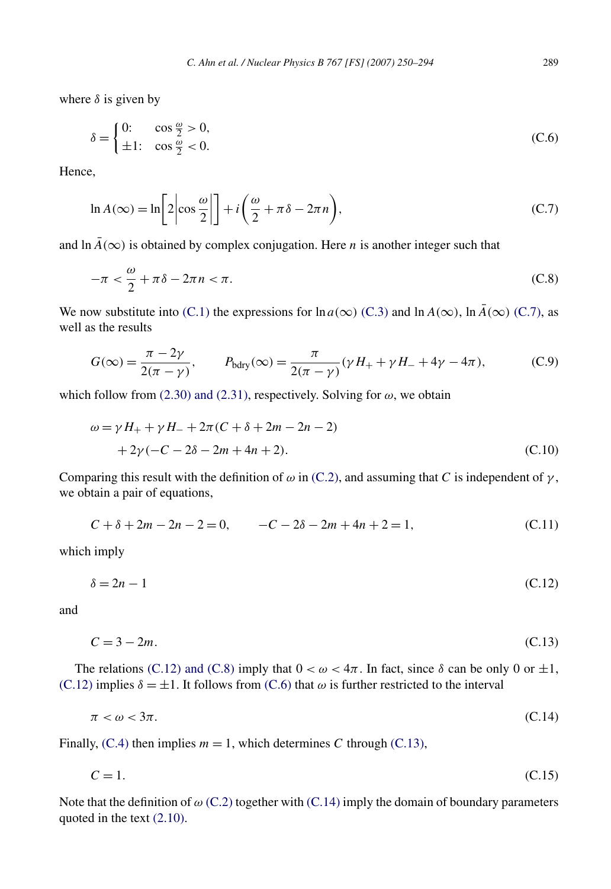where $\delta$ is given by

$$\delta = \begin{cases} 0: & \cos\frac{\omega}{2} > 0, \\ \pm 1: & \cos\frac{\omega}{2} < 0. \end{cases} \tag{C.6}$$

Hence,

$$\ln A(\infty) = \ln\left[2\left|\cos\frac{\omega}{2}\right|\right] + i\left(\frac{\omega}{2} + \pi\delta - 2\pi n\right), \tag{C.7}$$

and $\ln \bar{A}(\infty)$ is obtained by complex conjugation. Here $n$ is another integer such that

$$-\pi < \frac{\omega}{2} + \pi\delta - 2\pi n < \pi. \tag{C.8}$$

We now substitute into (C.1) the expressions for $\ln a(\infty)$ (C.3) and $\ln A(\infty)$, $\ln \bar{A}(\infty)$ (C.7), as well as the results

$$G(\infty) = \frac{\pi - 2\gamma}{2(\pi - \gamma)}, \qquad P_{\text{bdry}}(\infty) = \frac{\pi}{2(\pi - \gamma)}(\gamma H_+ + \gamma H_- + 4\gamma - 4\pi), \tag{C.9}$$

which follow from (2.30) and (2.31), respectively. Solving for $\omega$, we obtain

$$\begin{aligned} \omega = {} & \gamma H_+ + \gamma H_- + 2\pi(C + \delta + 2m - 2n - 2) \\ & + 2\gamma(-C - 2\delta - 2m + 4n + 2). \end{aligned} \tag{C.10}$$

Comparing this result with the definition of $\omega$ in (C.2), and assuming that $C$ is independent of $\gamma$, we obtain a pair of equations,

$$C + \delta + 2m - 2n - 2 = 0, \qquad -C - 2\delta - 2m + 4n + 2 = 1, \tag{C.11}$$

which imply

$$\delta = 2n - 1 \tag{C.12}$$

and

$$C = 3 - 2m. \tag{C.13}$$

The relations (C.12) and (C.8) imply that $0 < \omega < 4\pi$. In fact, since $\delta$ can be only 0 or $\pm 1$, (C.12) implies $\delta = \pm 1$. It follows from (C.6) that $\omega$ is further restricted to the interval

$$\pi < \omega < 3\pi. \tag{C.14}$$

Finally, (C.4) then implies $m = 1$, which determines $C$ through (C.13),

$$C = 1. \tag{C.15}$$

Note that the definition of $\omega$ (C.2) together with (C.14) imply the domain of boundary parameters quoted in the text (2.10).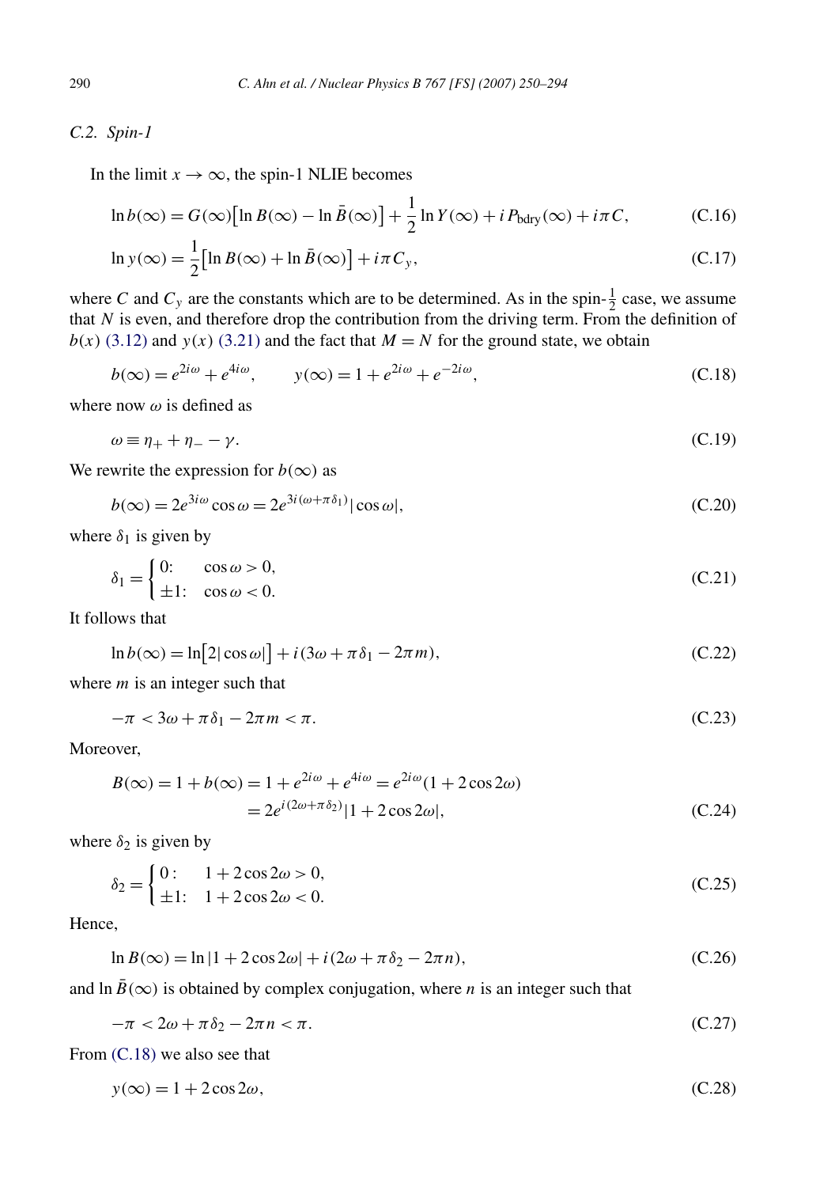### C.2. Spin-1

In the limit $x \to \infty$, the spin-1 NLIE becomes

$$\ln b(\infty) = G(\infty)\big[\ln B(\infty) - \ln \bar{B}(\infty)\big] + \frac{1}{2}\ln Y(\infty) + i P_{\text{bdry}}(\infty) + i\pi C, \tag{C.16}$$

$$\ln y(\infty) = \frac{1}{2}\big[\ln B(\infty) + \ln \bar{B}(\infty)\big] + i\pi C_y, \tag{C.17}$$

where $C$ and $C_y$ are the constants which are to be determined. As in the spin-$\frac{1}{2}$ case, we assume that $N$ is even, and therefore drop the contribution from the driving term. From the definition of $b(x)$ (3.12) and $y(x)$ (3.21) and the fact that $M = N$ for the ground state, we obtain

$$b(\infty) = e^{2i\omega} + e^{4i\omega}, \qquad y(\infty) = 1 + e^{2i\omega} + e^{-2i\omega}, \tag{C.18}$$

where now $\omega$ is defined as

$$\omega \equiv \eta_+ + \eta_- - \gamma. \tag{C.19}$$

We rewrite the expression for $b(\infty)$ as

$$b(\infty) = 2e^{3i\omega}\cos\omega = 2e^{3i(\omega+\pi\delta_1)}|\cos\omega|, \tag{C.20}$$

where $\delta_1$ is given by

$$\delta_1 = \begin{cases} 0: & \cos\omega > 0, \\ \pm 1: & \cos\omega < 0. \end{cases} \tag{C.21}$$

It follows that

$$\ln b(\infty) = \ln\big[2|\cos\omega|\big] + i(3\omega + \pi\delta_1 - 2\pi m), \tag{C.22}$$

where $m$ is an integer such that

$$-\pi < 3\omega + \pi\delta_1 - 2\pi m < \pi. \tag{C.23}$$

Moreover,

$$\begin{aligned} B(\infty) = 1 + b(\infty) = 1 + e^{2i\omega} + e^{4i\omega} &= e^{2i\omega}(1 + 2\cos 2\omega) \\ &= 2e^{i(2\omega+\pi\delta_2)}|1 + 2\cos 2\omega|, \end{aligned} \tag{C.24}$$

where $\delta_2$ is given by

$$\delta_2 = \begin{cases} 0: & 1 + 2\cos 2\omega > 0, \\ \pm 1: & 1 + 2\cos 2\omega < 0. \end{cases} \tag{C.25}$$

Hence,

$$\ln B(\infty) = \ln|1 + 2\cos 2\omega| + i(2\omega + \pi\delta_2 - 2\pi n), \tag{C.26}$$

and $\ln \bar{B}(\infty)$ is obtained by complex conjugation, where $n$ is an integer such that

$$-\pi < 2\omega + \pi\delta_2 - 2\pi n < \pi. \tag{C.27}$$

From (C.18) we also see that

$$y(\infty) = 1 + 2\cos 2\omega, \tag{C.28}$$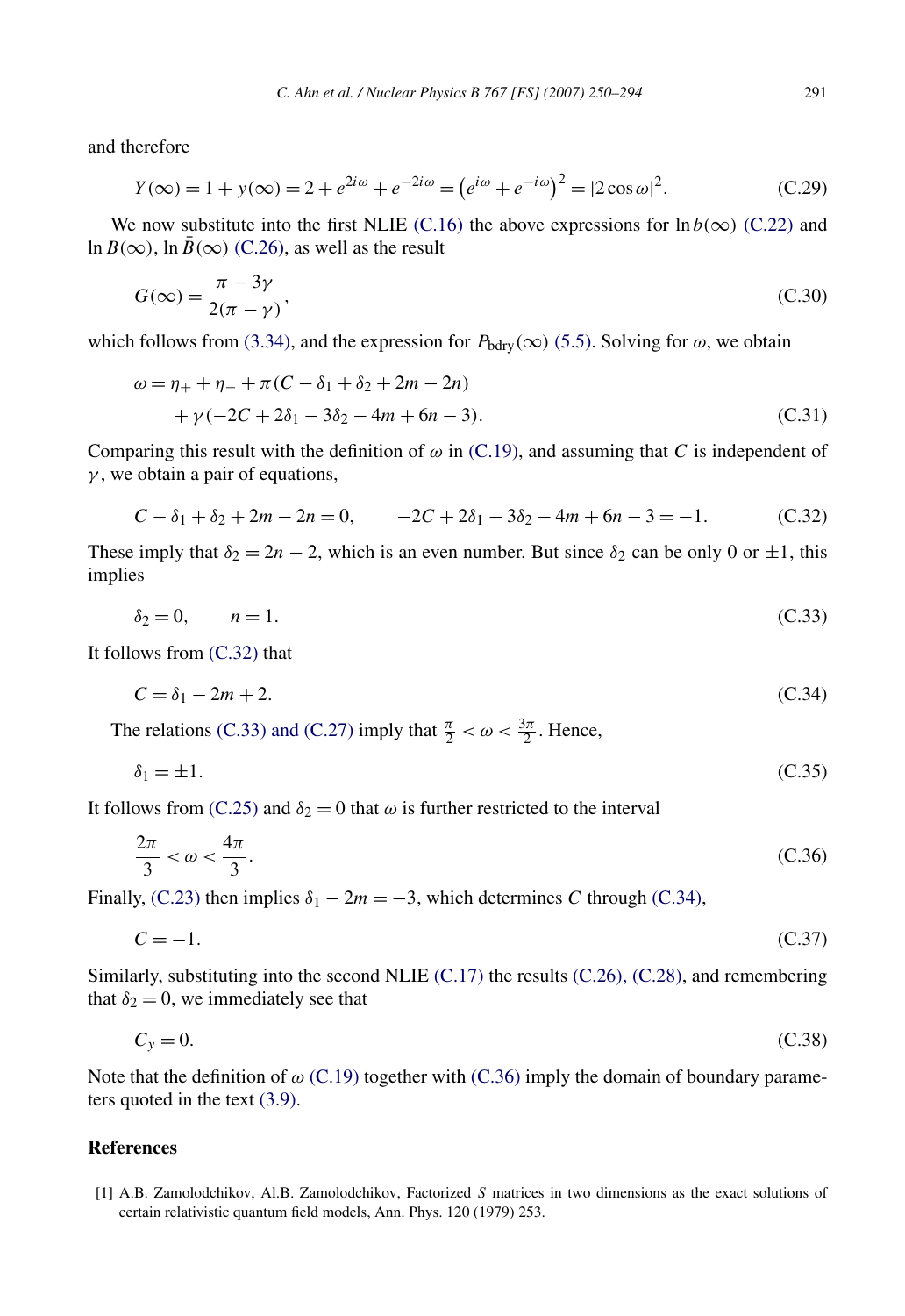and therefore

$$Y(\infty) = 1 + y(\infty) = 2 + e^{2i\omega} + e^{-2i\omega} = \left(e^{i\omega} + e^{-i\omega}\right)^2 = |2\cos\omega|^2. \tag{C.29}$$

We now substitute into the first NLIE (C.16) the above expressions for $\ln b(\infty)$ (C.22) and $\ln B(\infty)$, $\ln \bar{B}(\infty)$ (C.26), as well as the result

$$G(\infty) = \frac{\pi - 3\gamma}{2(\pi - \gamma)}, \tag{C.30}$$

which follows from (3.34), and the expression for $P_{\mathrm{bdry}}(\infty)$ (5.5). Solving for $\omega$, we obtain

$$\begin{aligned}\omega = \eta_+ + \eta_- + \pi(C - \delta_1 + \delta_2 + 2m - 2n) \\ + \gamma(-2C + 2\delta_1 - 3\delta_2 - 4m + 6n - 3).\end{aligned} \tag{C.31}$$

Comparing this result with the definition of $\omega$ in (C.19), and assuming that $C$ is independent of $\gamma$, we obtain a pair of equations,

$$C - \delta_1 + \delta_2 + 2m - 2n = 0, \qquad -2C + 2\delta_1 - 3\delta_2 - 4m + 6n - 3 = -1. \tag{C.32}$$

These imply that $\delta_2 = 2n - 2$, which is an even number. But since $\delta_2$ can be only 0 or $\pm 1$, this implies

$$\delta_2 = 0, \qquad n = 1. \tag{C.33}$$

It follows from (C.32) that

$$C = \delta_1 - 2m + 2. \tag{C.34}$$

The relations (C.33) and (C.27) imply that $\frac{\pi}{2} < \omega < \frac{3\pi}{2}$. Hence,

$$\delta_1 = \pm 1. \tag{C.35}$$

It follows from (C.25) and $\delta_2 = 0$ that $\omega$ is further restricted to the interval

$$\frac{2\pi}{3} < \omega < \frac{4\pi}{3}. \tag{C.36}$$

Finally, (C.23) then implies $\delta_1 - 2m = -3$, which determines $C$ through (C.34),

$$C = -1. \tag{C.37}$$

Similarly, substituting into the second NLIE (C.17) the results (C.26), (C.28), and remembering that $\delta_2 = 0$, we immediately see that

$$C_y = 0. \tag{C.38}$$

Note that the definition of $\omega$ (C.19) together with (C.36) imply the domain of boundary parameters quoted in the text (3.9).

## References

[1] A.B. Zamolodchikov, Al.B. Zamolodchikov, Factorized *S* matrices in two dimensions as the exact solutions of certain relativistic quantum field models, Ann. Phys. 120 (1979) 253.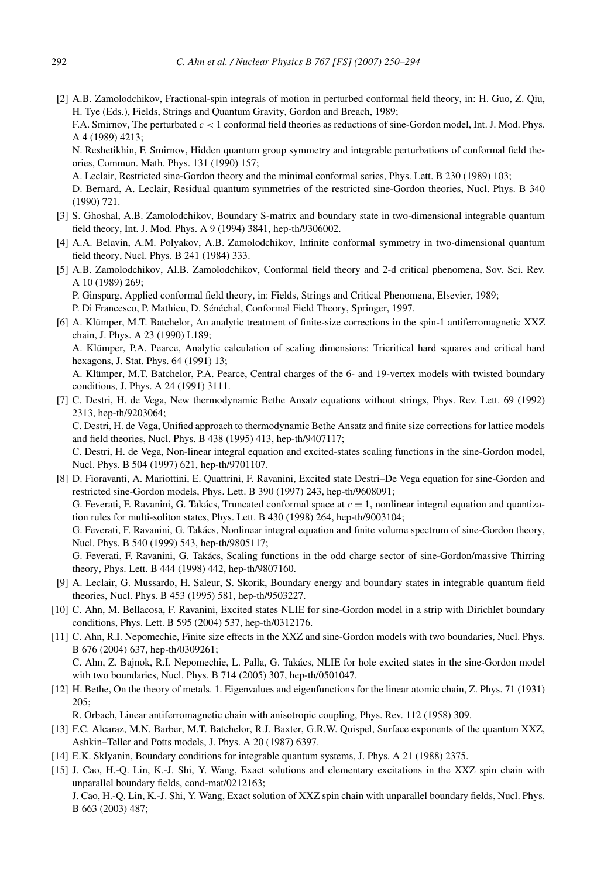[2] A.B. Zamolodchikov, Fractional-spin integrals of motion in perturbed conformal field theory, in: H. Guo, Z. Qiu, H. Tye (Eds.), Fields, Strings and Quantum Gravity, Gordon and Breach, 1989;
F.A. Smirnov, The perturbated $c < 1$ conformal field theories as reductions of sine-Gordon model, Int. J. Mod. Phys. A 4 (1989) 4213;
N. Reshetikhin, F. Smirnov, Hidden quantum group symmetry and integrable perturbations of conformal field theories, Commun. Math. Phys. 131 (1990) 157;
A. Leclair, Restricted sine-Gordon theory and the minimal conformal series, Phys. Lett. B 230 (1989) 103;
D. Bernard, A. Leclair, Residual quantum symmetries of the restricted sine-Gordon theories, Nucl. Phys. B 340 (1990) 721.

[3] S. Ghoshal, A.B. Zamolodchikov, Boundary S-matrix and boundary state in two-dimensional integrable quantum field theory, Int. J. Mod. Phys. A 9 (1994) 3841, hep-th/9306002.

[4] A.A. Belavin, A.M. Polyakov, A.B. Zamolodchikov, Infinite conformal symmetry in two-dimensional quantum field theory, Nucl. Phys. B 241 (1984) 333.

[5] A.B. Zamolodchikov, Al.B. Zamolodchikov, Conformal field theory and 2-d critical phenomena, Sov. Sci. Rev. A 10 (1989) 269;
P. Ginsparg, Applied conformal field theory, in: Fields, Strings and Critical Phenomena, Elsevier, 1989;
P. Di Francesco, P. Mathieu, D. Sénéchal, Conformal Field Theory, Springer, 1997.

[6] A. Klümper, M.T. Batchelor, An analytic treatment of finite-size corrections in the spin-1 antiferromagnetic XXZ chain, J. Phys. A 23 (1990) L189;
A. Klümper, P.A. Pearce, Analytic calculation of scaling dimensions: Tricritical hard squares and critical hard hexagons, J. Stat. Phys. 64 (1991) 13;
A. Klümper, M.T. Batchelor, P.A. Pearce, Central charges of the 6- and 19-vertex models with twisted boundary conditions, J. Phys. A 24 (1991) 3111.

[7] C. Destri, H. de Vega, New thermodynamic Bethe Ansatz equations without strings, Phys. Rev. Lett. 69 (1992) 2313, hep-th/9203064;
C. Destri, H. de Vega, Unified approach to thermodynamic Bethe Ansatz and finite size corrections for lattice models and field theories, Nucl. Phys. B 438 (1995) 413, hep-th/9407117;
C. Destri, H. de Vega, Non-linear integral equation and excited-states scaling functions in the sine-Gordon model, Nucl. Phys. B 504 (1997) 621, hep-th/9701107.

[8] D. Fioravanti, A. Mariottini, E. Quattrini, F. Ravanini, Excited state Destri–De Vega equation for sine-Gordon and restricted sine-Gordon models, Phys. Lett. B 390 (1997) 243, hep-th/9608091;
G. Feverati, F. Ravanini, G. Takács, Truncated conformal space at $c = 1$, nonlinear integral equation and quantization rules for multi-soliton states, Phys. Lett. B 430 (1998) 264, hep-th/9003104;
G. Feverati, F. Ravanini, G. Takács, Nonlinear integral equation and finite volume spectrum of sine-Gordon theory, Nucl. Phys. B 540 (1999) 543, hep-th/9805117;
G. Feverati, F. Ravanini, G. Takács, Scaling functions in the odd charge sector of sine-Gordon/massive Thirring theory, Phys. Lett. B 444 (1998) 442, hep-th/9807160.

[9] A. Leclair, G. Mussardo, H. Saleur, S. Skorik, Boundary energy and boundary states in integrable quantum field theories, Nucl. Phys. B 453 (1995) 581, hep-th/9503227.

[10] C. Ahn, M. Bellacosa, F. Ravanini, Excited states NLIE for sine-Gordon model in a strip with Dirichlet boundary conditions, Phys. Lett. B 595 (2004) 537, hep-th/0312176.

[11] C. Ahn, R.I. Nepomechie, Finite size effects in the XXZ and sine-Gordon models with two boundaries, Nucl. Phys. B 676 (2004) 637, hep-th/0309261;
C. Ahn, Z. Bajnok, R.I. Nepomechie, L. Palla, G. Takács, NLIE for hole excited states in the sine-Gordon model with two boundaries, Nucl. Phys. B 714 (2005) 307, hep-th/0501047.

[12] H. Bethe, On the theory of metals. 1. Eigenvalues and eigenfunctions for the linear atomic chain, Z. Phys. 71 (1931) 205;
R. Orbach, Linear antiferromagnetic chain with anisotropic coupling, Phys. Rev. 112 (1958) 309.

[13] F.C. Alcaraz, M.N. Barber, M.T. Batchelor, R.J. Baxter, G.R.W. Quispel, Surface exponents of the quantum XXZ, Ashkin–Teller and Potts models, J. Phys. A 20 (1987) 6397.

[14] E.K. Sklyanin, Boundary conditions for integrable quantum systems, J. Phys. A 21 (1988) 2375.

[15] J. Cao, H.-Q. Lin, K.-J. Shi, Y. Wang, Exact solutions and elementary excitations in the XXZ spin chain with unparallel boundary fields, cond-mat/0212163;
J. Cao, H.-Q. Lin, K.-J. Shi, Y. Wang, Exact solution of XXZ spin chain with unparallel boundary fields, Nucl. Phys. B 663 (2003) 487;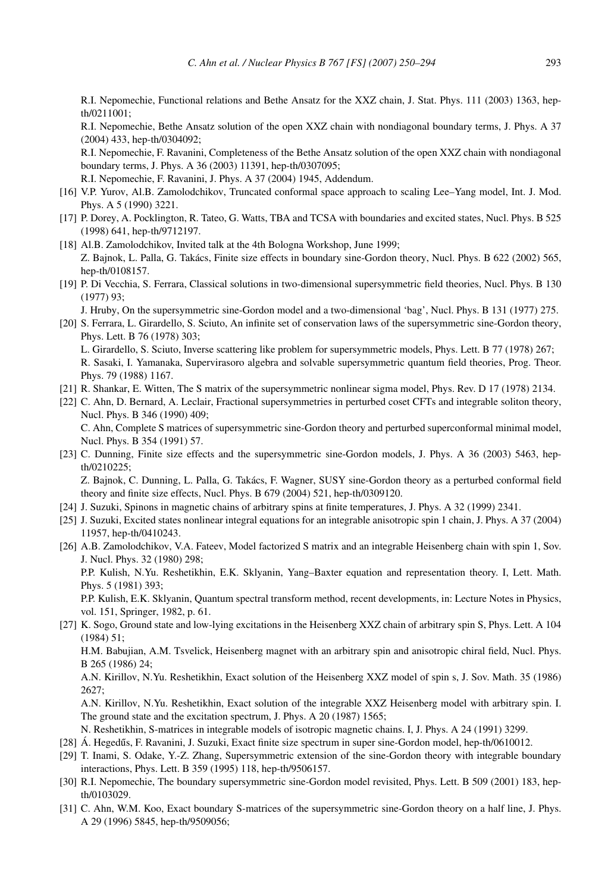R.I. Nepomechie, Functional relations and Bethe Ansatz for the XXZ chain, J. Stat. Phys. 111 (2003) 1363, hep-th/0211001;

R.I. Nepomechie, Bethe Ansatz solution of the open XXZ chain with nondiagonal boundary terms, J. Phys. A 37 (2004) 433, hep-th/0304092;

R.I. Nepomechie, F. Ravanini, Completeness of the Bethe Ansatz solution of the open XXZ chain with nondiagonal boundary terms, J. Phys. A 36 (2003) 11391, hep-th/0307095;

R.I. Nepomechie, F. Ravanini, J. Phys. A 37 (2004) 1945, Addendum.

[16] V.P. Yurov, Al.B. Zamolodchikov, Truncated conformal space approach to scaling Lee–Yang model, Int. J. Mod. Phys. A 5 (1990) 3221.

[17] P. Dorey, A. Pocklington, R. Tateo, G. Watts, TBA and TCSA with boundaries and excited states, Nucl. Phys. B 525 (1998) 641, hep-th/9712197.

[18] Al.B. Zamolodchikov, Invited talk at the 4th Bologna Workshop, June 1999;
Z. Bajnok, L. Palla, G. Takács, Finite size effects in boundary sine-Gordon theory, Nucl. Phys. B 622 (2002) 565, hep-th/0108157.

[19] P. Di Vecchia, S. Ferrara, Classical solutions in two-dimensional supersymmetric field theories, Nucl. Phys. B 130 (1977) 93;
J. Hruby, On the supersymmetric sine-Gordon model and a two-dimensional 'bag', Nucl. Phys. B 131 (1977) 275.

[20] S. Ferrara, L. Girardello, S. Sciuto, An infinite set of conservation laws of the supersymmetric sine-Gordon theory, Phys. Lett. B 76 (1978) 303;
L. Girardello, S. Sciuto, Inverse scattering like problem for supersymmetric models, Phys. Lett. B 77 (1978) 267;
R. Sasaki, I. Yamanaka, Supervirasoro algebra and solvable supersymmetric quantum field theories, Prog. Theor. Phys. 79 (1988) 1167.

[21] R. Shankar, E. Witten, The S matrix of the supersymmetric nonlinear sigma model, Phys. Rev. D 17 (1978) 2134.

[22] C. Ahn, D. Bernard, A. Leclair, Fractional supersymmetries in perturbed coset CFTs and integrable soliton theory, Nucl. Phys. B 346 (1990) 409;
C. Ahn, Complete S matrices of supersymmetric sine-Gordon theory and perturbed superconformal minimal model, Nucl. Phys. B 354 (1991) 57.

[23] C. Dunning, Finite size effects and the supersymmetric sine-Gordon models, J. Phys. A 36 (2003) 5463, hep-th/0210225;
Z. Bajnok, C. Dunning, L. Palla, G. Takács, F. Wagner, SUSY sine-Gordon theory as a perturbed conformal field theory and finite size effects, Nucl. Phys. B 679 (2004) 521, hep-th/0309120.

[24] J. Suzuki, Spinons in magnetic chains of arbitrary spins at finite temperatures, J. Phys. A 32 (1999) 2341.

[25] J. Suzuki, Excited states nonlinear integral equations for an integrable anisotropic spin 1 chain, J. Phys. A 37 (2004) 11957, hep-th/0410243.

[26] A.B. Zamolodchikov, V.A. Fateev, Model factorized S matrix and an integrable Heisenberg chain with spin 1, Sov. J. Nucl. Phys. 32 (1980) 298;
P.P. Kulish, N.Yu. Reshetikhin, E.K. Sklyanin, Yang–Baxter equation and representation theory. I, Lett. Math. Phys. 5 (1981) 393;
P.P. Kulish, E.K. Sklyanin, Quantum spectral transform method, recent developments, in: Lecture Notes in Physics, vol. 151, Springer, 1982, p. 61.

[27] K. Sogo, Ground state and low-lying excitations in the Heisenberg XXZ chain of arbitrary spin S, Phys. Lett. A 104 (1984) 51;
H.M. Babujian, A.M. Tsvelick, Heisenberg magnet with an arbitrary spin and anisotropic chiral field, Nucl. Phys. B 265 (1986) 24;
A.N. Kirillov, N.Yu. Reshetikhin, Exact solution of the Heisenberg XXZ model of spin s, J. Sov. Math. 35 (1986) 2627;
A.N. Kirillov, N.Yu. Reshetikhin, Exact solution of the integrable XXZ Heisenberg model with arbitrary spin. I. The ground state and the excitation spectrum, J. Phys. A 20 (1987) 1565;
N. Reshetikhin, S-matrices in integrable models of isotropic magnetic chains. I, J. Phys. A 24 (1991) 3299.

[28] Á. Hegedűs, F. Ravanini, J. Suzuki, Exact finite size spectrum in super sine-Gordon model, hep-th/0610012.

[29] T. Inami, S. Odake, Y.-Z. Zhang, Supersymmetric extension of the sine-Gordon theory with integrable boundary interactions, Phys. Lett. B 359 (1995) 118, hep-th/9506157.

[30] R.I. Nepomechie, The boundary supersymmetric sine-Gordon model revisited, Phys. Lett. B 509 (2001) 183, hep-th/0103029.

[31] C. Ahn, W.M. Koo, Exact boundary S-matrices of the supersymmetric sine-Gordon theory on a half line, J. Phys. A 29 (1996) 5845, hep-th/9509056;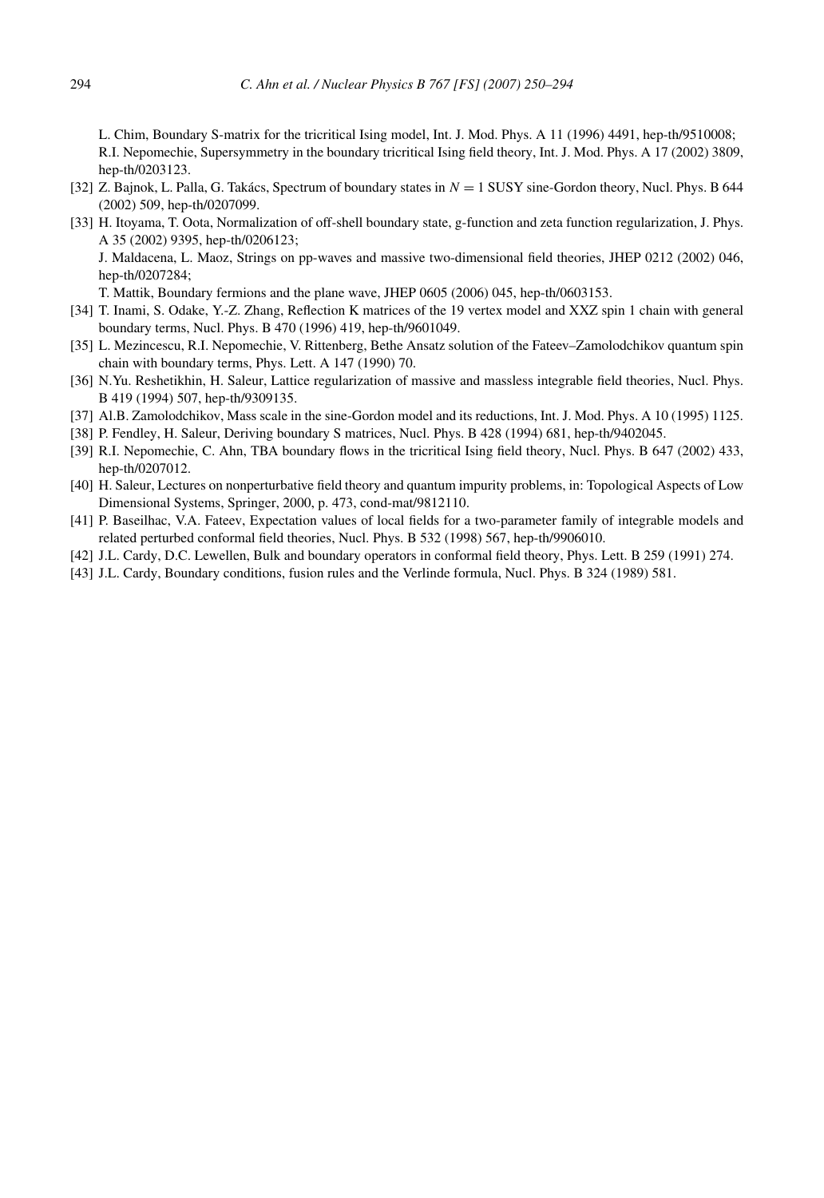L. Chim, Boundary S-matrix for the tricritical Ising model, Int. J. Mod. Phys. A 11 (1996) 4491, hep-th/9510008; R.I. Nepomechie, Supersymmetry in the boundary tricritical Ising field theory, Int. J. Mod. Phys. A 17 (2002) 3809, hep-th/0203123.

[32] Z. Bajnok, L. Palla, G. Takács, Spectrum of boundary states in $N = 1$ SUSY sine-Gordon theory, Nucl. Phys. B 644 (2002) 509, hep-th/0207099.

[33] H. Itoyama, T. Oota, Normalization of off-shell boundary state, g-function and zeta function regularization, J. Phys. A 35 (2002) 9395, hep-th/0206123;
J. Maldacena, L. Maoz, Strings on pp-waves and massive two-dimensional field theories, JHEP 0212 (2002) 046, hep-th/0207284;
T. Mattik, Boundary fermions and the plane wave, JHEP 0605 (2006) 045, hep-th/0603153.

[34] T. Inami, S. Odake, Y.-Z. Zhang, Reflection K matrices of the 19 vertex model and XXZ spin 1 chain with general boundary terms, Nucl. Phys. B 470 (1996) 419, hep-th/9601049.

[35] L. Mezincescu, R.I. Nepomechie, V. Rittenberg, Bethe Ansatz solution of the Fateev–Zamolodchikov quantum spin chain with boundary terms, Phys. Lett. A 147 (1990) 70.

[36] N.Yu. Reshetikhin, H. Saleur, Lattice regularization of massive and massless integrable field theories, Nucl. Phys. B 419 (1994) 507, hep-th/9309135.

[37] Al.B. Zamolodchikov, Mass scale in the sine-Gordon model and its reductions, Int. J. Mod. Phys. A 10 (1995) 1125.

[38] P. Fendley, H. Saleur, Deriving boundary S matrices, Nucl. Phys. B 428 (1994) 681, hep-th/9402045.

[39] R.I. Nepomechie, C. Ahn, TBA boundary flows in the tricritical Ising field theory, Nucl. Phys. B 647 (2002) 433, hep-th/0207012.

[40] H. Saleur, Lectures on nonperturbative field theory and quantum impurity problems, in: Topological Aspects of Low Dimensional Systems, Springer, 2000, p. 473, cond-mat/9812110.

[41] P. Baseilhac, V.A. Fateev, Expectation values of local fields for a two-parameter family of integrable models and related perturbed conformal field theories, Nucl. Phys. B 532 (1998) 567, hep-th/9906010.

[42] J.L. Cardy, D.C. Lewellen, Bulk and boundary operators in conformal field theory, Phys. Lett. B 259 (1991) 274.

[43] J.L. Cardy, Boundary conditions, fusion rules and the Verlinde formula, Nucl. Phys. B 324 (1989) 581.